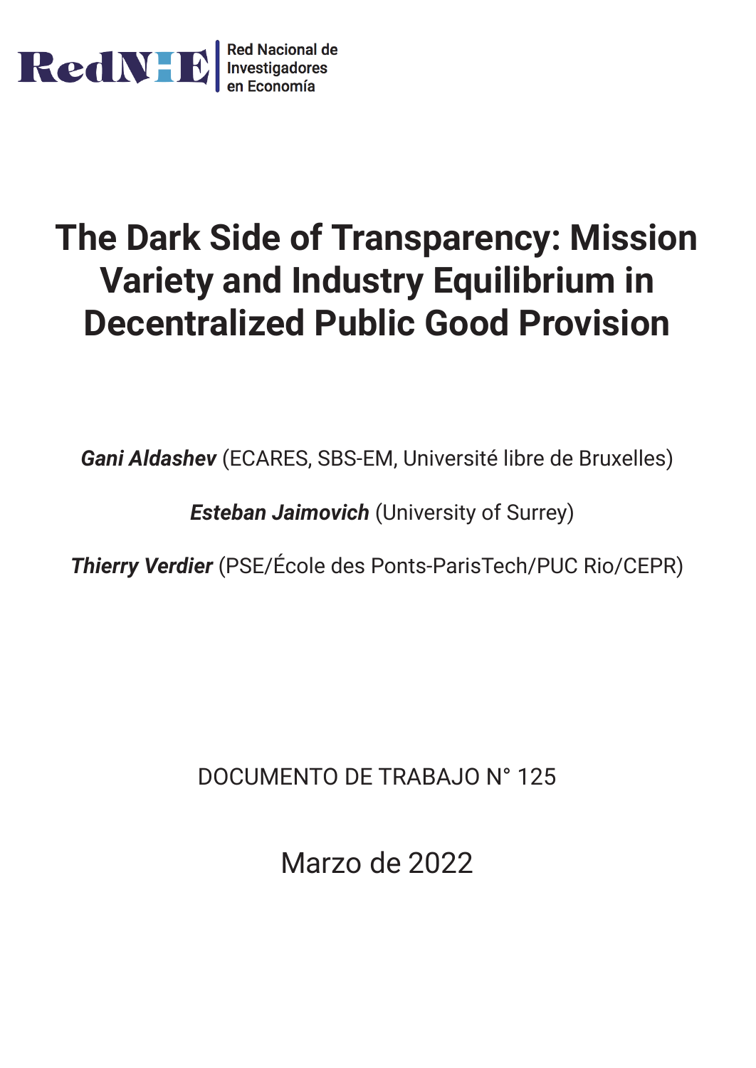RedNIE

Red Nacional de Investigadores en Economía

# The Dark Side of Transparency: Mission Variety and Industry Equilibrium in Decentralized Public Good Provision

***Gani Aldashev*** (ECARES, SBS-EM, Université libre de Bruxelles)

***Esteban Jaimovich*** (University of Surrey)

***Thierry Verdier*** (PSE/École des Ponts-ParisTech/PUC Rio/CEPR)

DOCUMENTO DE TRABAJO N° 125

Marzo de 2022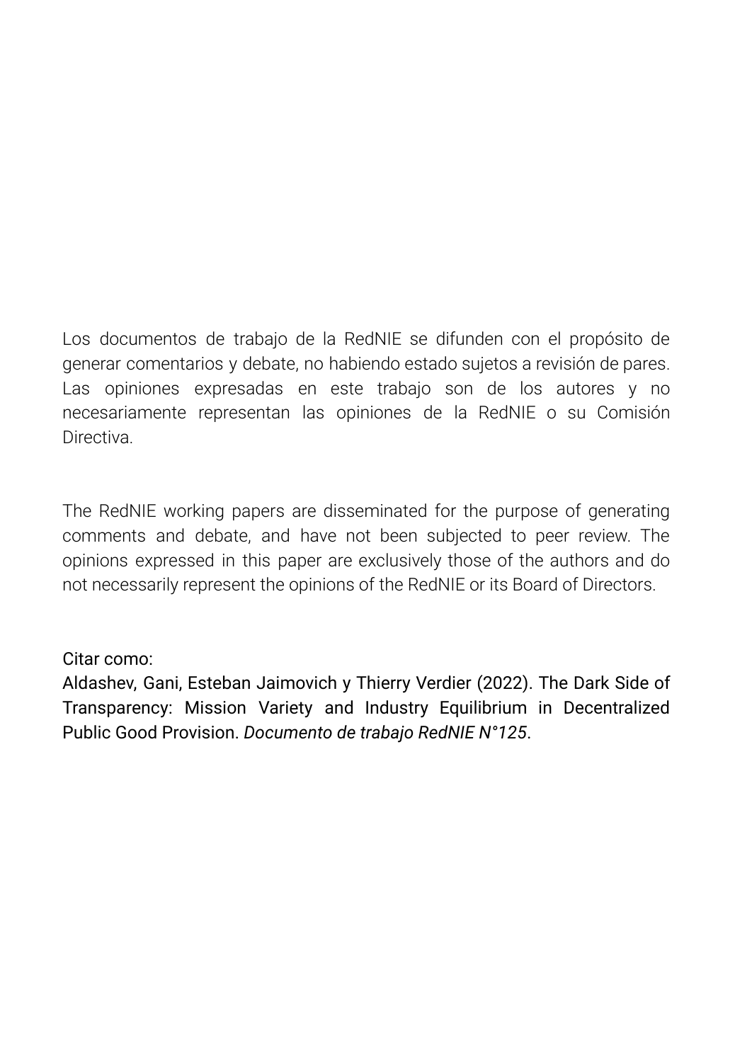Los documentos de trabajo de la RedNIE se difunden con el propósito de generar comentarios y debate, no habiendo estado sujetos a revisión de pares. Las opiniones expresadas en este trabajo son de los autores y no necesariamente representan las opiniones de la RedNIE o su Comisión Directiva.

The RedNIE working papers are disseminated for the purpose of generating comments and debate, and have not been subjected to peer review. The opinions expressed in this paper are exclusively those of the authors and do not necessarily represent the opinions of the RedNIE or its Board of Directors.

Citar como:
Aldashev, Gani, Esteban Jaimovich y Thierry Verdier (2022). The Dark Side of Transparency: Mission Variety and Industry Equilibrium in Decentralized Public Good Provision. *Documento de trabajo RedNIE N°125*.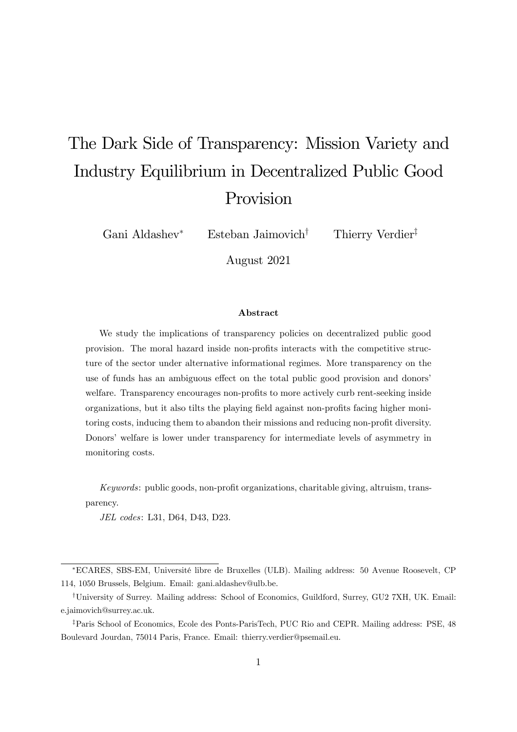# The Dark Side of Transparency: Mission Variety and Industry Equilibrium in Decentralized Public Good Provision

Gani Aldashev[*] Esteban Jaimovich[†] Thierry Verdier[‡]

August 2021

### Abstract

We study the implications of transparency policies on decentralized public good provision. The moral hazard inside non-profits interacts with the competitive structure of the sector under alternative informational regimes. More transparency on the use of funds has an ambiguous effect on the total public good provision and donors' welfare. Transparency encourages non-profits to more actively curb rent-seeking inside organizations, but it also tilts the playing field against non-profits facing higher monitoring costs, inducing them to abandon their missions and reducing non-profit diversity. Donors' welfare is lower under transparency for intermediate levels of asymmetry in monitoring costs.

*Keywords*: public goods, non-profit organizations, charitable giving, altruism, transparency.

*JEL codes*: L31, D64, D43, D23.

---

[*] ECARES, SBS-EM, Université libre de Bruxelles (ULB). Mailing address: 50 Avenue Roosevelt, CP 114, 1050 Brussels, Belgium. Email: gani.aldashev@ulb.be.

[†] University of Surrey. Mailing address: School of Economics, Guildford, Surrey, GU2 7XH, UK. Email: e.jaimovich@surrey.ac.uk.

[‡] Paris School of Economics, Ecole des Ponts-ParisTech, PUC Rio and CEPR. Mailing address: PSE, 48 Boulevard Jourdan, 75014 Paris, France. Email: thierry.verdier@psemail.eu.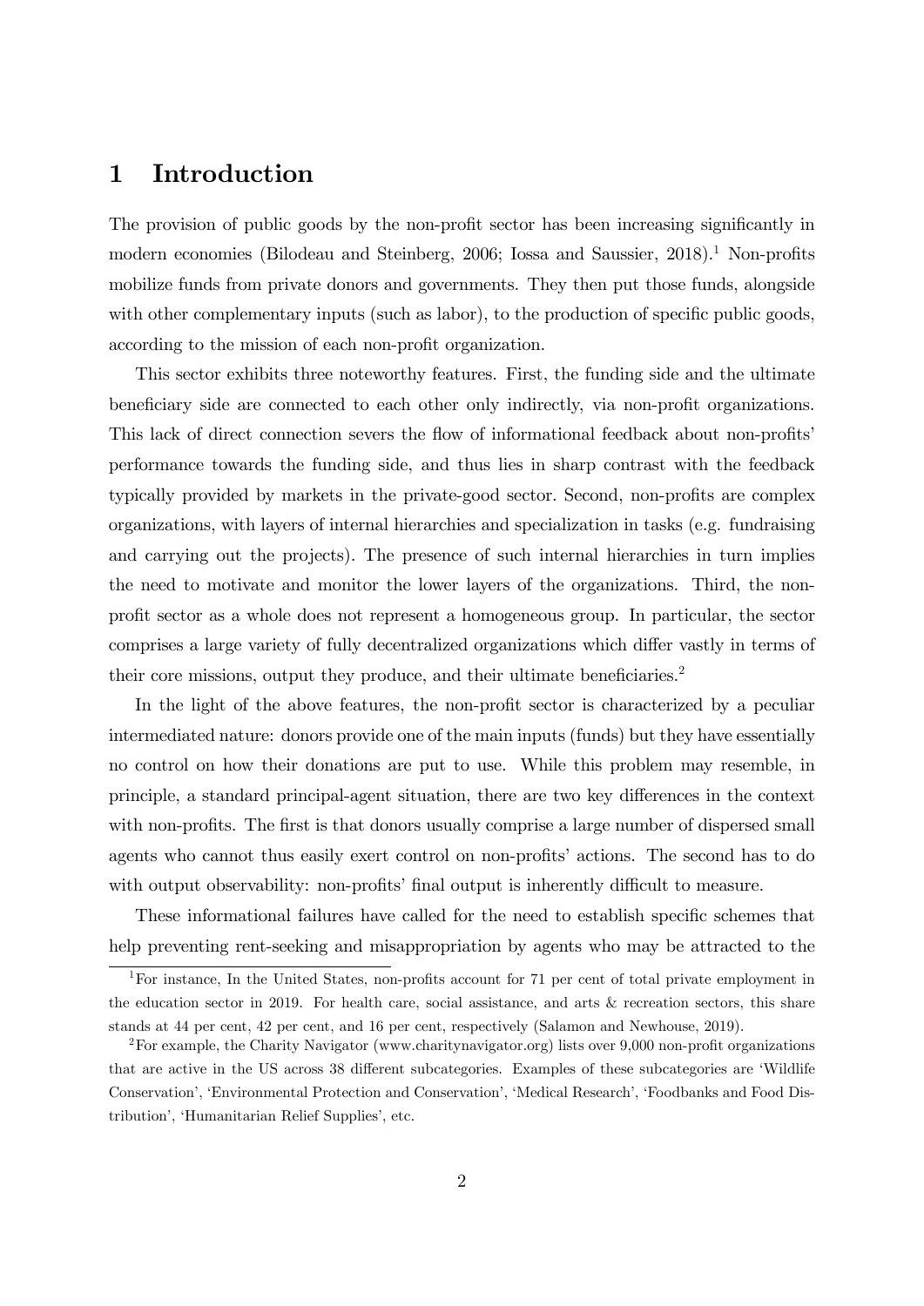# 1 Introduction

The provision of public goods by the non-profit sector has been increasing significantly in modern economies (Bilodeau and Steinberg, 2006; Iossa and Saussier, 2018).[1] Non-profits mobilize funds from private donors and governments. They then put those funds, alongside with other complementary inputs (such as labor), to the production of specific public goods, according to the mission of each non-profit organization.

This sector exhibits three noteworthy features. First, the funding side and the ultimate beneficiary side are connected to each other only indirectly, via non-profit organizations. This lack of direct connection severs the flow of informational feedback about non-profits' performance towards the funding side, and thus lies in sharp contrast with the feedback typically provided by markets in the private-good sector. Second, non-profits are complex organizations, with layers of internal hierarchies and specialization in tasks (e.g. fundraising and carrying out the projects). The presence of such internal hierarchies in turn implies the need to motivate and monitor the lower layers of the organizations. Third, the non-profit sector as a whole does not represent a homogeneous group. In particular, the sector comprises a large variety of fully decentralized organizations which differ vastly in terms of their core missions, output they produce, and their ultimate beneficiaries.[2]

In the light of the above features, the non-profit sector is characterized by a peculiar intermediated nature: donors provide one of the main inputs (funds) but they have essentially no control on how their donations are put to use. While this problem may resemble, in principle, a standard principal-agent situation, there are two key differences in the context with non-profits. The first is that donors usually comprise a large number of dispersed small agents who cannot thus easily exert control on non-profits' actions. The second has to do with output observability: non-profits' final output is inherently difficult to measure.

These informational failures have called for the need to establish specific schemes that help preventing rent-seeking and misappropriation by agents who may be attracted to the

---

[1] For instance, In the United States, non-profits account for 71 per cent of total private employment in the education sector in 2019. For health care, social assistance, and arts & recreation sectors, this share stands at 44 per cent, 42 per cent, and 16 per cent, respectively (Salamon and Newhouse, 2019).

[2] For example, the Charity Navigator (www.charitynavigator.org) lists over 9,000 non-profit organizations that are active in the US across 38 different subcategories. Examples of these subcategories are 'Wildlife Conservation', 'Environmental Protection and Conservation', 'Medical Research', 'Foodbanks and Food Distribution', 'Humanitarian Relief Supplies', etc.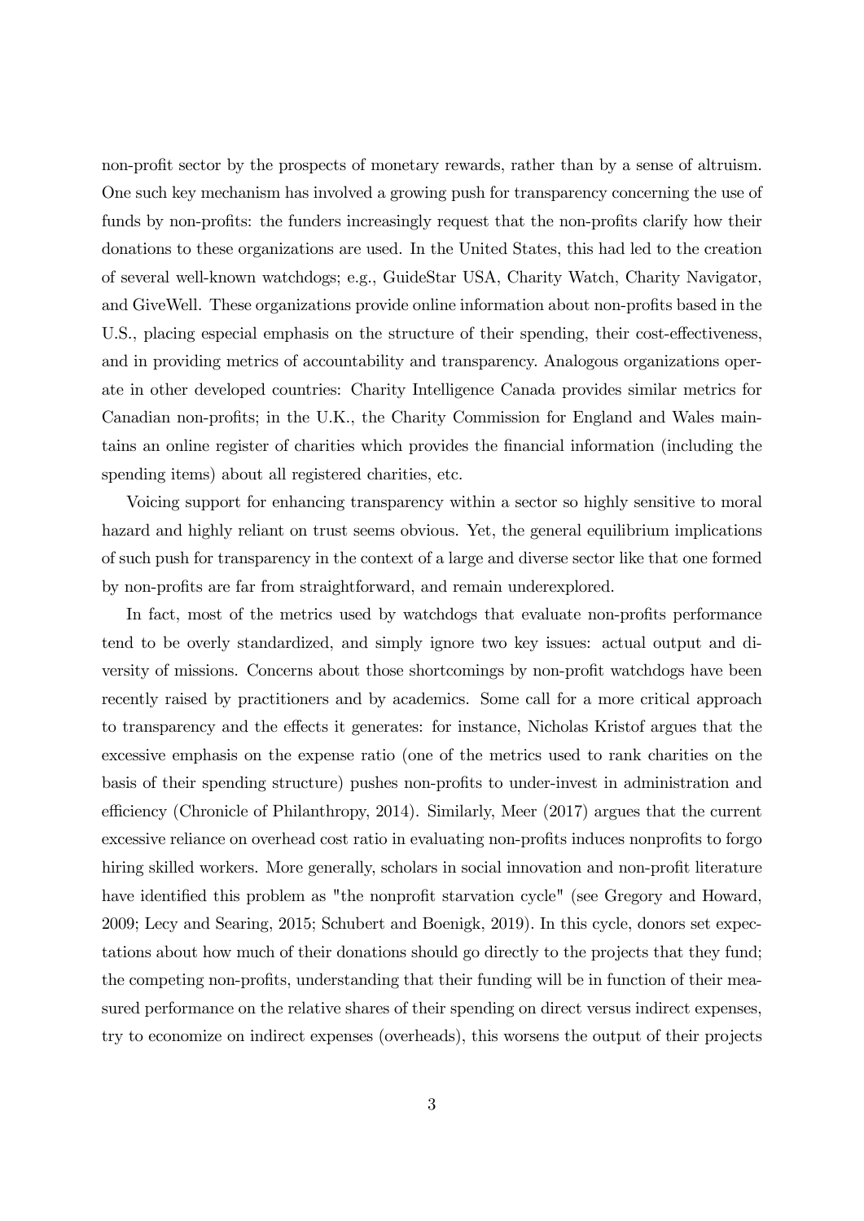non-profit sector by the prospects of monetary rewards, rather than by a sense of altruism. One such key mechanism has involved a growing push for transparency concerning the use of funds by non-profits: the funders increasingly request that the non-profits clarify how their donations to these organizations are used. In the United States, this had led to the creation of several well-known watchdogs; e.g., GuideStar USA, Charity Watch, Charity Navigator, and GiveWell. These organizations provide online information about non-profits based in the U.S., placing especial emphasis on the structure of their spending, their cost-effectiveness, and in providing metrics of accountability and transparency. Analogous organizations operate in other developed countries: Charity Intelligence Canada provides similar metrics for Canadian non-profits; in the U.K., the Charity Commission for England and Wales maintains an online register of charities which provides the financial information (including the spending items) about all registered charities, etc.

Voicing support for enhancing transparency within a sector so highly sensitive to moral hazard and highly reliant on trust seems obvious. Yet, the general equilibrium implications of such push for transparency in the context of a large and diverse sector like that one formed by non-profits are far from straightforward, and remain underexplored.

In fact, most of the metrics used by watchdogs that evaluate non-profits performance tend to be overly standardized, and simply ignore two key issues: actual output and diversity of missions. Concerns about those shortcomings by non-profit watchdogs have been recently raised by practitioners and by academics. Some call for a more critical approach to transparency and the effects it generates: for instance, Nicholas Kristof argues that the excessive emphasis on the expense ratio (one of the metrics used to rank charities on the basis of their spending structure) pushes non-profits to under-invest in administration and efficiency (Chronicle of Philanthropy, 2014). Similarly, Meer (2017) argues that the current excessive reliance on overhead cost ratio in evaluating non-profits induces nonprofits to forgo hiring skilled workers. More generally, scholars in social innovation and non-profit literature have identified this problem as "the nonprofit starvation cycle" (see Gregory and Howard, 2009; Lecy and Searing, 2015; Schubert and Boenigk, 2019). In this cycle, donors set expectations about how much of their donations should go directly to the projects that they fund; the competing non-profits, understanding that their funding will be in function of their measured performance on the relative shares of their spending on direct versus indirect expenses, try to economize on indirect expenses (overheads), this worsens the output of their projects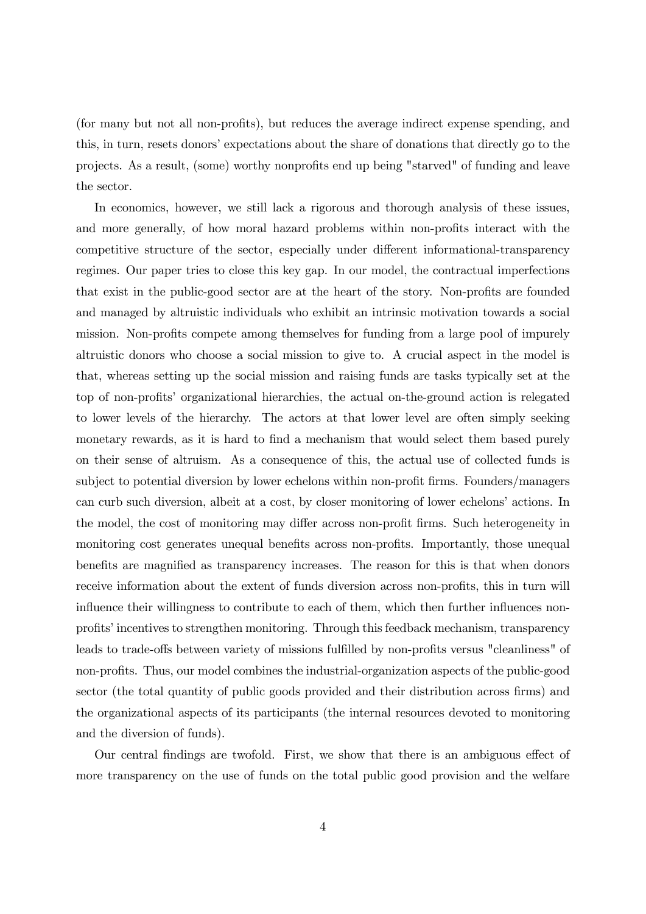(for many but not all non-profits), but reduces the average indirect expense spending, and this, in turn, resets donors' expectations about the share of donations that directly go to the projects. As a result, (some) worthy nonprofits end up being "starved" of funding and leave the sector.

In economics, however, we still lack a rigorous and thorough analysis of these issues, and more generally, of how moral hazard problems within non-profits interact with the competitive structure of the sector, especially under different informational-transparency regimes. Our paper tries to close this key gap. In our model, the contractual imperfections that exist in the public-good sector are at the heart of the story. Non-profits are founded and managed by altruistic individuals who exhibit an intrinsic motivation towards a social mission. Non-profits compete among themselves for funding from a large pool of impurely altruistic donors who choose a social mission to give to. A crucial aspect in the model is that, whereas setting up the social mission and raising funds are tasks typically set at the top of non-profits' organizational hierarchies, the actual on-the-ground action is relegated to lower levels of the hierarchy. The actors at that lower level are often simply seeking monetary rewards, as it is hard to find a mechanism that would select them based purely on their sense of altruism. As a consequence of this, the actual use of collected funds is subject to potential diversion by lower echelons within non-profit firms. Founders/managers can curb such diversion, albeit at a cost, by closer monitoring of lower echelons' actions. In the model, the cost of monitoring may differ across non-profit firms. Such heterogeneity in monitoring cost generates unequal benefits across non-profits. Importantly, those unequal benefits are magnified as transparency increases. The reason for this is that when donors receive information about the extent of funds diversion across non-profits, this in turn will influence their willingness to contribute to each of them, which then further influences non-profits' incentives to strengthen monitoring. Through this feedback mechanism, transparency leads to trade-offs between variety of missions fulfilled by non-profits versus "cleanliness" of non-profits. Thus, our model combines the industrial-organization aspects of the public-good sector (the total quantity of public goods provided and their distribution across firms) and the organizational aspects of its participants (the internal resources devoted to monitoring and the diversion of funds).

Our central findings are twofold. First, we show that there is an ambiguous effect of more transparency on the use of funds on the total public good provision and the welfare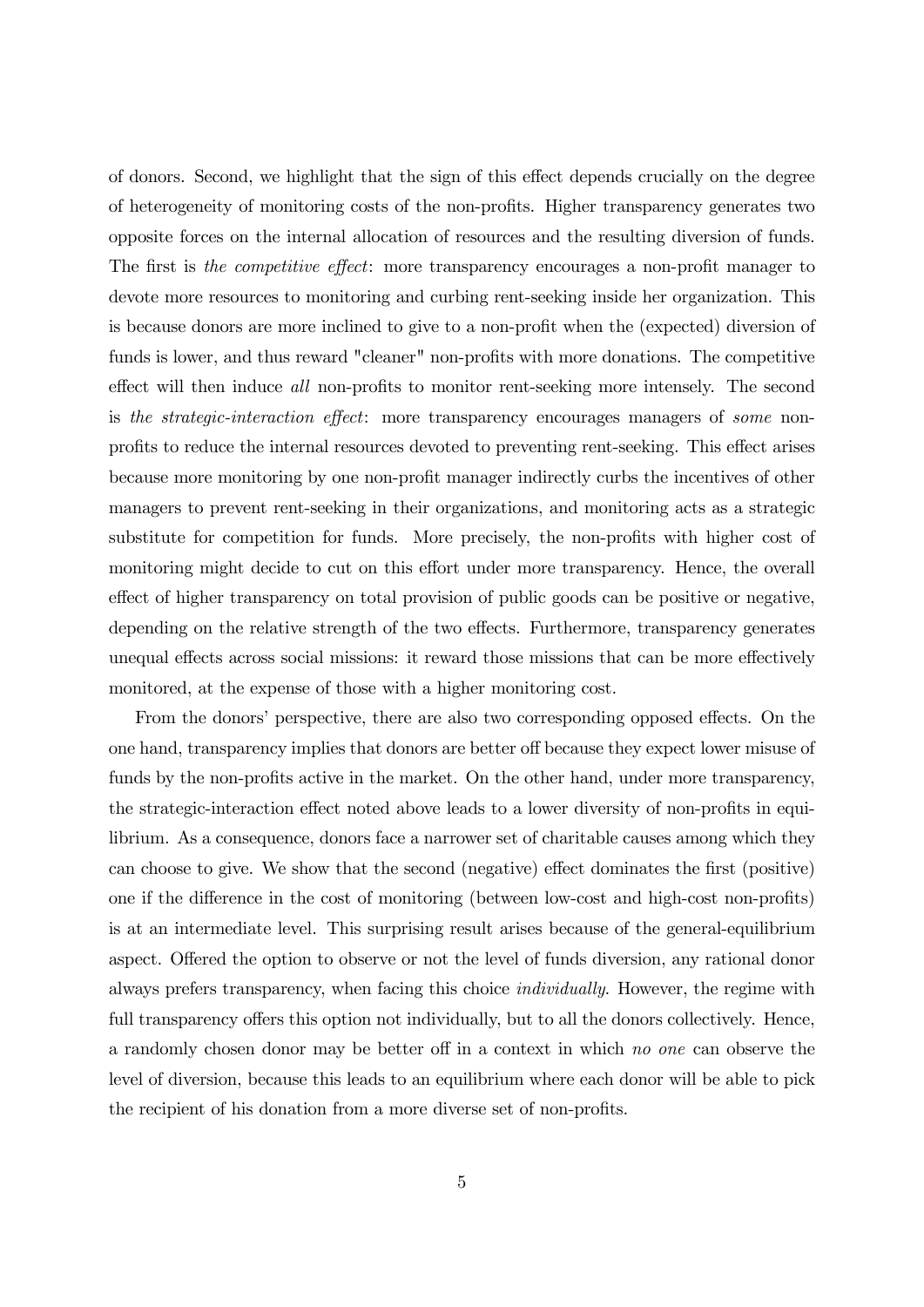of donors. Second, we highlight that the sign of this effect depends crucially on the degree of heterogeneity of monitoring costs of the non-profits. Higher transparency generates two opposite forces on the internal allocation of resources and the resulting diversion of funds. The first is *the competitive effect*: more transparency encourages a non-profit manager to devote more resources to monitoring and curbing rent-seeking inside her organization. This is because donors are more inclined to give to a non-profit when the (expected) diversion of funds is lower, and thus reward "cleaner" non-profits with more donations. The competitive effect will then induce *all* non-profits to monitor rent-seeking more intensely. The second is *the strategic-interaction effect*: more transparency encourages managers of *some* non-profits to reduce the internal resources devoted to preventing rent-seeking. This effect arises because more monitoring by one non-profit manager indirectly curbs the incentives of other managers to prevent rent-seeking in their organizations, and monitoring acts as a strategic substitute for competition for funds. More precisely, the non-profits with higher cost of monitoring might decide to cut on this effort under more transparency. Hence, the overall effect of higher transparency on total provision of public goods can be positive or negative, depending on the relative strength of the two effects. Furthermore, transparency generates unequal effects across social missions: it reward those missions that can be more effectively monitored, at the expense of those with a higher monitoring cost.

From the donors' perspective, there are also two corresponding opposed effects. On the one hand, transparency implies that donors are better off because they expect lower misuse of funds by the non-profits active in the market. On the other hand, under more transparency, the strategic-interaction effect noted above leads to a lower diversity of non-profits in equilibrium. As a consequence, donors face a narrower set of charitable causes among which they can choose to give. We show that the second (negative) effect dominates the first (positive) one if the difference in the cost of monitoring (between low-cost and high-cost non-profits) is at an intermediate level. This surprising result arises because of the general-equilibrium aspect. Offered the option to observe or not the level of funds diversion, any rational donor always prefers transparency, when facing this choice *individually*. However, the regime with full transparency offers this option not individually, but to all the donors collectively. Hence, a randomly chosen donor may be better off in a context in which *no one* can observe the level of diversion, because this leads to an equilibrium where each donor will be able to pick the recipient of his donation from a more diverse set of non-profits.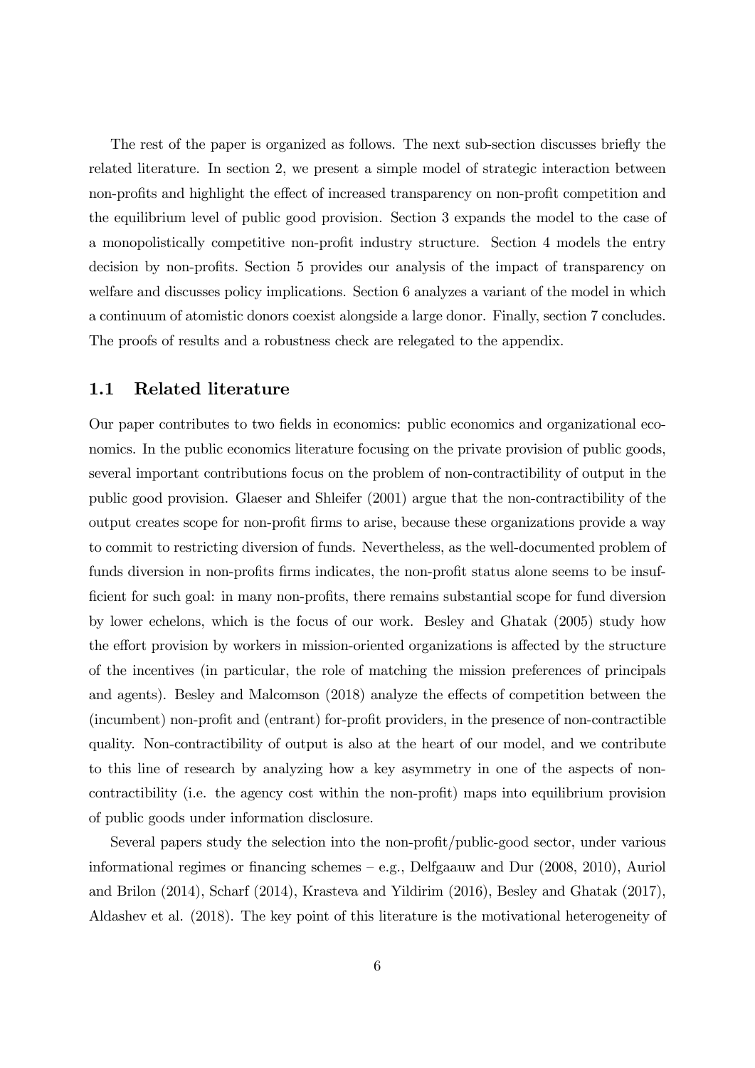The rest of the paper is organized as follows. The next sub-section discusses briefly the related literature. In section 2, we present a simple model of strategic interaction between non-profits and highlight the effect of increased transparency on non-profit competition and the equilibrium level of public good provision. Section 3 expands the model to the case of a monopolistically competitive non-profit industry structure. Section 4 models the entry decision by non-profits. Section 5 provides our analysis of the impact of transparency on welfare and discusses policy implications. Section 6 analyzes a variant of the model in which a continuum of atomistic donors coexist alongside a large donor. Finally, section 7 concludes. The proofs of results and a robustness check are relegated to the appendix.

## 1.1 Related literature

Our paper contributes to two fields in economics: public economics and organizational economics. In the public economics literature focusing on the private provision of public goods, several important contributions focus on the problem of non-contractibility of output in the public good provision. Glaeser and Shleifer (2001) argue that the non-contractibility of the output creates scope for non-profit firms to arise, because these organizations provide a way to commit to restricting diversion of funds. Nevertheless, as the well-documented problem of funds diversion in non-profits firms indicates, the non-profit status alone seems to be insufficient for such goal: in many non-profits, there remains substantial scope for fund diversion by lower echelons, which is the focus of our work. Besley and Ghatak (2005) study how the effort provision by workers in mission-oriented organizations is affected by the structure of the incentives (in particular, the role of matching the mission preferences of principals and agents). Besley and Malcomson (2018) analyze the effects of competition between the (incumbent) non-profit and (entrant) for-profit providers, in the presence of non-contractible quality. Non-contractibility of output is also at the heart of our model, and we contribute to this line of research by analyzing how a key asymmetry in one of the aspects of non-contractibility (i.e. the agency cost within the non-profit) maps into equilibrium provision of public goods under information disclosure.

Several papers study the selection into the non-profit/public-good sector, under various informational regimes or financing schemes – e.g., Delfgaauw and Dur (2008, 2010), Auriol and Brilon (2014), Scharf (2014), Krasteva and Yildirim (2016), Besley and Ghatak (2017), Aldashev et al. (2018). The key point of this literature is the motivational heterogeneity of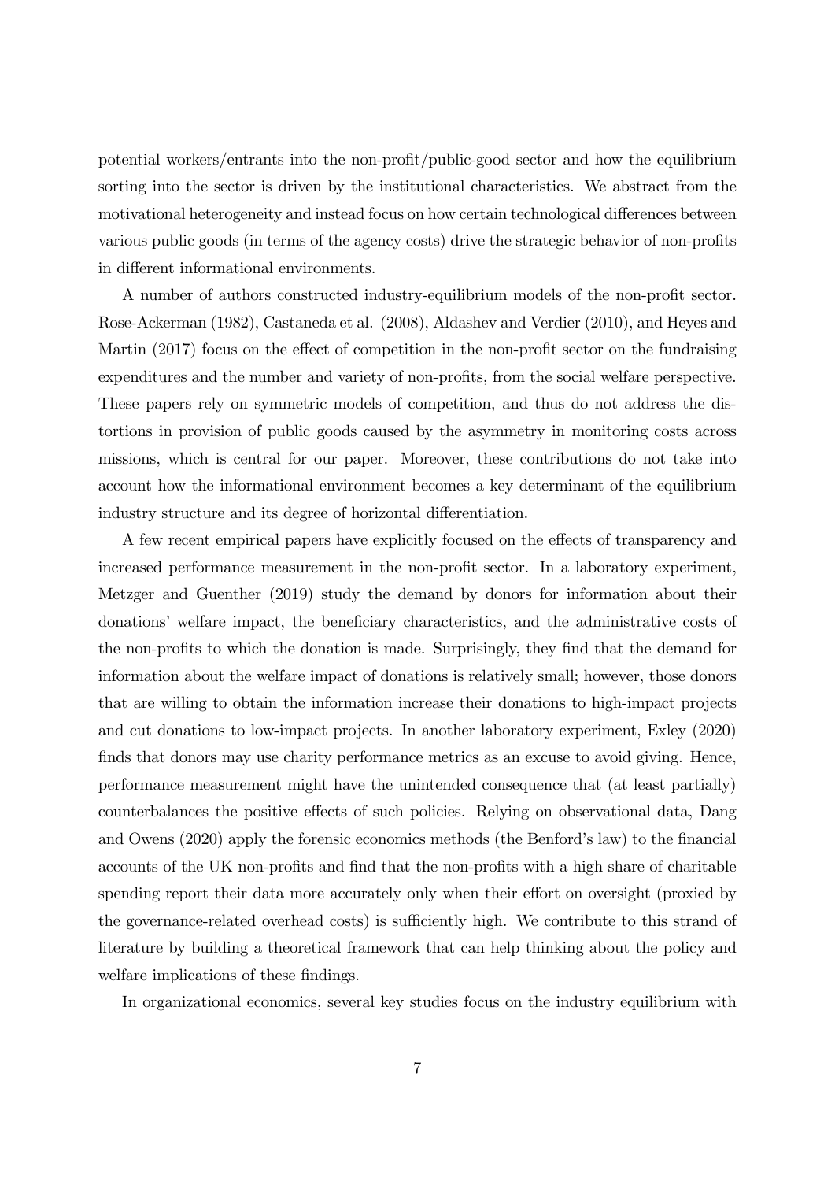potential workers/entrants into the non-profit/public-good sector and how the equilibrium sorting into the sector is driven by the institutional characteristics. We abstract from the motivational heterogeneity and instead focus on how certain technological differences between various public goods (in terms of the agency costs) drive the strategic behavior of non-profits in different informational environments.

A number of authors constructed industry-equilibrium models of the non-profit sector. Rose-Ackerman (1982), Castaneda et al. (2008), Aldashev and Verdier (2010), and Heyes and Martin (2017) focus on the effect of competition in the non-profit sector on the fundraising expenditures and the number and variety of non-profits, from the social welfare perspective. These papers rely on symmetric models of competition, and thus do not address the distortions in provision of public goods caused by the asymmetry in monitoring costs across missions, which is central for our paper. Moreover, these contributions do not take into account how the informational environment becomes a key determinant of the equilibrium industry structure and its degree of horizontal differentiation.

A few recent empirical papers have explicitly focused on the effects of transparency and increased performance measurement in the non-profit sector. In a laboratory experiment, Metzger and Guenther (2019) study the demand by donors for information about their donations' welfare impact, the beneficiary characteristics, and the administrative costs of the non-profits to which the donation is made. Surprisingly, they find that the demand for information about the welfare impact of donations is relatively small; however, those donors that are willing to obtain the information increase their donations to high-impact projects and cut donations to low-impact projects. In another laboratory experiment, Exley (2020) finds that donors may use charity performance metrics as an excuse to avoid giving. Hence, performance measurement might have the unintended consequence that (at least partially) counterbalances the positive effects of such policies. Relying on observational data, Dang and Owens (2020) apply the forensic economics methods (the Benford's law) to the financial accounts of the UK non-profits and find that the non-profits with a high share of charitable spending report their data more accurately only when their effort on oversight (proxied by the governance-related overhead costs) is sufficiently high. We contribute to this strand of literature by building a theoretical framework that can help thinking about the policy and welfare implications of these findings.

In organizational economics, several key studies focus on the industry equilibrium with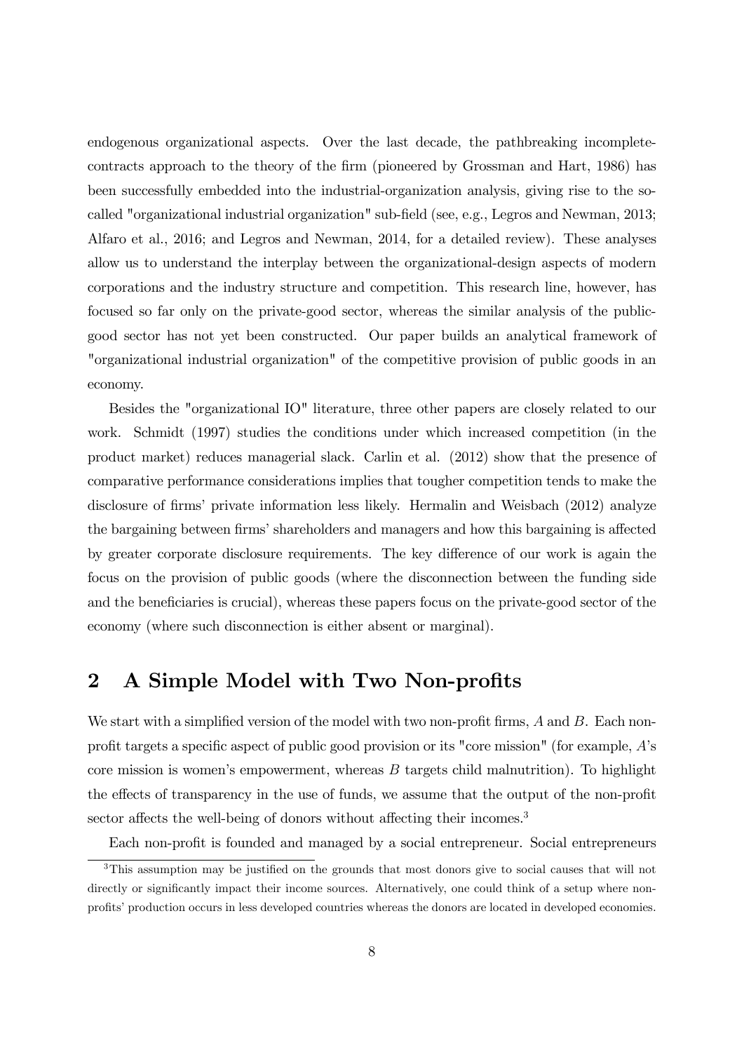endogenous organizational aspects. Over the last decade, the pathbreaking incomplete-contracts approach to the theory of the firm (pioneered by Grossman and Hart, 1986) has been successfully embedded into the industrial-organization analysis, giving rise to the so-called "organizational industrial organization" sub-field (see, e.g., Legros and Newman, 2013; Alfaro et al., 2016; and Legros and Newman, 2014, for a detailed review). These analyses allow us to understand the interplay between the organizational-design aspects of modern corporations and the industry structure and competition. This research line, however, has focused so far only on the private-good sector, whereas the similar analysis of the public-good sector has not yet been constructed. Our paper builds an analytical framework of "organizational industrial organization" of the competitive provision of public goods in an economy.

Besides the "organizational IO" literature, three other papers are closely related to our work. Schmidt (1997) studies the conditions under which increased competition (in the product market) reduces managerial slack. Carlin et al. (2012) show that the presence of comparative performance considerations implies that tougher competition tends to make the disclosure of firms' private information less likely. Hermalin and Weisbach (2012) analyze the bargaining between firms' shareholders and managers and how this bargaining is affected by greater corporate disclosure requirements. The key difference of our work is again the focus on the provision of public goods (where the disconnection between the funding side and the beneficiaries is crucial), whereas these papers focus on the private-good sector of the economy (where such disconnection is either absent or marginal).

## 2 A Simple Model with Two Non-profits

We start with a simplified version of the model with two non-profit firms, $A$ and $B$. Each non-profit targets a specific aspect of public good provision or its "core mission" (for example, $A$'s core mission is women's empowerment, whereas $B$ targets child malnutrition). To highlight the effects of transparency in the use of funds, we assume that the output of the non-profit sector affects the well-being of donors without affecting their incomes.[3]

Each non-profit is founded and managed by a social entrepreneur. Social entrepreneurs

[3]This assumption may be justified on the grounds that most donors give to social causes that will not directly or significantly impact their income sources. Alternatively, one could think of a setup where non-profits' production occurs in less developed countries whereas the donors are located in developed economies.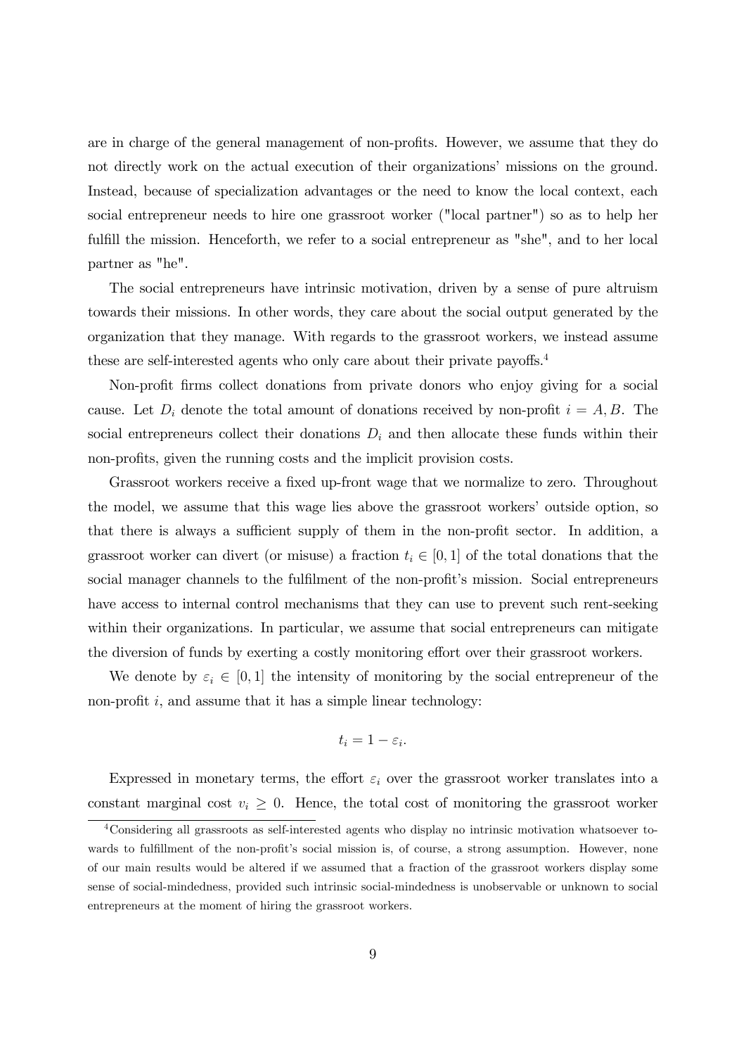are in charge of the general management of non-profits. However, we assume that they do not directly work on the actual execution of their organizations' missions on the ground. Instead, because of specialization advantages or the need to know the local context, each social entrepreneur needs to hire one grassroot worker ("local partner") so as to help her fulfill the mission. Henceforth, we refer to a social entrepreneur as "she", and to her local partner as "he".

The social entrepreneurs have intrinsic motivation, driven by a sense of pure altruism towards their missions. In other words, they care about the social output generated by the organization that they manage. With regards to the grassroot workers, we instead assume these are self-interested agents who only care about their private payoffs.[4]

Non-profit firms collect donations from private donors who enjoy giving for a social cause. Let $D_i$ denote the total amount of donations received by non-profit $i = A, B$. The social entrepreneurs collect their donations $D_i$ and then allocate these funds within their non-profits, given the running costs and the implicit provision costs.

Grassroot workers receive a fixed up-front wage that we normalize to zero. Throughout the model, we assume that this wage lies above the grassroot workers' outside option, so that there is always a sufficient supply of them in the non-profit sector. In addition, a grassroot worker can divert (or misuse) a fraction $t_i \in [0, 1]$ of the total donations that the social manager channels to the fulfilment of the non-profit's mission. Social entrepreneurs have access to internal control mechanisms that they can use to prevent such rent-seeking within their organizations. In particular, we assume that social entrepreneurs can mitigate the diversion of funds by exerting a costly monitoring effort over their grassroot workers.

We denote by $\varepsilon_i \in [0, 1]$ the intensity of monitoring by the social entrepreneur of the non-profit $i$, and assume that it has a simple linear technology:

$$t_i = 1 - \varepsilon_i.$$

Expressed in monetary terms, the effort $\varepsilon_i$ over the grassroot worker translates into a constant marginal cost $v_i \geq 0$. Hence, the total cost of monitoring the grassroot worker

[4] Considering all grassroots as self-interested agents who display no intrinsic motivation whatsoever towards to fulfillment of the non-profit's social mission is, of course, a strong assumption. However, none of our main results would be altered if we assumed that a fraction of the grassroot workers display some sense of social-mindedness, provided such intrinsic social-mindedness is unobservable or unknown to social entrepreneurs at the moment of hiring the grassroot workers.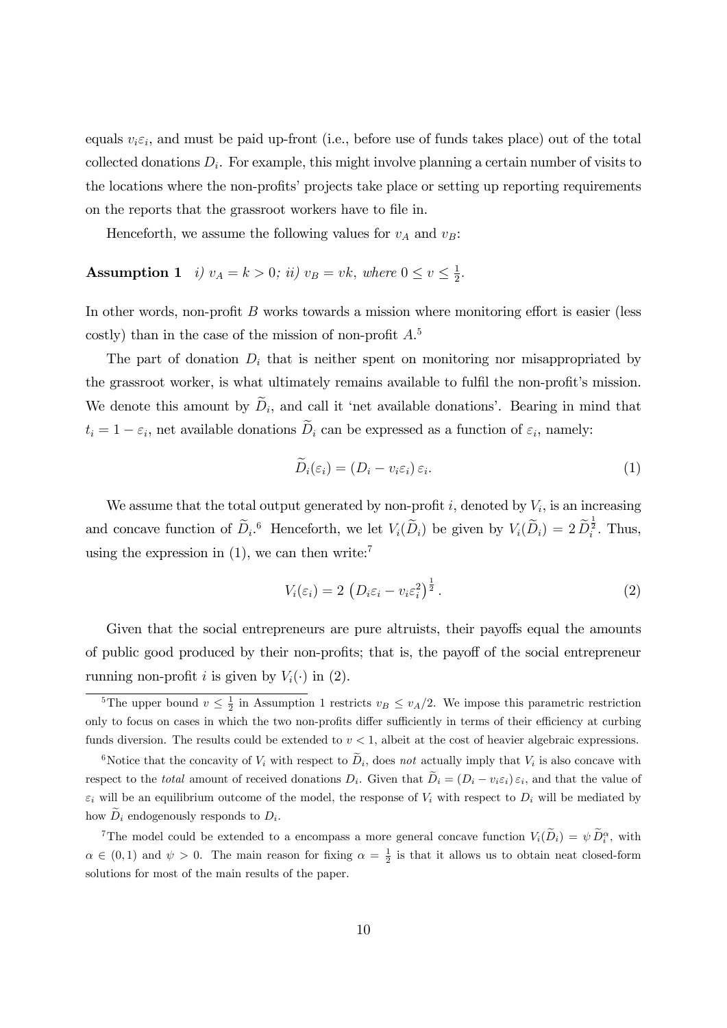equals $v_i \varepsilon_i$, and must be paid up-front (i.e., before use of funds takes place) out of the total collected donations $D_i$. For example, this might involve planning a certain number of visits to the locations where the non-profits' projects take place or setting up reporting requirements on the reports that the grassroot workers have to file in.

Henceforth, we assume the following values for $v_A$ and $v_B$:

**Assumption 1** *i)* $v_A = k > 0$*; ii)* $v_B = vk$*, where* $0 \leq v \leq \frac{1}{2}$*.*

In other words, non-profit $B$ works towards a mission where monitoring effort is easier (less costly) than in the case of the mission of non-profit $A$.[5]

The part of donation $D_i$ that is neither spent on monitoring nor misappropriated by the grassroot worker, is what ultimately remains available to fulfil the non-profit's mission. We denote this amount by $\widetilde{D}_i$, and call it 'net available donations'. Bearing in mind that $t_i = 1 - \varepsilon_i$, net available donations $\widetilde{D}_i$ can be expressed as a function of $\varepsilon_i$, namely:

$$\widetilde{D}_i(\varepsilon_i) = (D_i - v_i \varepsilon_i)\, \varepsilon_i. \tag{1}$$

We assume that the total output generated by non-profit $i$, denoted by $V_i$, is an increasing and concave function of $\widetilde{D}_i$.[6] Henceforth, we let $V_i(\widetilde{D}_i)$ be given by $V_i(\widetilde{D}_i) = 2\, \widetilde{D}_i^{\frac{1}{2}}$. Thus, using the expression in (1), we can then write:[7]

$$V_i(\varepsilon_i) = 2\left(D_i \varepsilon_i - v_i \varepsilon_i^2\right)^{\frac{1}{2}}. \tag{2}$$

Given that the social entrepreneurs are pure altruists, their payoffs equal the amounts of public good produced by their non-profits; that is, the payoff of the social entrepreneur running non-profit $i$ is given by $V_i(\cdot)$ in (2).

---

[5] The upper bound $v \leq \frac{1}{2}$ in Assumption 1 restricts $v_B \leq v_A/2$. We impose this parametric restriction only to focus on cases in which the two non-profits differ sufficiently in terms of their efficiency at curbing funds diversion. The results could be extended to $v < 1$, albeit at the cost of heavier algebraic expressions.

[6] Notice that the concavity of $V_i$ with respect to $\widetilde{D}_i$, does *not* actually imply that $V_i$ is also concave with respect to the *total* amount of received donations $D_i$. Given that $\widetilde{D}_i = (D_i - v_i \varepsilon_i)\, \varepsilon_i$, and that the value of $\varepsilon_i$ will be an equilibrium outcome of the model, the response of $V_i$ with respect to $D_i$ will be mediated by how $\widetilde{D}_i$ endogenously responds to $D_i$.

[7] The model could be extended to a encompass a more general concave function $V_i(\widetilde{D}_i) = \psi\, \widetilde{D}_i^{\alpha}$, with $\alpha \in (0, 1)$ and $\psi > 0$. The main reason for fixing $\alpha = \frac{1}{2}$ is that it allows us to obtain neat closed-form solutions for most of the main results of the paper.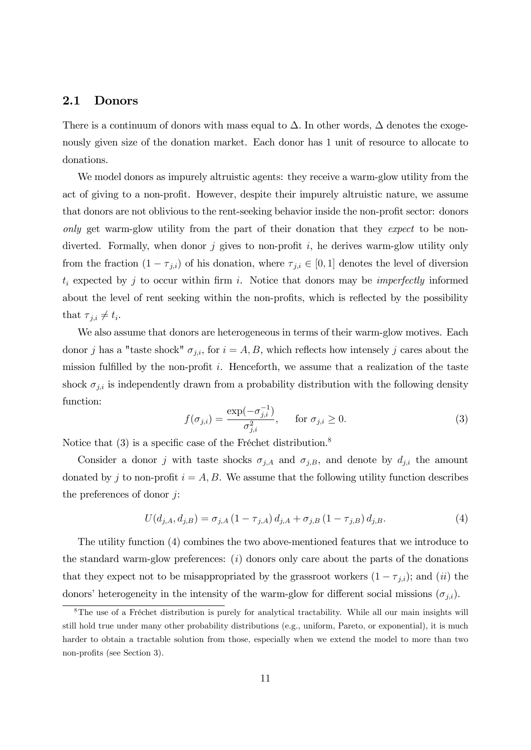## 2.1 Donors

There is a continuum of donors with mass equal to $\Delta$. In other words, $\Delta$ denotes the exogenously given size of the donation market. Each donor has 1 unit of resource to allocate to donations.

We model donors as impurely altruistic agents: they receive a warm-glow utility from the act of giving to a non-profit. However, despite their impurely altruistic nature, we assume that donors are not oblivious to the rent-seeking behavior inside the non-profit sector: donors *only* get warm-glow utility from the part of their donation that they *expect* to be non-diverted. Formally, when donor $j$ gives to non-profit $i$, he derives warm-glow utility only from the fraction $(1 - \tau_{j,i})$ of his donation, where $\tau_{j,i} \in [0, 1]$ denotes the level of diversion $t_i$ expected by $j$ to occur within firm $i$. Notice that donors may be *imperfectly* informed about the level of rent seeking within the non-profits, which is reflected by the possibility that $\tau_{j,i} \neq t_i$.

We also assume that donors are heterogeneous in terms of their warm-glow motives. Each donor $j$ has a "taste shock" $\sigma_{j,i}$, for $i = A, B$, which reflects how intensely $j$ cares about the mission fulfilled by the non-profit $i$. Henceforth, we assume that a realization of the taste shock $\sigma_{j,i}$ is independently drawn from a probability distribution with the following density function:

$$f(\sigma_{j,i}) = \frac{\exp(-\sigma_{j,i}^{-1})}{\sigma_{j,i}^2}, \qquad \text{for } \sigma_{j,i} \geq 0. \tag{3}$$

Notice that (3) is a specific case of the Fréchet distribution.[8]

Consider a donor $j$ with taste shocks $\sigma_{j,A}$ and $\sigma_{j,B}$, and denote by $d_{j,i}$ the amount donated by $j$ to non-profit $i = A, B$. We assume that the following utility function describes the preferences of donor $j$:

$$U(d_{j,A}, d_{j,B}) = \sigma_{j,A} (1 - \tau_{j,A}) d_{j,A} + \sigma_{j,B} (1 - \tau_{j,B}) d_{j,B}. \tag{4}$$

The utility function (4) combines the two above-mentioned features that we introduce to the standard warm-glow preferences: $(i)$ donors only care about the parts of the donations that they expect not to be misappropriated by the grassroot workers $(1 - \tau_{j,i})$; and $(ii)$ the donors' heterogeneity in the intensity of the warm-glow for different social missions $(\sigma_{j,i})$.

[8] The use of a Fréchet distribution is purely for analytical tractability. While all our main insights will still hold true under many other probability distributions (e.g., uniform, Pareto, or exponential), it is much harder to obtain a tractable solution from those, especially when we extend the model to more than two non-profits (see Section 3).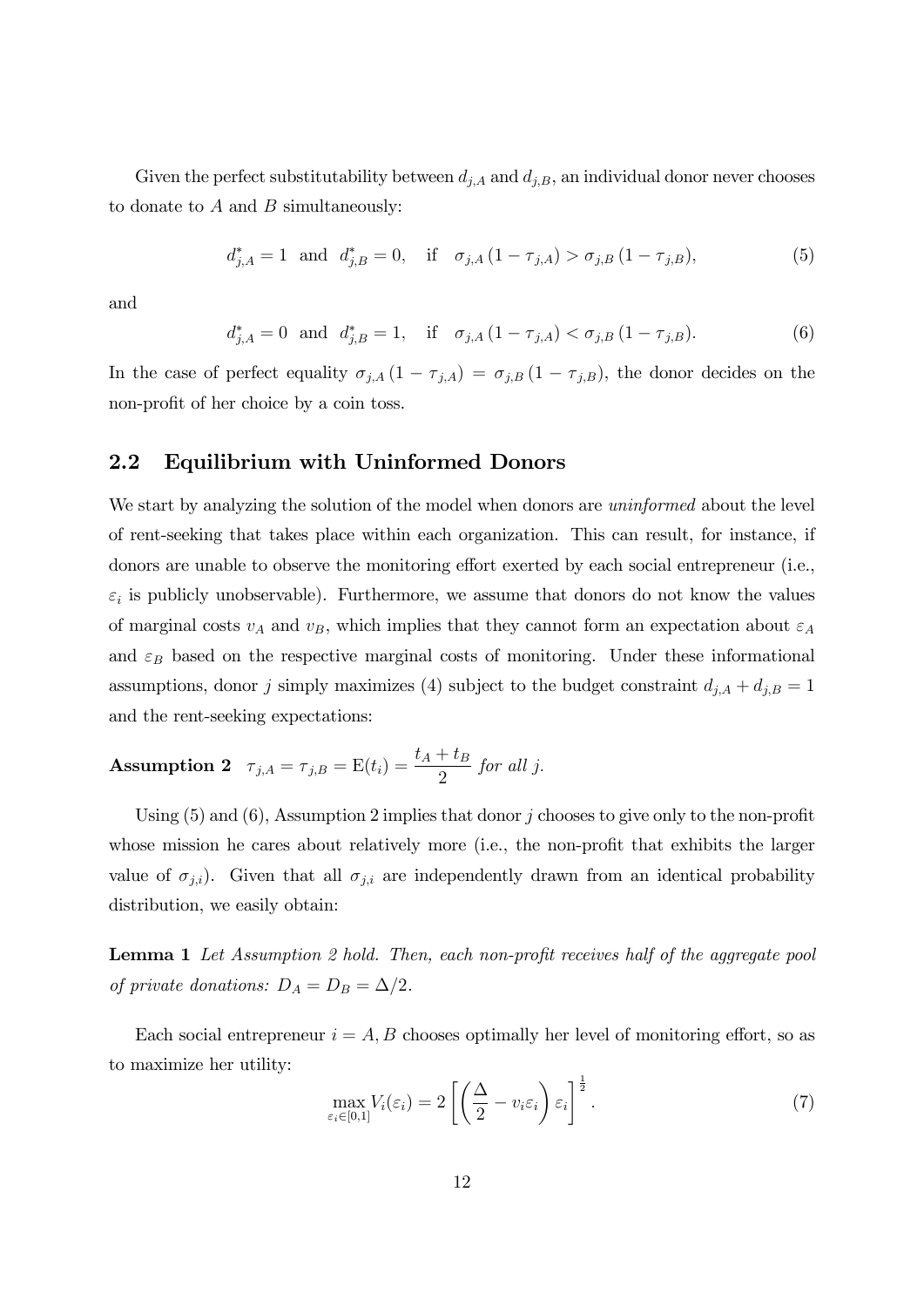Given the perfect substitutability between $d_{j,A}$ and $d_{j,B}$, an individual donor never chooses to donate to $A$ and $B$ simultaneously:

$$d^*_{j,A} = 1 \;\text{ and }\; d^*_{j,B} = 0, \quad \text{if} \quad \sigma_{j,A}\,(1 - \tau_{j,A}) > \sigma_{j,B}\,(1 - \tau_{j,B}), \tag{5}$$

and

$$d^*_{j,A} = 0 \;\text{ and }\; d^*_{j,B} = 1, \quad \text{if} \quad \sigma_{j,A}\,(1 - \tau_{j,A}) < \sigma_{j,B}\,(1 - \tau_{j,B}). \tag{6}$$

In the case of perfect equality $\sigma_{j,A}\,(1 - \tau_{j,A}) = \sigma_{j,B}\,(1 - \tau_{j,B})$, the donor decides on the non-profit of her choice by a coin toss.

## 2.2 Equilibrium with Uninformed Donors

We start by analyzing the solution of the model when donors are *uninformed* about the level of rent-seeking that takes place within each organization. This can result, for instance, if donors are unable to observe the monitoring effort exerted by each social entrepreneur (i.e., $\varepsilon_i$ is publicly unobservable). Furthermore, we assume that donors do not know the values of marginal costs $v_A$ and $v_B$, which implies that they cannot form an expectation about $\varepsilon_A$ and $\varepsilon_B$ based on the respective marginal costs of monitoring. Under these informational assumptions, donor $j$ simply maximizes (4) subject to the budget constraint $d_{j,A} + d_{j,B} = 1$ and the rent-seeking expectations:

**Assumption 2** $\tau_{j,A} = \tau_{j,B} = \mathrm{E}(t_i) = \dfrac{t_A + t_B}{2}$ *for all* $j$.

Using (5) and (6), Assumption 2 implies that donor $j$ chooses to give only to the non-profit whose mission he cares about relatively more (i.e., the non-profit that exhibits the larger value of $\sigma_{j,i}$). Given that all $\sigma_{j,i}$ are independently drawn from an identical probability distribution, we easily obtain:

**Lemma 1** *Let Assumption 2 hold. Then, each non-profit receives half of the aggregate pool of private donations:* $D_A = D_B = \Delta/2$.

Each social entrepreneur $i = A, B$ chooses optimally her level of monitoring effort, so as to maximize her utility:

$$\max_{\varepsilon_i \in [0,1]} V_i(\varepsilon_i) = 2\left[\left(\frac{\Delta}{2} - v_i \varepsilon_i\right)\varepsilon_i\right]^{\frac{1}{2}}. \tag{7}$$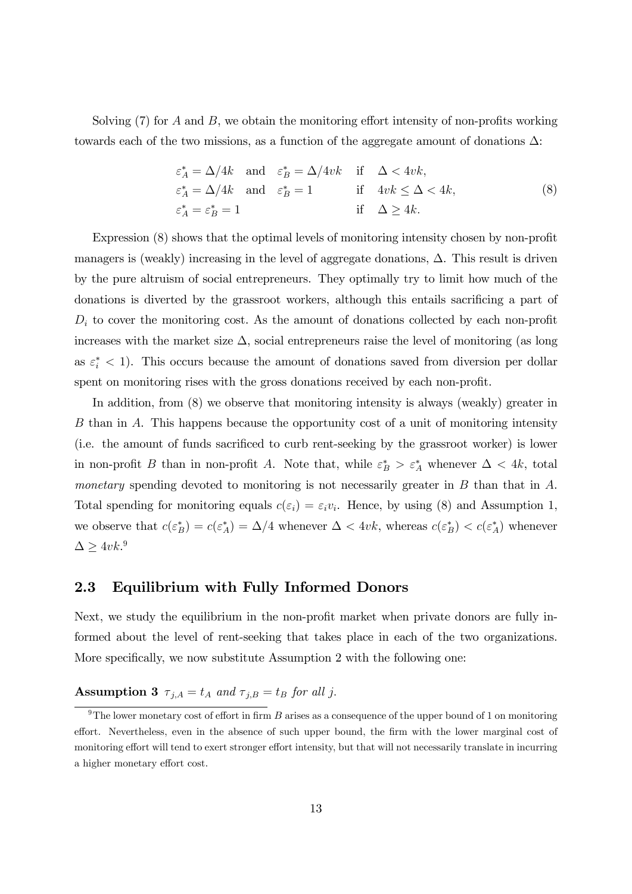Solving (7) for $A$ and $B$, we obtain the monitoring effort intensity of non-profits working towards each of the two missions, as a function of the aggregate amount of donations $\Delta$:

$$
\begin{array}{lll}
\varepsilon_A^* = \Delta/4k \quad \text{and} \quad \varepsilon_B^* = \Delta/4vk & \text{if} & \Delta < 4vk, \\
\varepsilon_A^* = \Delta/4k \quad \text{and} \quad \varepsilon_B^* = 1 & \text{if} & 4vk \leq \Delta < 4k, \\
\varepsilon_A^* = \varepsilon_B^* = 1 & \text{if} & \Delta \geq 4k.
\end{array}
\tag{8}
$$

Expression (8) shows that the optimal levels of monitoring intensity chosen by non-profit managers is (weakly) increasing in the level of aggregate donations, $\Delta$. This result is driven by the pure altruism of social entrepreneurs. They optimally try to limit how much of the donations is diverted by the grassroot workers, although this entails sacrificing a part of $D_i$ to cover the monitoring cost. As the amount of donations collected by each non-profit increases with the market size $\Delta$, social entrepreneurs raise the level of monitoring (as long as $\varepsilon_i^* < 1$). This occurs because the amount of donations saved from diversion per dollar spent on monitoring rises with the gross donations received by each non-profit.

In addition, from (8) we observe that monitoring intensity is always (weakly) greater in $B$ than in $A$. This happens because the opportunity cost of a unit of monitoring intensity (i.e. the amount of funds sacrificed to curb rent-seeking by the grassroot worker) is lower in non-profit $B$ than in non-profit $A$. Note that, while $\varepsilon_B^* > \varepsilon_A^*$ whenever $\Delta < 4k$, total *monetary* spending devoted to monitoring is not necessarily greater in $B$ than that in $A$. Total spending for monitoring equals $c(\varepsilon_i) = \varepsilon_i v_i$. Hence, by using (8) and Assumption 1, we observe that $c(\varepsilon_B^*) = c(\varepsilon_A^*) = \Delta/4$ whenever $\Delta < 4vk$, whereas $c(\varepsilon_B^*) < c(\varepsilon_A^*)$ whenever $\Delta \geq 4vk$.[9]

## 2.3 Equilibrium with Fully Informed Donors

Next, we study the equilibrium in the non-profit market when private donors are fully informed about the level of rent-seeking that takes place in each of the two organizations. More specifically, we now substitute Assumption 2 with the following one:

**Assumption 3** *$\tau_{j,A} = t_A$ and $\tau_{j,B} = t_B$ for all $j$.*

[9] The lower monetary cost of effort in firm $B$ arises as a consequence of the upper bound of 1 on monitoring effort. Nevertheless, even in the absence of such upper bound, the firm with the lower marginal cost of monitoring effort will tend to exert stronger effort intensity, but that will not necessarily translate in incurring a higher monetary effort cost.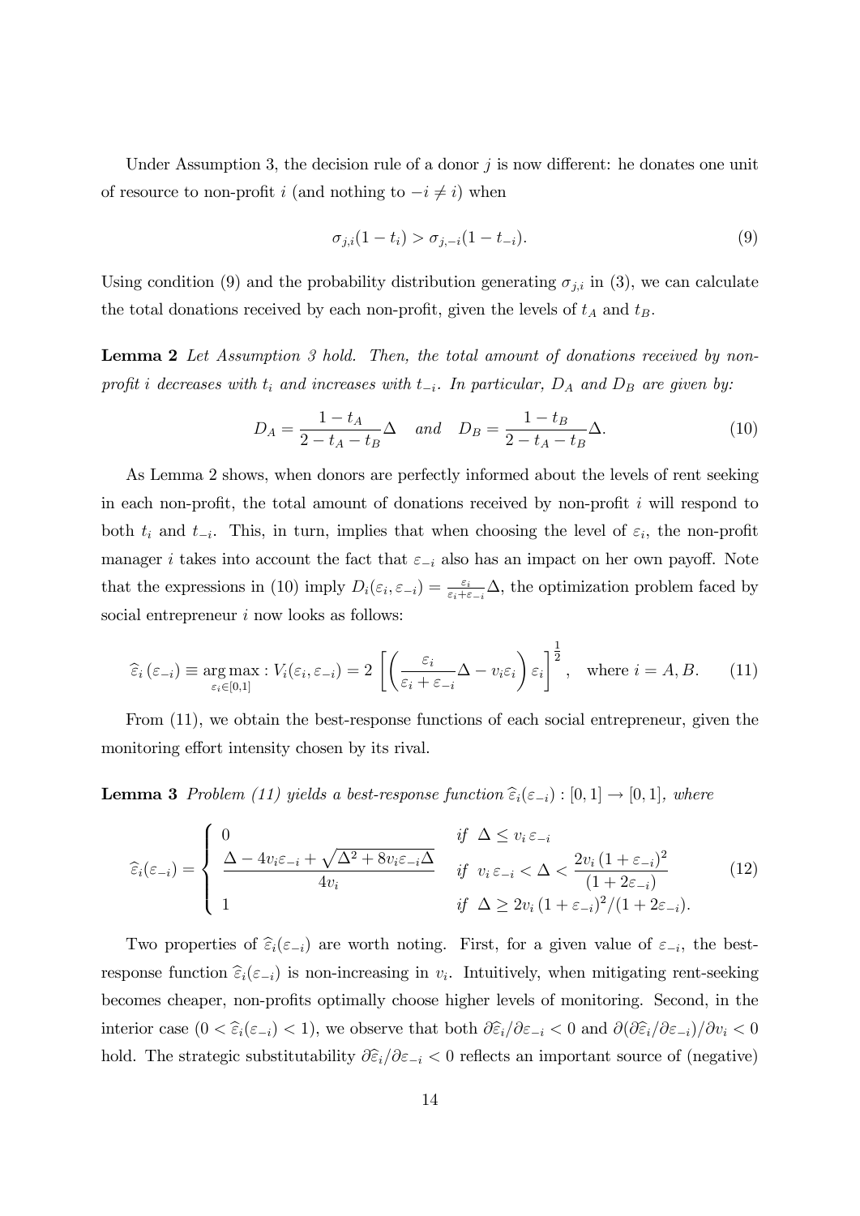Under Assumption 3, the decision rule of a donor $j$ is now different: he donates one unit of resource to non-profit $i$ (and nothing to $-i \neq i$) when

$$\sigma_{j,i}(1-t_i) > \sigma_{j,-i}(1-t_{-i}). \tag{9}$$

Using condition (9) and the probability distribution generating $\sigma_{j,i}$ in (3), we can calculate the total donations received by each non-profit, given the levels of $t_A$ and $t_B$.

**Lemma 2** *Let Assumption 3 hold. Then, the total amount of donations received by non-profit $i$ decreases with $t_i$ and increases with $t_{-i}$. In particular, $D_A$ and $D_B$ are given by:*

$$D_A = \frac{1-t_A}{2-t_A-t_B}\Delta \quad \text{and} \quad D_B = \frac{1-t_B}{2-t_A-t_B}\Delta. \tag{10}$$

As Lemma 2 shows, when donors are perfectly informed about the levels of rent seeking in each non-profit, the total amount of donations received by non-profit $i$ will respond to both $t_i$ and $t_{-i}$. This, in turn, implies that when choosing the level of $\varepsilon_i$, the non-profit manager $i$ takes into account the fact that $\varepsilon_{-i}$ also has an impact on her own payoff. Note that the expressions in (10) imply $D_i(\varepsilon_i, \varepsilon_{-i}) = \frac{\varepsilon_i}{\varepsilon_i+\varepsilon_{-i}}\Delta$, the optimization problem faced by social entrepreneur $i$ now looks as follows:

$$\widehat{\varepsilon}_i(\varepsilon_{-i}) \equiv \underset{\varepsilon_i \in [0,1]}{\arg\max} : V_i(\varepsilon_i, \varepsilon_{-i}) = 2\left[\left(\frac{\varepsilon_i}{\varepsilon_i+\varepsilon_{-i}}\Delta - v_i\varepsilon_i\right)\varepsilon_i\right]^{\frac{1}{2}}, \quad \text{where } i = A, B. \tag{11}$$

From (11), we obtain the best-response functions of each social entrepreneur, given the monitoring effort intensity chosen by its rival.

**Lemma 3** *Problem (11) yields a best-response function $\widehat{\varepsilon}_i(\varepsilon_{-i}) : [0,1] \to [0,1]$, where*

$$\widehat{\varepsilon}_i(\varepsilon_{-i}) = \begin{cases} 0 & \text{if } \Delta \leq v_i\,\varepsilon_{-i} \\ \dfrac{\Delta - 4v_i\varepsilon_{-i} + \sqrt{\Delta^2 + 8v_i\varepsilon_{-i}\Delta}}{4v_i} & \text{if } v_i\,\varepsilon_{-i} < \Delta < \dfrac{2v_i\,(1+\varepsilon_{-i})^2}{(1+2\varepsilon_{-i})} \\ 1 & \text{if } \Delta \geq 2v_i\,(1+\varepsilon_{-i})^2/(1+2\varepsilon_{-i}). \end{cases} \tag{12}$$

Two properties of $\widehat{\varepsilon}_i(\varepsilon_{-i})$ are worth noting. First, for a given value of $\varepsilon_{-i}$, the best-response function $\widehat{\varepsilon}_i(\varepsilon_{-i})$ is non-increasing in $v_i$. Intuitively, when mitigating rent-seeking becomes cheaper, non-profits optimally choose higher levels of monitoring. Second, in the interior case ($0 < \widehat{\varepsilon}_i(\varepsilon_{-i}) < 1$), we observe that both $\partial\widehat{\varepsilon}_i/\partial\varepsilon_{-i} < 0$ and $\partial(\partial\widehat{\varepsilon}_i/\partial\varepsilon_{-i})/\partial v_i < 0$ hold. The strategic substitutability $\partial\widehat{\varepsilon}_i/\partial\varepsilon_{-i} < 0$ reflects an important source of (negative)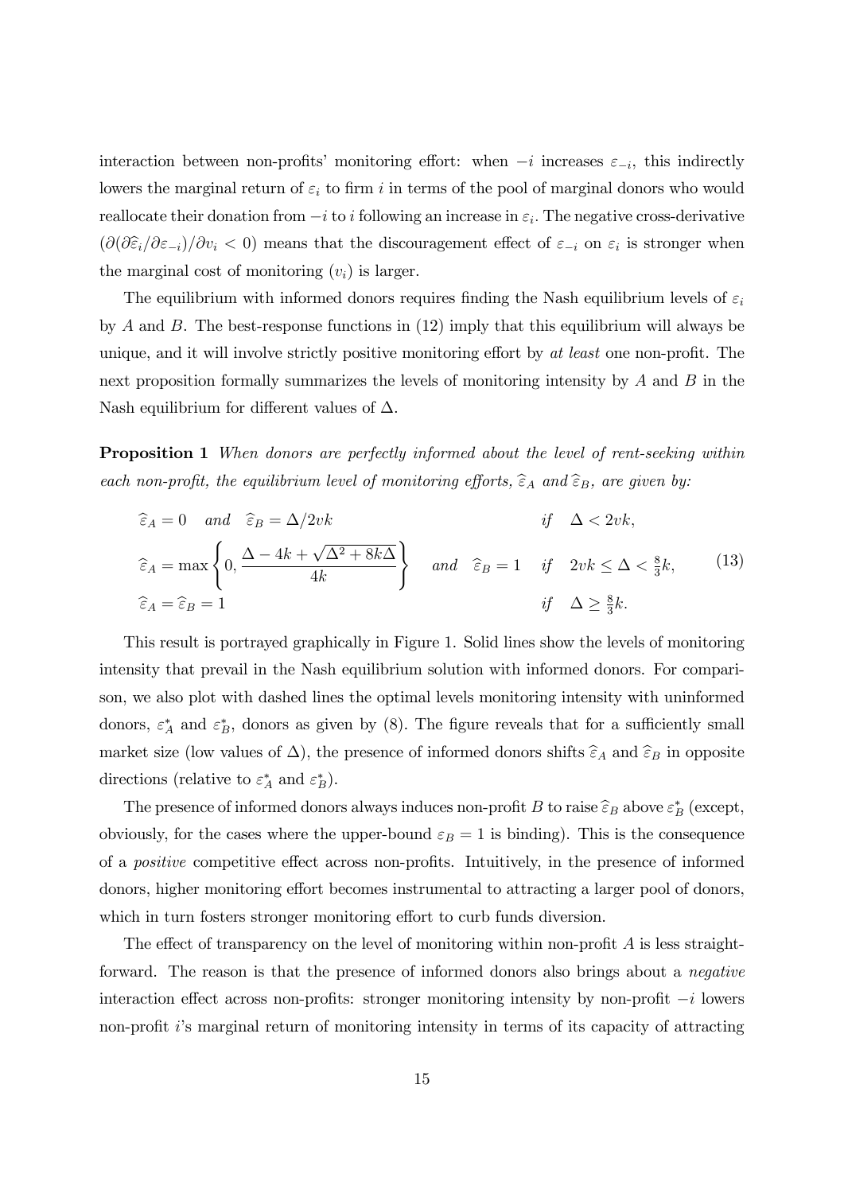interaction between non-profits' monitoring effort: when $-i$ increases $\varepsilon_{-i}$, this indirectly lowers the marginal return of $\varepsilon_i$ to firm $i$ in terms of the pool of marginal donors who would reallocate their donation from $-i$ to $i$ following an increase in $\varepsilon_i$. The negative cross-derivative $(\partial(\partial\widehat{\varepsilon}_i/\partial\varepsilon_{-i})/\partial v_i < 0)$ means that the discouragement effect of $\varepsilon_{-i}$ on $\varepsilon_i$ is stronger when the marginal cost of monitoring $(v_i)$ is larger.

The equilibrium with informed donors requires finding the Nash equilibrium levels of $\varepsilon_i$ by $A$ and $B$. The best-response functions in (12) imply that this equilibrium will always be unique, and it will involve strictly positive monitoring effort by *at least* one non-profit. The next proposition formally summarizes the levels of monitoring intensity by $A$ and $B$ in the Nash equilibrium for different values of $\Delta$.

**Proposition 1** *When donors are perfectly informed about the level of rent-seeking within each non-profit, the equilibrium level of monitoring efforts, $\widehat{\varepsilon}_A$ and $\widehat{\varepsilon}_B$, are given by:*

$$
\begin{aligned}
&\widehat{\varepsilon}_A = 0 \quad \text{and} \quad \widehat{\varepsilon}_B = \Delta/2vk & &\text{if} \quad \Delta < 2vk, \\
&\widehat{\varepsilon}_A = \max\left\{0, \frac{\Delta - 4k + \sqrt{\Delta^2 + 8k\Delta}}{4k}\right\} \quad \text{and} \quad \widehat{\varepsilon}_B = 1 & &\text{if} \quad 2vk \leq \Delta < \tfrac{8}{3}k, \\
&\widehat{\varepsilon}_A = \widehat{\varepsilon}_B = 1 & &\text{if} \quad \Delta \geq \tfrac{8}{3}k.
\end{aligned}
\tag{13}
$$

This result is portrayed graphically in Figure 1. Solid lines show the levels of monitoring intensity that prevail in the Nash equilibrium solution with informed donors. For comparison, we also plot with dashed lines the optimal levels monitoring intensity with uninformed donors, $\varepsilon_A^*$ and $\varepsilon_B^*$, donors as given by (8). The figure reveals that for a sufficiently small market size (low values of $\Delta$), the presence of informed donors shifts $\widehat{\varepsilon}_A$ and $\widehat{\varepsilon}_B$ in opposite directions (relative to $\varepsilon_A^*$ and $\varepsilon_B^*$).

The presence of informed donors always induces non-profit $B$ to raise $\widehat{\varepsilon}_B$ above $\varepsilon_B^*$ (except, obviously, for the cases where the upper-bound $\varepsilon_B = 1$ is binding). This is the consequence of a *positive* competitive effect across non-profits. Intuitively, in the presence of informed donors, higher monitoring effort becomes instrumental to attracting a larger pool of donors, which in turn fosters stronger monitoring effort to curb funds diversion.

The effect of transparency on the level of monitoring within non-profit $A$ is less straightforward. The reason is that the presence of informed donors also brings about a *negative* interaction effect across non-profits: stronger monitoring intensity by non-profit $-i$ lowers non-profit $i$'s marginal return of monitoring intensity in terms of its capacity of attracting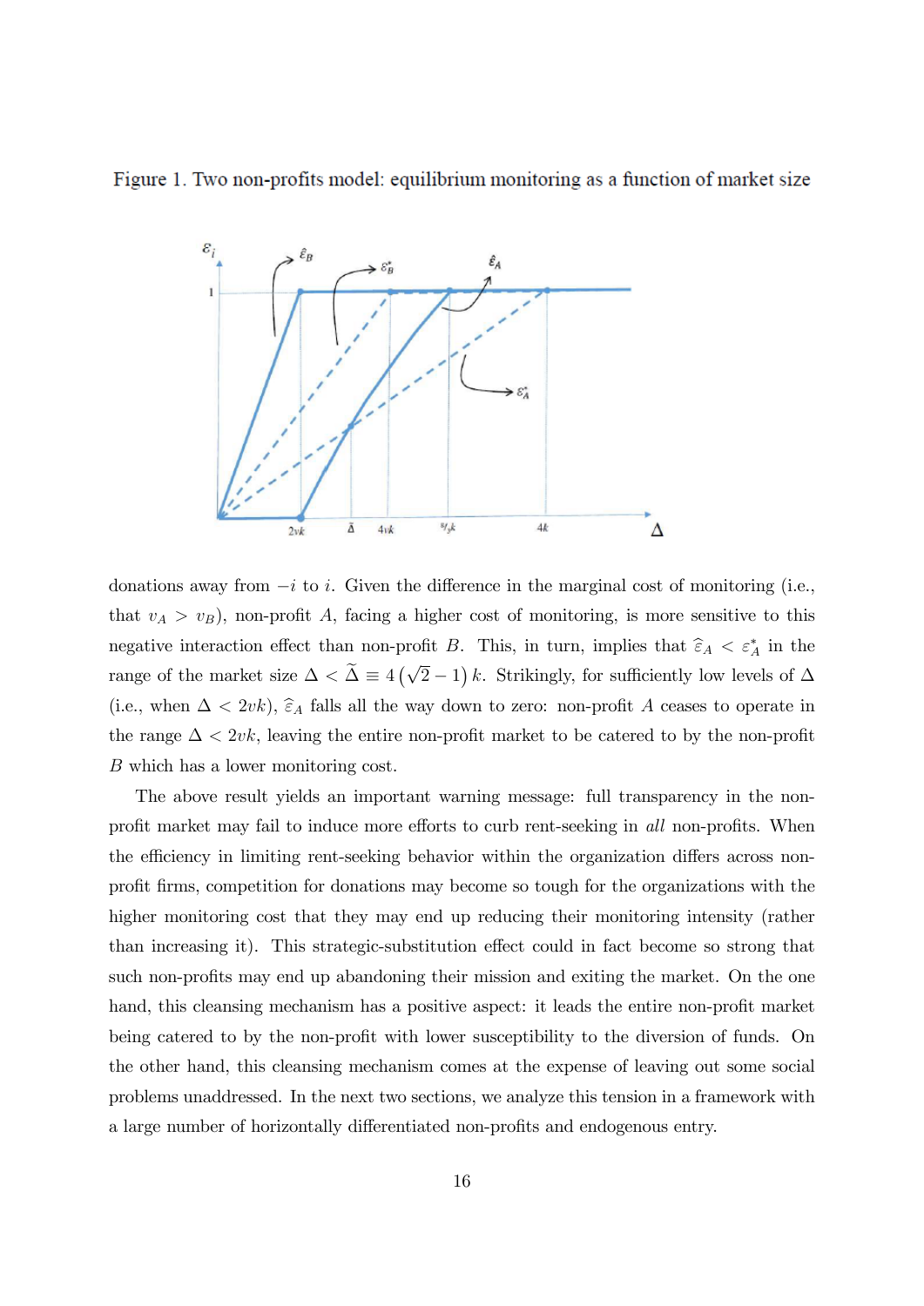Figure 1. Two non-profits model: equilibrium monitoring as a function of market size

donations away from $-i$ to $i$. Given the difference in the marginal cost of monitoring (i.e., that $v_A > v_B$), non-profit $A$, facing a higher cost of monitoring, is more sensitive to this negative interaction effect than non-profit $B$. This, in turn, implies that $\widehat{\varepsilon}_A < \varepsilon^*_A$ in the range of the market size $\Delta < \widetilde{\Delta} \equiv 4\left(\sqrt{2}-1\right)k$. Strikingly, for sufficiently low levels of $\Delta$ (i.e., when $\Delta < 2vk$), $\widehat{\varepsilon}_A$ falls all the way down to zero: non-profit $A$ ceases to operate in the range $\Delta < 2vk$, leaving the entire non-profit market to be catered to by the non-profit $B$ which has a lower monitoring cost.

The above result yields an important warning message: full transparency in the non-profit market may fail to induce more efforts to curb rent-seeking in *all* non-profits. When the efficiency in limiting rent-seeking behavior within the organization differs across non-profit firms, competition for donations may become so tough for the organizations with the higher monitoring cost that they may end up reducing their monitoring intensity (rather than increasing it). This strategic-substitution effect could in fact become so strong that such non-profits may end up abandoning their mission and exiting the market. On the one hand, this cleansing mechanism has a positive aspect: it leads the entire non-profit market being catered to by the non-profit with lower susceptibility to the diversion of funds. On the other hand, this cleansing mechanism comes at the expense of leaving out some social problems unaddressed. In the next two sections, we analyze this tension in a framework with a large number of horizontally differentiated non-profits and endogenous entry.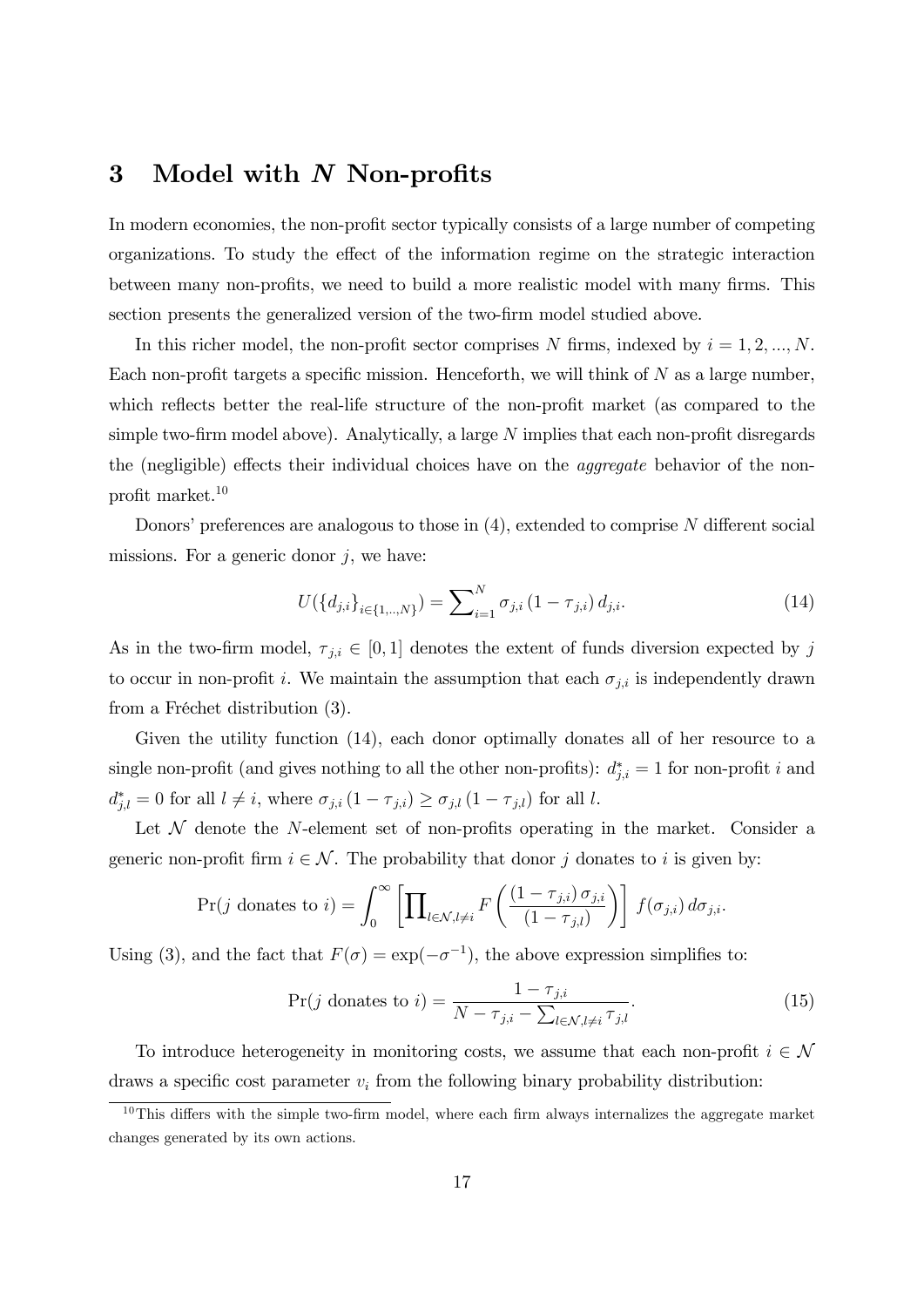# 3 Model with $N$ Non-profits

In modern economies, the non-profit sector typically consists of a large number of competing organizations. To study the effect of the information regime on the strategic interaction between many non-profits, we need to build a more realistic model with many firms. This section presents the generalized version of the two-firm model studied above.

In this richer model, the non-profit sector comprises $N$ firms, indexed by $i = 1, 2, ..., N$. Each non-profit targets a specific mission. Henceforth, we will think of $N$ as a large number, which reflects better the real-life structure of the non-profit market (as compared to the simple two-firm model above). Analytically, a large $N$ implies that each non-profit disregards the (negligible) effects their individual choices have on the *aggregate* behavior of the non-profit market.[10]

Donors' preferences are analogous to those in (4), extended to comprise $N$ different social missions. For a generic donor $j$, we have:

$$U(\{d_{j,i}\}_{i \in \{1,..,N\}}) = \sum\nolimits_{i=1}^{N} \sigma_{j,i} \left(1 - \tau_{j,i}\right) d_{j,i}. \tag{14}$$

As in the two-firm model, $\tau_{j,i} \in [0, 1]$ denotes the extent of funds diversion expected by $j$ to occur in non-profit $i$. We maintain the assumption that each $\sigma_{j,i}$ is independently drawn from a Fréchet distribution (3).

Given the utility function (14), each donor optimally donates all of her resource to a single non-profit (and gives nothing to all the other non-profits): $d^*_{j,i} = 1$ for non-profit $i$ and $d^*_{j,l} = 0$ for all $l \neq i$, where $\sigma_{j,i} \left(1 - \tau_{j,i}\right) \geq \sigma_{j,l} \left(1 - \tau_{j,l}\right)$ for all $l$.

Let $\mathcal{N}$ denote the $N$-element set of non-profits operating in the market. Consider a generic non-profit firm $i \in \mathcal{N}$. The probability that donor $j$ donates to $i$ is given by:

$$\Pr(j \text{ donates to } i) = \int_0^\infty \left[ \prod\nolimits_{l \in \mathcal{N}, l \neq i} F\left( \frac{\left(1 - \tau_{j,i}\right) \sigma_{j,i}}{\left(1 - \tau_{j,l}\right)} \right) \right] f(\sigma_{j,i}) \, d\sigma_{j,i}.$$

Using (3), and the fact that $F(\sigma) = \exp(-\sigma^{-1})$, the above expression simplifies to:

$$\Pr(j \text{ donates to } i) = \frac{1 - \tau_{j,i}}{N - \tau_{j,i} - \sum_{l \in \mathcal{N}, l \neq i} \tau_{j,l}}. \tag{15}$$

To introduce heterogeneity in monitoring costs, we assume that each non-profit $i \in \mathcal{N}$ draws a specific cost parameter $v_i$ from the following binary probability distribution:

[10] This differs with the simple two-firm model, where each firm always internalizes the aggregate market changes generated by its own actions.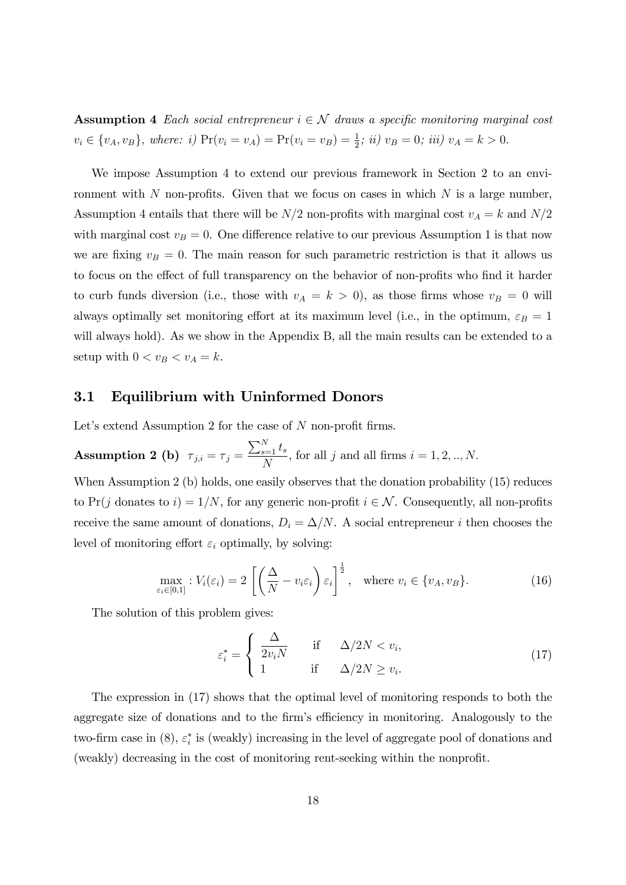**Assumption 4** *Each social entrepreneur $i \in \mathcal{N}$ draws a specific monitoring marginal cost $v_i \in \{v_A, v_B\}$, where: i) $\Pr(v_i = v_A) = \Pr(v_i = v_B) = \frac{1}{2}$; ii) $v_B = 0$; iii) $v_A = k > 0$.*

We impose Assumption 4 to extend our previous framework in Section 2 to an environment with $N$ non-profits. Given that we focus on cases in which $N$ is a large number, Assumption 4 entails that there will be $N/2$ non-profits with marginal cost $v_A = k$ and $N/2$ with marginal cost $v_B = 0$. One difference relative to our previous Assumption 1 is that now we are fixing $v_B = 0$. The main reason for such parametric restriction is that it allows us to focus on the effect of full transparency on the behavior of non-profits who find it harder to curb funds diversion (i.e., those with $v_A = k > 0$), as those firms whose $v_B = 0$ will always optimally set monitoring effort at its maximum level (i.e., in the optimum, $\varepsilon_B = 1$ will always hold). As we show in the Appendix B, all the main results can be extended to a setup with $0 < v_B < v_A = k$.

## 3.1 Equilibrium with Uninformed Donors

Let's extend Assumption 2 for the case of $N$ non-profit firms.

**Assumption 2 (b)** $\tau_{j,i} = \tau_j = \dfrac{\sum_{s=1}^{N} t_s}{N}$, for all $j$ and all firms $i = 1, 2, .., N$.

When Assumption 2 (b) holds, one easily observes that the donation probability (15) reduces to $\Pr(j \text{ donates to } i) = 1/N$, for any generic non-profit $i \in \mathcal{N}$. Consequently, all non-profits receive the same amount of donations, $D_i = \Delta/N$. A social entrepreneur $i$ then chooses the level of monitoring effort $\varepsilon_i$ optimally, by solving:

$$\max_{\varepsilon_i \in [0,1]} : V_i(\varepsilon_i) = 2\left[\left(\frac{\Delta}{N} - v_i \varepsilon_i\right)\varepsilon_i\right]^{\frac{1}{2}}, \quad \text{where } v_i \in \{v_A, v_B\}. \tag{16}$$

The solution of this problem gives:

$$\varepsilon_i^* = \begin{cases} \dfrac{\Delta}{2v_i N} & \text{if} \quad \Delta/2N < v_i, \\ 1 & \text{if} \quad \Delta/2N \geq v_i. \end{cases} \tag{17}$$

The expression in (17) shows that the optimal level of monitoring responds to both the aggregate size of donations and to the firm's efficiency in monitoring. Analogously to the two-firm case in (8), $\varepsilon_i^*$ is (weakly) increasing in the level of aggregate pool of donations and (weakly) decreasing in the cost of monitoring rent-seeking within the nonprofit.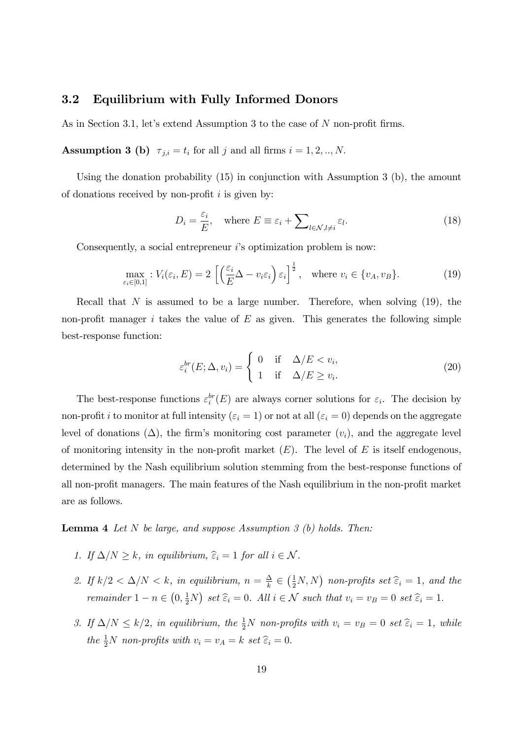### 3.2 Equilibrium with Fully Informed Donors

As in Section 3.1, let's extend Assumption 3 to the case of $N$ non-profit firms.

**Assumption 3 (b)** $\tau_{j,i} = t_i$ for all $j$ and all firms $i = 1, 2, .., N$.

Using the donation probability (15) in conjunction with Assumption 3 (b), the amount of donations received by non-profit $i$ is given by:

$$D_i = \frac{\varepsilon_i}{E}, \quad \text{where } E \equiv \varepsilon_i + \sum\nolimits_{l \in \mathcal{N}, l \neq i} \varepsilon_l. \tag{18}$$

Consequently, a social entrepreneur $i$'s optimization problem is now:

$$\max_{\varepsilon_i \in [0,1]} : V_i(\varepsilon_i, E) = 2\left[\left(\frac{\varepsilon_i}{E}\Delta - v_i \varepsilon_i\right)\varepsilon_i\right]^{\frac{1}{2}}, \quad \text{where } v_i \in \{v_A, v_B\}. \tag{19}$$

Recall that $N$ is assumed to be a large number. Therefore, when solving (19), the non-profit manager $i$ takes the value of $E$ as given. This generates the following simple best-response function:

$$\varepsilon_i^{br}(E; \Delta, v_i) = \begin{cases} 0 & \text{if} \quad \Delta/E < v_i, \\ 1 & \text{if} \quad \Delta/E \geq v_i. \end{cases} \tag{20}$$

The best-response functions $\varepsilon_i^{br}(E)$ are always corner solutions for $\varepsilon_i$. The decision by non-profit $i$ to monitor at full intensity ($\varepsilon_i = 1$) or not at all ($\varepsilon_i = 0$) depends on the aggregate level of donations ($\Delta$), the firm's monitoring cost parameter ($v_i$), and the aggregate level of monitoring intensity in the non-profit market ($E$). The level of $E$ is itself endogenous, determined by the Nash equilibrium solution stemming from the best-response functions of all non-profit managers. The main features of the Nash equilibrium in the non-profit market are as follows.

**Lemma 4** *Let $N$ be large, and suppose Assumption 3 (b) holds. Then:*

1. *If $\Delta/N \geq k$, in equilibrium, $\widehat{\varepsilon}_i = 1$ for all $i \in \mathcal{N}$.*
2. *If $k/2 < \Delta/N < k$, in equilibrium, $n = \frac{\Delta}{k} \in \left(\frac{1}{2}N, N\right)$ non-profits set $\widehat{\varepsilon}_i = 1$, and the remainder $1 - n \in \left(0, \frac{1}{2}N\right)$ set $\widehat{\varepsilon}_i = 0$. All $i \in \mathcal{N}$ such that $v_i = v_B = 0$ set $\widehat{\varepsilon}_i = 1$.*
3. *If $\Delta/N \leq k/2$, in equilibrium, the $\frac{1}{2}N$ non-profits with $v_i = v_B = 0$ set $\widehat{\varepsilon}_i = 1$, while the $\frac{1}{2}N$ non-profits with $v_i = v_A = k$ set $\widehat{\varepsilon}_i = 0$.*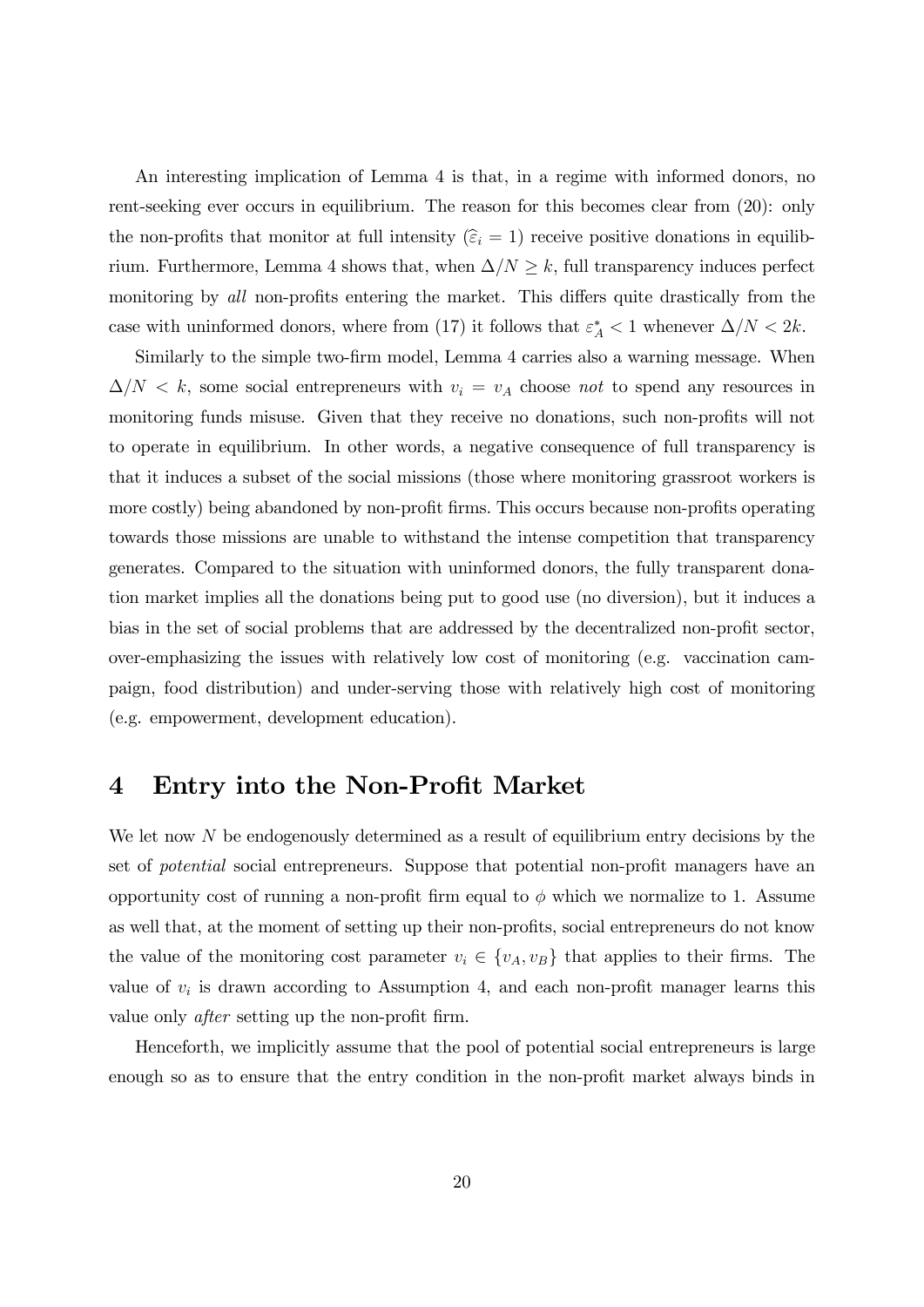An interesting implication of Lemma 4 is that, in a regime with informed donors, no rent-seeking ever occurs in equilibrium. The reason for this becomes clear from (20): only the non-profits that monitor at full intensity ($\widehat{\varepsilon}_i = 1$) receive positive donations in equilibrium. Furthermore, Lemma 4 shows that, when $\Delta/N \geq k$, full transparency induces perfect monitoring by *all* non-profits entering the market. This differs quite drastically from the case with uninformed donors, where from (17) it follows that $\varepsilon_A^* < 1$ whenever $\Delta/N < 2k$.

Similarly to the simple two-firm model, Lemma 4 carries also a warning message. When $\Delta/N < k$, some social entrepreneurs with $v_i = v_A$ choose *not* to spend any resources in monitoring funds misuse. Given that they receive no donations, such non-profits will not to operate in equilibrium. In other words, a negative consequence of full transparency is that it induces a subset of the social missions (those where monitoring grassroot workers is more costly) being abandoned by non-profit firms. This occurs because non-profits operating towards those missions are unable to withstand the intense competition that transparency generates. Compared to the situation with uninformed donors, the fully transparent donation market implies all the donations being put to good use (no diversion), but it induces a bias in the set of social problems that are addressed by the decentralized non-profit sector, over-emphasizing the issues with relatively low cost of monitoring (e.g. vaccination campaign, food distribution) and under-serving those with relatively high cost of monitoring (e.g. empowerment, development education).

# 4 Entry into the Non-Profit Market

We let now $N$ be endogenously determined as a result of equilibrium entry decisions by the set of *potential* social entrepreneurs. Suppose that potential non-profit managers have an opportunity cost of running a non-profit firm equal to $\phi$ which we normalize to 1. Assume as well that, at the moment of setting up their non-profits, social entrepreneurs do not know the value of the monitoring cost parameter $v_i \in \{v_A, v_B\}$ that applies to their firms. The value of $v_i$ is drawn according to Assumption 4, and each non-profit manager learns this value only *after* setting up the non-profit firm.

Henceforth, we implicitly assume that the pool of potential social entrepreneurs is large enough so as to ensure that the entry condition in the non-profit market always binds in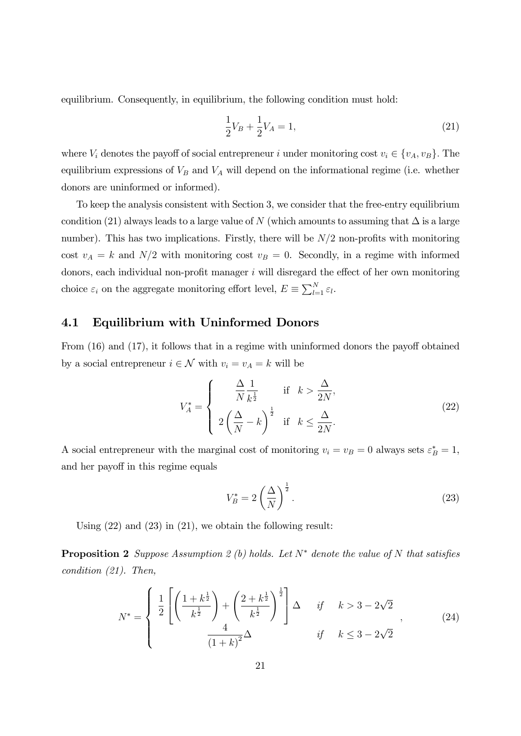equilibrium. Consequently, in equilibrium, the following condition must hold:

$$\frac{1}{2}V_B + \frac{1}{2}V_A = 1, \tag{21}$$

where $V_i$ denotes the payoff of social entrepreneur $i$ under monitoring cost $v_i \in \{v_A, v_B\}$. The equilibrium expressions of $V_B$ and $V_A$ will depend on the informational regime (i.e. whether donors are uninformed or informed).

To keep the analysis consistent with Section 3, we consider that the free-entry equilibrium condition (21) always leads to a large value of $N$ (which amounts to assuming that $\Delta$ is a large number). This has two implications. Firstly, there will be $N/2$ non-profits with monitoring cost $v_A = k$ and $N/2$ with monitoring cost $v_B = 0$. Secondly, in a regime with informed donors, each individual non-profit manager $i$ will disregard the effect of her own monitoring choice $\varepsilon_i$ on the aggregate monitoring effort level, $E \equiv \sum_{l=1}^{N} \varepsilon_l$.

## 4.1 Equilibrium with Uninformed Donors

From (16) and (17), it follows that in a regime with uninformed donors the payoff obtained by a social entrepreneur $i \in \mathcal{N}$ with $v_i = v_A = k$ will be

$$V_A^* = \begin{cases} \dfrac{\Delta}{N}\dfrac{1}{k^{\frac{1}{2}}} & \text{if} \quad k > \dfrac{\Delta}{2N}, \\ 2\left(\dfrac{\Delta}{N} - k\right)^{\frac{1}{2}} & \text{if} \quad k \leq \dfrac{\Delta}{2N}. \end{cases} \tag{22}$$

A social entrepreneur with the marginal cost of monitoring $v_i = v_B = 0$ always sets $\varepsilon_B^* = 1$, and her payoff in this regime equals

$$V_B^* = 2\left(\frac{\Delta}{N}\right)^{\frac{1}{2}}. \tag{23}$$

Using (22) and (23) in (21), we obtain the following result:

**Proposition 2** *Suppose Assumption 2 (b) holds. Let $N^*$ denote the value of $N$ that satisfies condition (21). Then,*

$$N^* = \begin{cases} \dfrac{1}{2}\left[\left(\dfrac{1+k^{\frac{1}{2}}}{k^{\frac{1}{2}}}\right) + \left(\dfrac{2+k^{\frac{1}{2}}}{k^{\frac{1}{2}}}\right)^{\frac{1}{2}}\right]\Delta & \text{if} \quad k > 3-2\sqrt{2} \\ \dfrac{4}{(1+k)^2}\Delta & \text{if} \quad k \leq 3-2\sqrt{2} \end{cases}, \tag{24}$$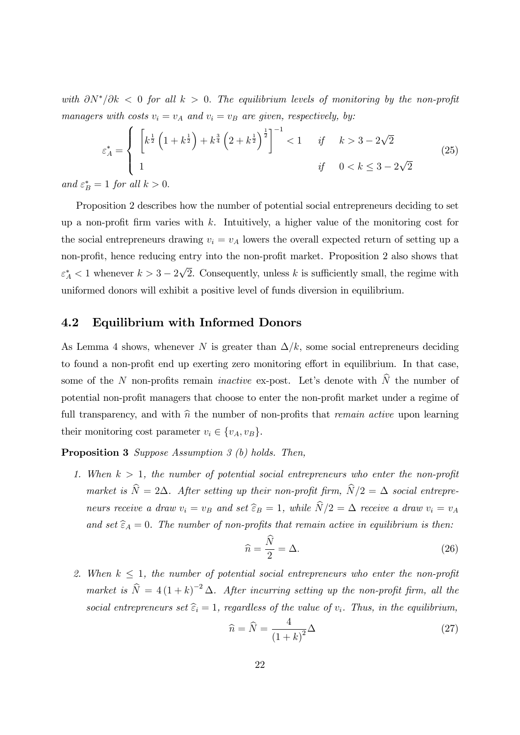*with $\partial N^*/\partial k < 0$ for all $k > 0$. The equilibrium levels of monitoring by the non-profit managers with costs $v_i = v_A$ and $v_i = v_B$ are given, respectively, by:*

$$\varepsilon_A^* = \begin{cases} \left[ k^{\frac{1}{2}} \left( 1 + k^{\frac{1}{2}} \right) + k^{\frac{3}{4}} \left( 2 + k^{\frac{1}{2}} \right)^{\frac{1}{2}} \right]^{-1} < 1 & \text{if} \quad k > 3 - 2\sqrt{2} \\ 1 & \text{if} \quad 0 < k \leq 3 - 2\sqrt{2} \end{cases} \tag{25}$$

*and $\varepsilon_B^* = 1$ for all $k > 0$.*

Proposition 2 describes how the number of potential social entrepreneurs deciding to set up a non-profit firm varies with $k$. Intuitively, a higher value of the monitoring cost for the social entrepreneurs drawing $v_i = v_A$ lowers the overall expected return of setting up a non-profit, hence reducing entry into the non-profit market. Proposition 2 also shows that $\varepsilon_A^* < 1$ whenever $k > 3 - 2\sqrt{2}$. Consequently, unless $k$ is sufficiently small, the regime with uniformed donors will exhibit a positive level of funds diversion in equilibrium.

## 4.2 Equilibrium with Informed Donors

As Lemma 4 shows, whenever $N$ is greater than $\Delta/k$, some social entrepreneurs deciding to found a non-profit end up exerting zero monitoring effort in equilibrium. In that case, some of the $N$ non-profits remain *inactive* ex-post. Let's denote with $\widehat{N}$ the number of potential non-profit managers that choose to enter the non-profit market under a regime of full transparency, and with $\widehat{n}$ the number of non-profits that *remain active* upon learning their monitoring cost parameter $v_i \in \{v_A, v_B\}$.

**Proposition 3** *Suppose Assumption 3 (b) holds. Then,*

1. *When $k > 1$, the number of potential social entrepreneurs who enter the non-profit market is $\widehat{N} = 2\Delta$. After setting up their non-profit firm, $\widehat{N}/2 = \Delta$ social entrepreneurs receive a draw $v_i = v_B$ and set $\widehat{\varepsilon}_B = 1$, while $\widehat{N}/2 = \Delta$ receive a draw $v_i = v_A$ and set $\widehat{\varepsilon}_A = 0$. The number of non-profits that remain active in equilibrium is then:*

$$\widehat{n} = \frac{\widehat{N}}{2} = \Delta. \tag{26}$$

2. *When $k \leq 1$, the number of potential social entrepreneurs who enter the non-profit market is $\widehat{N} = 4(1+k)^{-2}\Delta$. After incurring setting up the non-profit firm, all the social entrepreneurs set $\widehat{\varepsilon}_i = 1$, regardless of the value of $v_i$. Thus, in the equilibrium,*

$$\widehat{n} = \widehat{N} = \frac{4}{(1+k)^2}\Delta \tag{27}$$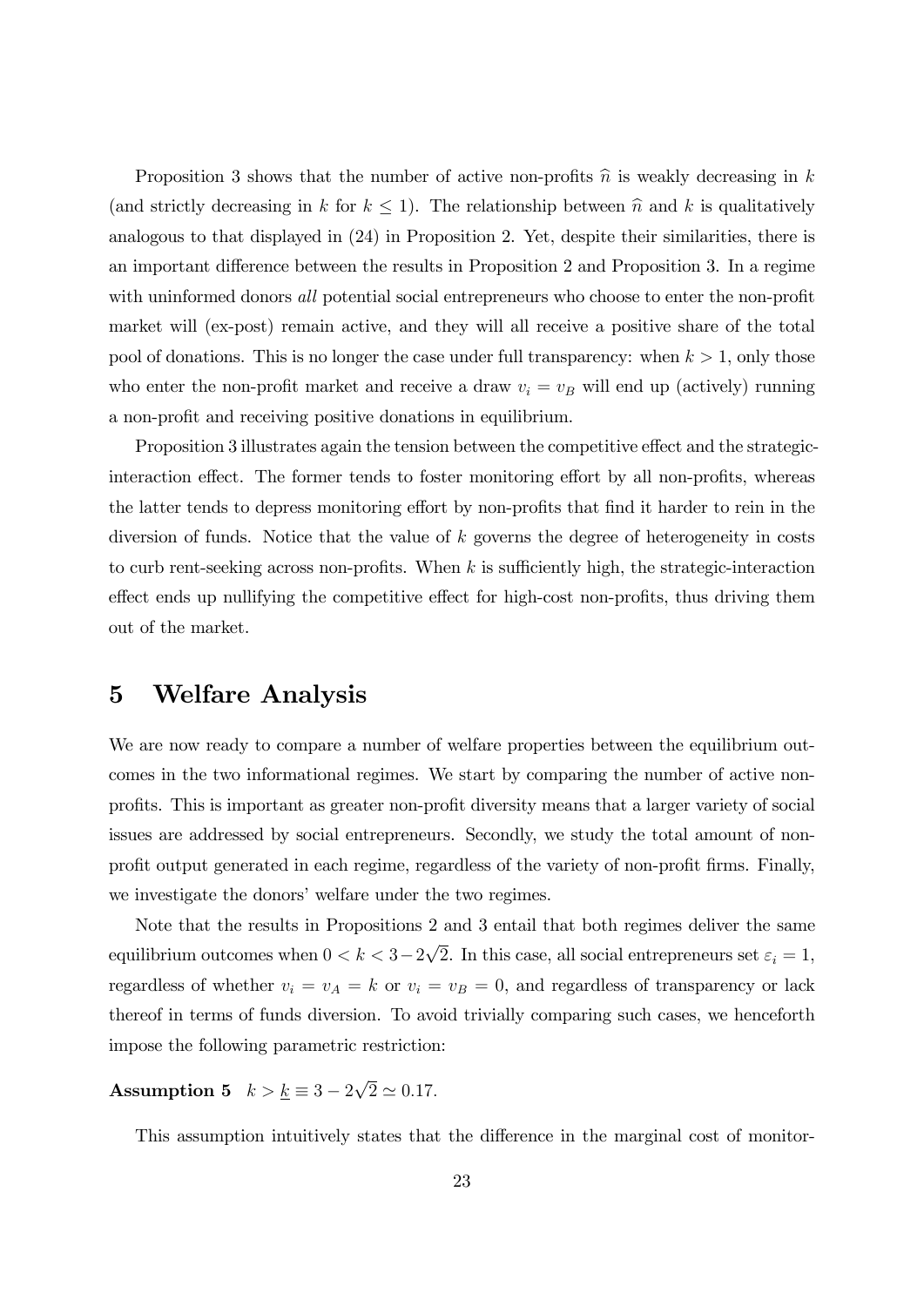Proposition 3 shows that the number of active non-profits $\widehat{n}$ is weakly decreasing in $k$ (and strictly decreasing in $k$ for $k \leq 1$). The relationship between $\widehat{n}$ and $k$ is qualitatively analogous to that displayed in (24) in Proposition 2. Yet, despite their similarities, there is an important difference between the results in Proposition 2 and Proposition 3. In a regime with uninformed donors *all* potential social entrepreneurs who choose to enter the non-profit market will (ex-post) remain active, and they will all receive a positive share of the total pool of donations. This is no longer the case under full transparency: when $k > 1$, only those who enter the non-profit market and receive a draw $v_i = v_B$ will end up (actively) running a non-profit and receiving positive donations in equilibrium.

Proposition 3 illustrates again the tension between the competitive effect and the strategic-interaction effect. The former tends to foster monitoring effort by all non-profits, whereas the latter tends to depress monitoring effort by non-profits that find it harder to rein in the diversion of funds. Notice that the value of $k$ governs the degree of heterogeneity in costs to curb rent-seeking across non-profits. When $k$ is sufficiently high, the strategic-interaction effect ends up nullifying the competitive effect for high-cost non-profits, thus driving them out of the market.

# 5 Welfare Analysis

We are now ready to compare a number of welfare properties between the equilibrium outcomes in the two informational regimes. We start by comparing the number of active non-profits. This is important as greater non-profit diversity means that a larger variety of social issues are addressed by social entrepreneurs. Secondly, we study the total amount of non-profit output generated in each regime, regardless of the variety of non-profit firms. Finally, we investigate the donors' welfare under the two regimes.

Note that the results in Propositions 2 and 3 entail that both regimes deliver the same equilibrium outcomes when $0 < k < 3 - 2\sqrt{2}$. In this case, all social entrepreneurs set $\varepsilon_i = 1$, regardless of whether $v_i = v_A = k$ or $v_i = v_B = 0$, and regardless of transparency or lack thereof in terms of funds diversion. To avoid trivially comparing such cases, we henceforth impose the following parametric restriction:

**Assumption 5** $k > \underline{k} \equiv 3 - 2\sqrt{2} \simeq 0.17$.

This assumption intuitively states that the difference in the marginal cost of monitor-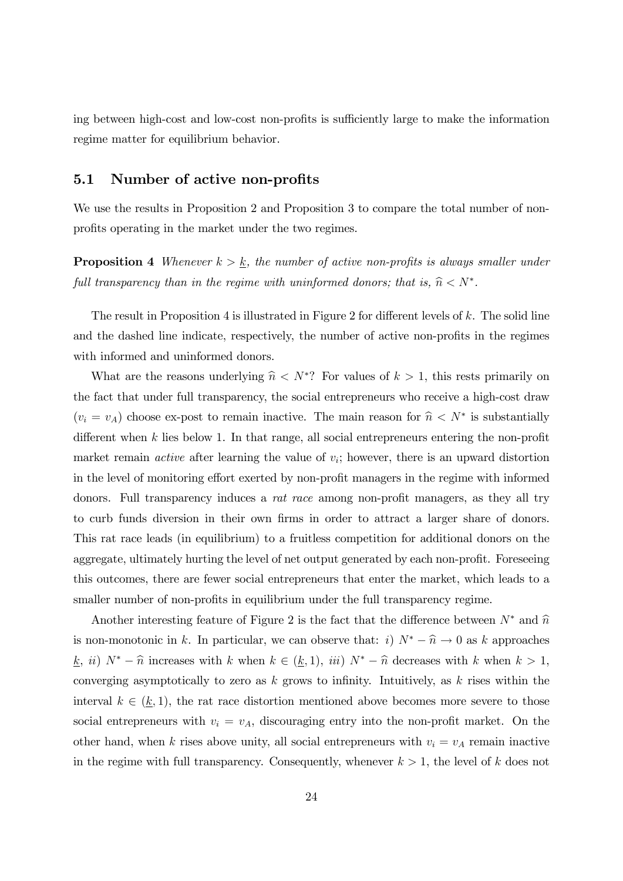ing between high-cost and low-cost non-profits is sufficiently large to make the information regime matter for equilibrium behavior.

## 5.1 Number of active non-profits

We use the results in Proposition 2 and Proposition 3 to compare the total number of non-profits operating in the market under the two regimes.

**Proposition 4** *Whenever $k > \underline{k}$, the number of active non-profits is always smaller under full transparency than in the regime with uninformed donors; that is, $\widehat{n} < N^*$.*

The result in Proposition 4 is illustrated in Figure 2 for different levels of $k$. The solid line and the dashed line indicate, respectively, the number of active non-profits in the regimes with informed and uninformed donors.

What are the reasons underlying $\widehat{n} < N^*$? For values of $k > 1$, this rests primarily on the fact that under full transparency, the social entrepreneurs who receive a high-cost draw ($v_i = v_A$) choose ex-post to remain inactive. The main reason for $\widehat{n} < N^*$ is substantially different when $k$ lies below 1. In that range, all social entrepreneurs entering the non-profit market remain *active* after learning the value of $v_i$; however, there is an upward distortion in the level of monitoring effort exerted by non-profit managers in the regime with informed donors. Full transparency induces a *rat race* among non-profit managers, as they all try to curb funds diversion in their own firms in order to attract a larger share of donors. This rat race leads (in equilibrium) to a fruitless competition for additional donors on the aggregate, ultimately hurting the level of net output generated by each non-profit. Foreseeing this outcomes, there are fewer social entrepreneurs that enter the market, which leads to a smaller number of non-profits in equilibrium under the full transparency regime.

Another interesting feature of Figure 2 is the fact that the difference between $N^*$ and $\widehat{n}$ is non-monotonic in $k$. In particular, we can observe that: *i*) $N^* - \widehat{n} \to 0$ as $k$ approaches $\underline{k}$, *ii*) $N^* - \widehat{n}$ increases with $k$ when $k \in (\underline{k}, 1)$, *iii*) $N^* - \widehat{n}$ decreases with $k$ when $k > 1$, converging asymptotically to zero as $k$ grows to infinity. Intuitively, as $k$ rises within the interval $k \in (\underline{k}, 1)$, the rat race distortion mentioned above becomes more severe to those social entrepreneurs with $v_i = v_A$, discouraging entry into the non-profit market. On the other hand, when $k$ rises above unity, all social entrepreneurs with $v_i = v_A$ remain inactive in the regime with full transparency. Consequently, whenever $k > 1$, the level of $k$ does not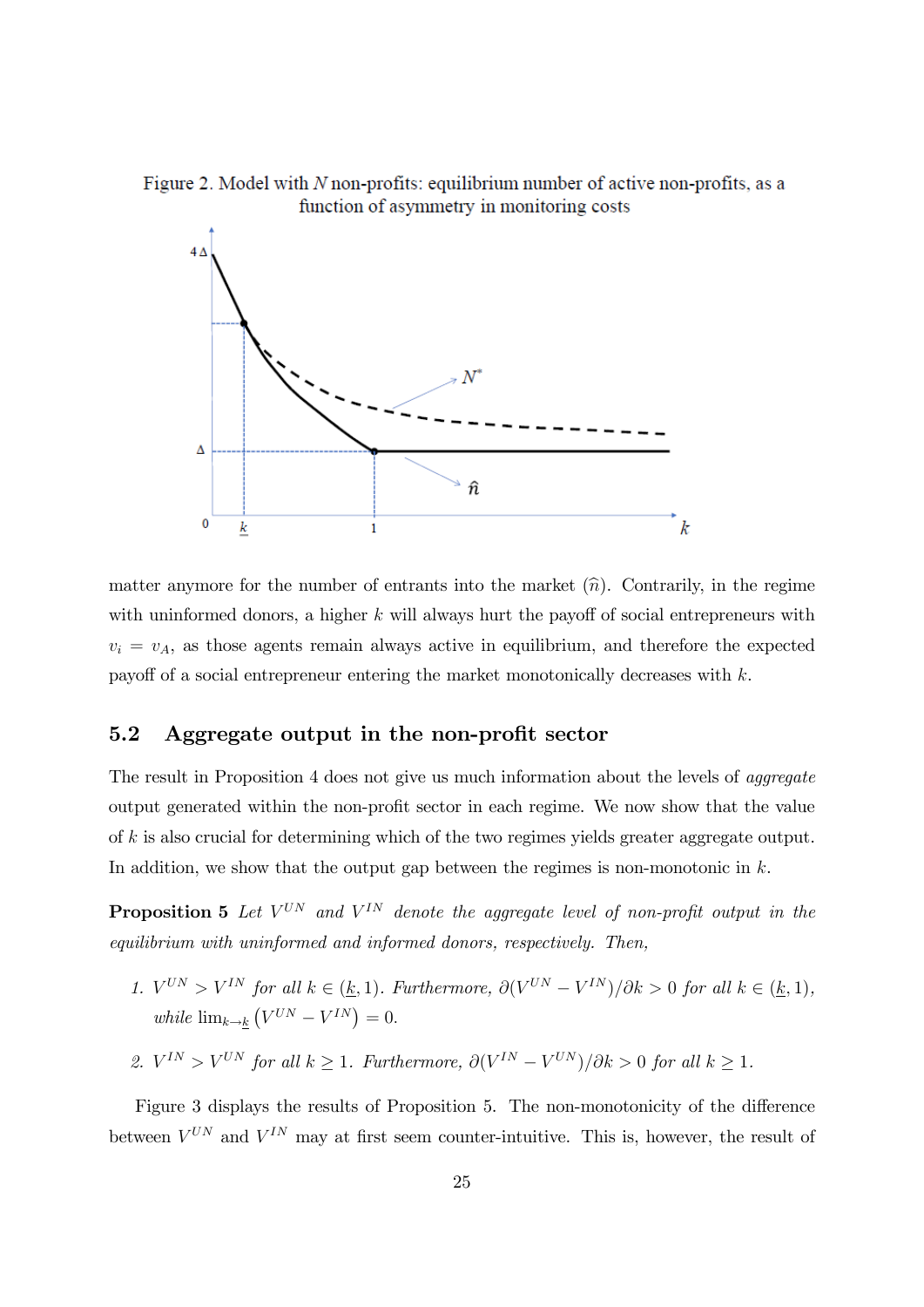Figure 2. Model with $N$ non-profits: equilibrium number of active non-profits, as a function of asymmetry in monitoring costs

matter anymore for the number of entrants into the market ($\hat{n}$). Contrarily, in the regime with uninformed donors, a higher $k$ will always hurt the payoff of social entrepreneurs with $v_i = v_A$, as those agents remain always active in equilibrium, and therefore the expected payoff of a social entrepreneur entering the market monotonically decreases with $k$.

## 5.2 Aggregate output in the non-profit sector

The result in Proposition 4 does not give us much information about the levels of *aggregate* output generated within the non-profit sector in each regime. We now show that the value of $k$ is also crucial for determining which of the two regimes yields greater aggregate output. In addition, we show that the output gap between the regimes is non-monotonic in $k$.

**Proposition 5** *Let $V^{UN}$ and $V^{IN}$ denote the aggregate level of non-profit output in the equilibrium with uninformed and informed donors, respectively. Then,*

1. *$V^{UN} > V^{IN}$ for all $k \in (\underline{k}, 1)$. Furthermore, $\partial(V^{UN} - V^{IN})/\partial k > 0$ for all $k \in (\underline{k}, 1)$, while $\lim_{k \to \underline{k}} \left(V^{UN} - V^{IN}\right) = 0$.*
2. *$V^{IN} > V^{UN}$ for all $k \geq 1$. Furthermore, $\partial(V^{IN} - V^{UN})/\partial k > 0$ for all $k \geq 1$.*

Figure 3 displays the results of Proposition 5. The non-monotonicity of the difference between $V^{UN}$ and $V^{IN}$ may at first seem counter-intuitive. This is, however, the result of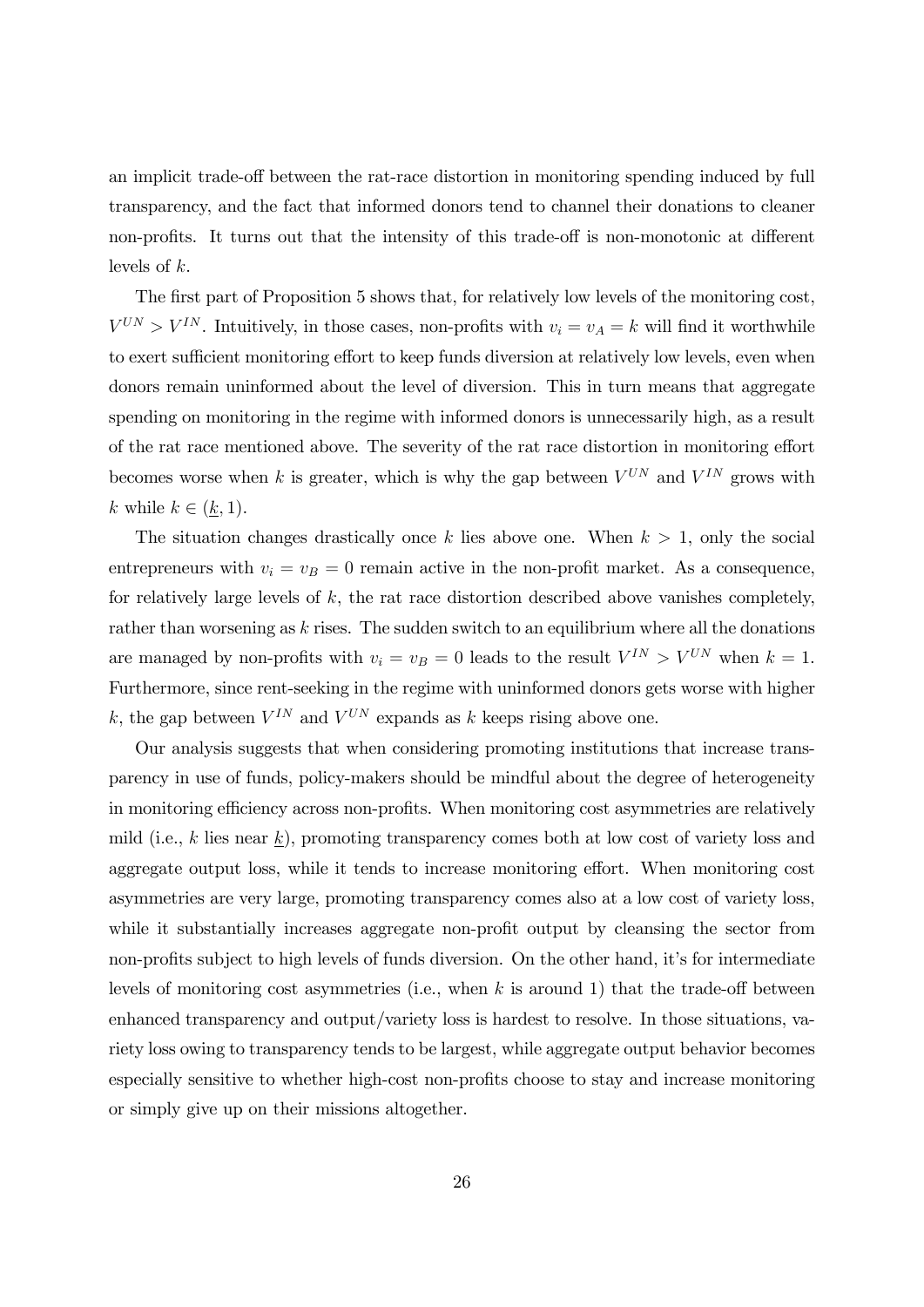an implicit trade-off between the rat-race distortion in monitoring spending induced by full transparency, and the fact that informed donors tend to channel their donations to cleaner non-profits. It turns out that the intensity of this trade-off is non-monotonic at different levels of $k$.

The first part of Proposition 5 shows that, for relatively low levels of the monitoring cost, $V^{UN} > V^{IN}$. Intuitively, in those cases, non-profits with $v_i = v_A = k$ will find it worthwhile to exert sufficient monitoring effort to keep funds diversion at relatively low levels, even when donors remain uninformed about the level of diversion. This in turn means that aggregate spending on monitoring in the regime with informed donors is unnecessarily high, as a result of the rat race mentioned above. The severity of the rat race distortion in monitoring effort becomes worse when $k$ is greater, which is why the gap between $V^{UN}$ and $V^{IN}$ grows with $k$ while $k \in (\underline{k}, 1)$.

The situation changes drastically once $k$ lies above one. When $k > 1$, only the social entrepreneurs with $v_i = v_B = 0$ remain active in the non-profit market. As a consequence, for relatively large levels of $k$, the rat race distortion described above vanishes completely, rather than worsening as $k$ rises. The sudden switch to an equilibrium where all the donations are managed by non-profits with $v_i = v_B = 0$ leads to the result $V^{IN} > V^{UN}$ when $k = 1$. Furthermore, since rent-seeking in the regime with uninformed donors gets worse with higher $k$, the gap between $V^{IN}$ and $V^{UN}$ expands as $k$ keeps rising above one.

Our analysis suggests that when considering promoting institutions that increase transparency in use of funds, policy-makers should be mindful about the degree of heterogeneity in monitoring efficiency across non-profits. When monitoring cost asymmetries are relatively mild (i.e., $k$ lies near $\underline{k}$), promoting transparency comes both at low cost of variety loss and aggregate output loss, while it tends to increase monitoring effort. When monitoring cost asymmetries are very large, promoting transparency comes also at a low cost of variety loss, while it substantially increases aggregate non-profit output by cleansing the sector from non-profits subject to high levels of funds diversion. On the other hand, it's for intermediate levels of monitoring cost asymmetries (i.e., when $k$ is around 1) that the trade-off between enhanced transparency and output/variety loss is hardest to resolve. In those situations, variety loss owing to transparency tends to be largest, while aggregate output behavior becomes especially sensitive to whether high-cost non-profits choose to stay and increase monitoring or simply give up on their missions altogether.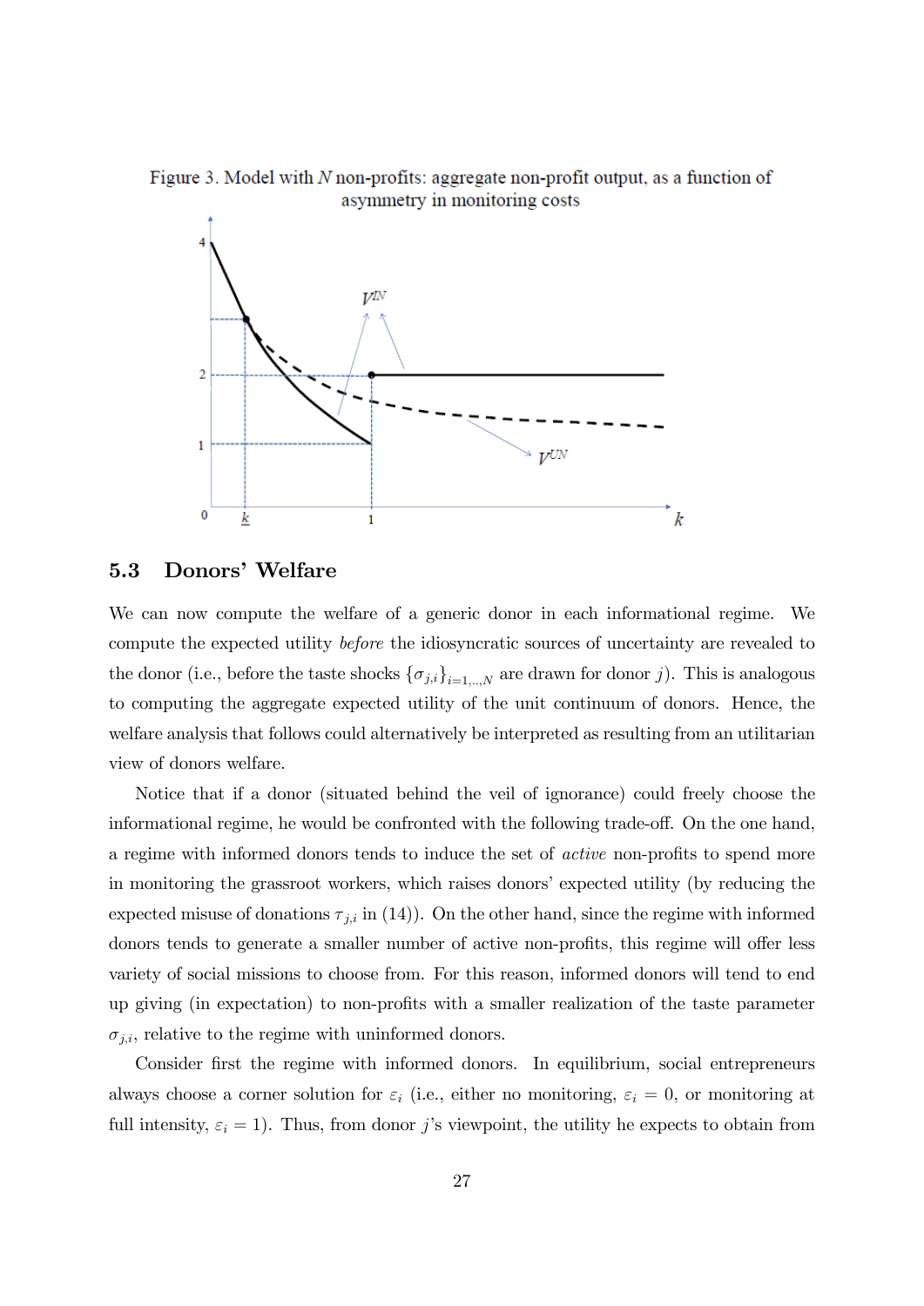Figure 3. Model with $N$ non-profits: aggregate non-profit output, as a function of asymmetry in monitoring costs

## 5.3 Donors' Welfare

We can now compute the welfare of a generic donor in each informational regime. We compute the expected utility *before* the idiosyncratic sources of uncertainty are revealed to the donor (i.e., before the taste shocks $\{\sigma_{j,i}\}_{i=1,..,N}$ are drawn for donor $j$). This is analogous to computing the aggregate expected utility of the unit continuum of donors. Hence, the welfare analysis that follows could alternatively be interpreted as resulting from an utilitarian view of donors welfare.

Notice that if a donor (situated behind the veil of ignorance) could freely choose the informational regime, he would be confronted with the following trade-off. On the one hand, a regime with informed donors tends to induce the set of *active* non-profits to spend more in monitoring the grassroot workers, which raises donors' expected utility (by reducing the expected misuse of donations $\tau_{j,i}$ in (14)). On the other hand, since the regime with informed donors tends to generate a smaller number of active non-profits, this regime will offer less variety of social missions to choose from. For this reason, informed donors will tend to end up giving (in expectation) to non-profits with a smaller realization of the taste parameter $\sigma_{j,i}$, relative to the regime with uninformed donors.

Consider first the regime with informed donors. In equilibrium, social entrepreneurs always choose a corner solution for $\varepsilon_i$ (i.e., either no monitoring, $\varepsilon_i = 0$, or monitoring at full intensity, $\varepsilon_i = 1$). Thus, from donor $j$'s viewpoint, the utility he expects to obtain from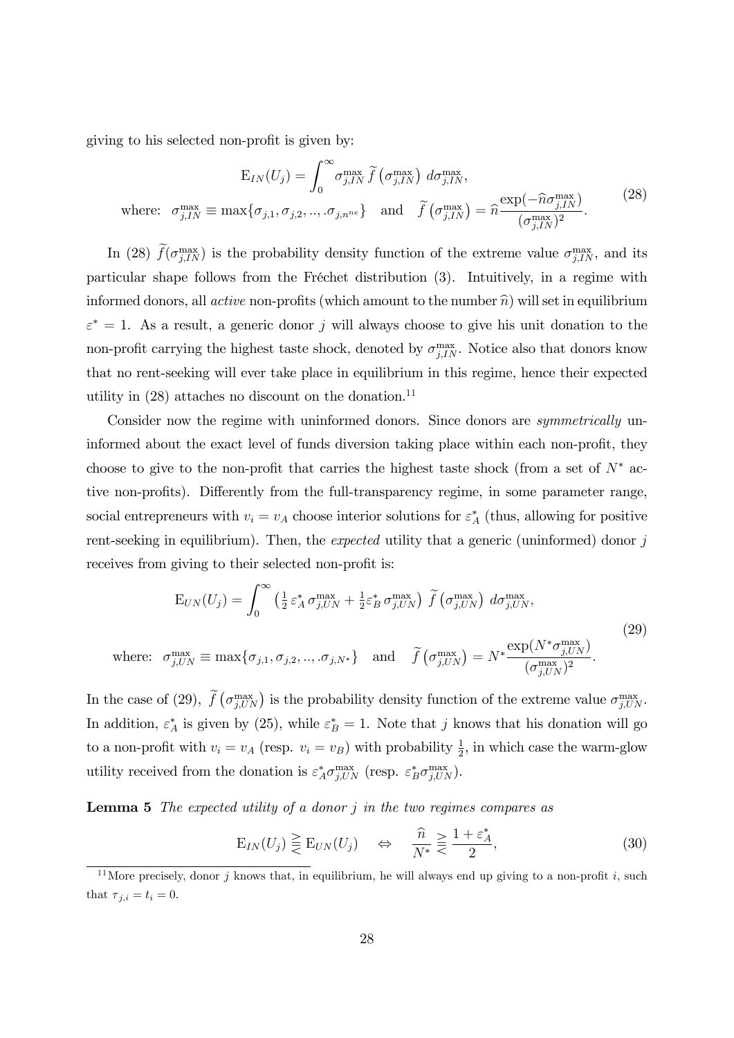giving to his selected non-profit is given by:

$$
\begin{aligned}
&\mathrm{E}_{IN}(U_j) = \int_0^\infty \sigma_{j,IN}^{\max} \, \widetilde{f}\left(\sigma_{j,IN}^{\max}\right) \, d\sigma_{j,IN}^{\max}, \\
&\text{where: } \ \sigma_{j,IN}^{\max} \equiv \max\{\sigma_{j,1}, \sigma_{j,2}, .., .\sigma_{j,n^{ne}}\} \quad \text{and} \quad \widetilde{f}\left(\sigma_{j,IN}^{\max}\right) = \widehat{n} \frac{\exp(-\widehat{n}\sigma_{j,IN}^{\max})}{(\sigma_{j,IN}^{\max})^2}.
\end{aligned}
\tag{28}
$$

In (28) $\widetilde{f}(\sigma_{j,IN}^{\max})$ is the probability density function of the extreme value $\sigma_{j,IN}^{\max}$, and its particular shape follows from the Fréchet distribution (3). Intuitively, in a regime with informed donors, all *active* non-profits (which amount to the number $\widehat{n}$) will set in equilibrium $\varepsilon^* = 1$. As a result, a generic donor $j$ will always choose to give his unit donation to the non-profit carrying the highest taste shock, denoted by $\sigma_{j,IN}^{\max}$. Notice also that donors know that no rent-seeking will ever take place in equilibrium in this regime, hence their expected utility in (28) attaches no discount on the donation.[11]

Consider now the regime with uninformed donors. Since donors are *symmetrically* uninformed about the exact level of funds diversion taking place within each non-profit, they choose to give to the non-profit that carries the highest taste shock (from a set of $N^*$ active non-profits). Differently from the full-transparency regime, in some parameter range, social entrepreneurs with $v_i = v_A$ choose interior solutions for $\varepsilon_A^*$ (thus, allowing for positive rent-seeking in equilibrium). Then, the *expected* utility that a generic (uninformed) donor $j$ receives from giving to their selected non-profit is:

$$
\begin{aligned}
&\mathrm{E}_{UN}(U_j) = \int_0^\infty \left(\tfrac{1}{2}\,\varepsilon_A^*\,\sigma_{j,UN}^{\max} + \tfrac{1}{2}\varepsilon_B^*\,\sigma_{j,UN}^{\max}\right) \, \widetilde{f}\left(\sigma_{j,UN}^{\max}\right) \, d\sigma_{j,UN}^{\max}, \\
&\text{where: } \ \sigma_{j,UN}^{\max} \equiv \max\{\sigma_{j,1}, \sigma_{j,2}, .., .\sigma_{j,N^*}\} \quad \text{and} \quad \widetilde{f}\left(\sigma_{j,UN}^{\max}\right) = N^* \frac{\exp(N^*\sigma_{j,UN}^{\max})}{(\sigma_{j,UN}^{\max})^2}.
\end{aligned}
\tag{29}
$$

In the case of (29), $\widetilde{f}\left(\sigma_{j,UN}^{\max}\right)$ is the probability density function of the extreme value $\sigma_{j,UN}^{\max}$. In addition, $\varepsilon_A^*$ is given by (25), while $\varepsilon_B^* = 1$. Note that $j$ knows that his donation will go to a non-profit with $v_i = v_A$ (resp. $v_i = v_B$) with probability $\frac{1}{2}$, in which case the warm-glow utility received from the donation is $\varepsilon_A^*\sigma_{j,UN}^{\max}$ (resp. $\varepsilon_B^*\sigma_{j,UN}^{\max}$).

**Lemma 5** *The expected utility of a donor $j$ in the two regimes compares as*

$$
\mathrm{E}_{IN}(U_j) \gtreqless \mathrm{E}_{UN}(U_j) \quad \Leftrightarrow \quad \frac{\widehat{n}}{N^*} \gtreqless \frac{1+\varepsilon_A^*}{2}, \tag{30}
$$

[11] More precisely, donor $j$ knows that, in equilibrium, he will always end up giving to a non-profit $i$, such that $\tau_{j,i} = t_i = 0$.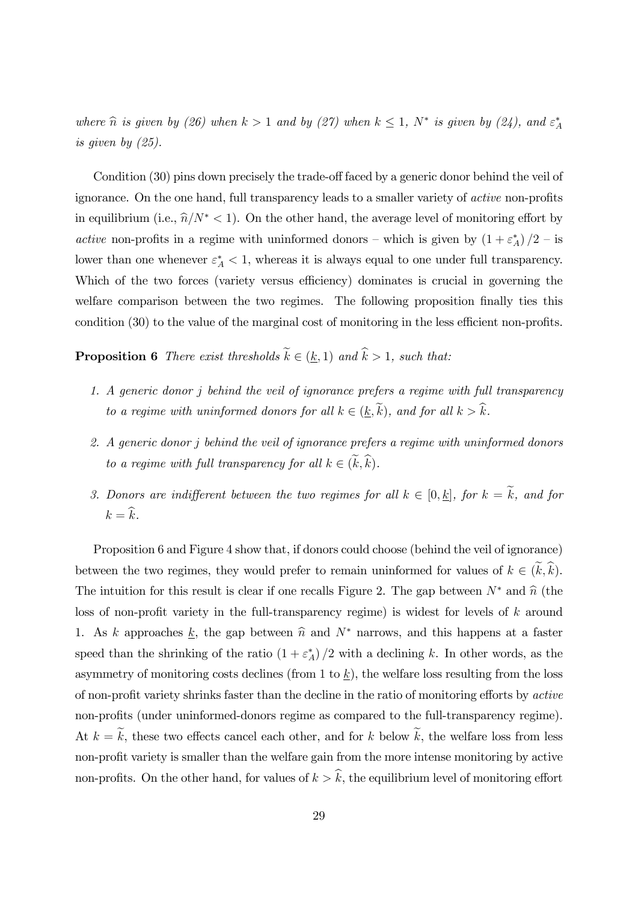*where $\widehat{n}$ is given by (26) when $k > 1$ and by (27) when $k \leq 1$, $N^*$ is given by (24), and $\varepsilon_A^*$ is given by (25).*

Condition (30) pins down precisely the trade-off faced by a generic donor behind the veil of ignorance. On the one hand, full transparency leads to a smaller variety of *active* non-profits in equilibrium (i.e., $\widehat{n}/N^* < 1$). On the other hand, the average level of monitoring effort by *active* non-profits in a regime with uninformed donors – which is given by $(1+\varepsilon_A^*)/2$ – is lower than one whenever $\varepsilon_A^* < 1$, whereas it is always equal to one under full transparency. Which of the two forces (variety versus efficiency) dominates is crucial in governing the welfare comparison between the two regimes. The following proposition finally ties this condition (30) to the value of the marginal cost of monitoring in the less efficient non-profits.

**Proposition 6** *There exist thresholds $\widetilde{k} \in (\underline{k}, 1)$ and $\widehat{k} > 1$, such that:*

1. *A generic donor $j$ behind the veil of ignorance prefers a regime with full transparency to a regime with uninformed donors for all $k \in (\underline{k}, \widetilde{k})$, and for all $k > \widehat{k}$.*
2. *A generic donor $j$ behind the veil of ignorance prefers a regime with uninformed donors to a regime with full transparency for all $k \in (\widetilde{k}, \widehat{k})$.*
3. *Donors are indifferent between the two regimes for all $k \in [0, \underline{k}]$, for $k = \widetilde{k}$, and for $k = \widehat{k}$.*

Proposition 6 and Figure 4 show that, if donors could choose (behind the veil of ignorance) between the two regimes, they would prefer to remain uninformed for values of $k \in (\widetilde{k}, \widehat{k})$. The intuition for this result is clear if one recalls Figure 2. The gap between $N^*$ and $\widehat{n}$ (the loss of non-profit variety in the full-transparency regime) is widest for levels of $k$ around 1. As $k$ approaches $\underline{k}$, the gap between $\widehat{n}$ and $N^*$ narrows, and this happens at a faster speed than the shrinking of the ratio $(1+\varepsilon_A^*)/2$ with a declining $k$. In other words, as the asymmetry of monitoring costs declines (from 1 to $\underline{k}$), the welfare loss resulting from the loss of non-profit variety shrinks faster than the decline in the ratio of monitoring efforts by *active* non-profits (under uninformed-donors regime as compared to the full-transparency regime). At $k = \widetilde{k}$, these two effects cancel each other, and for $k$ below $\widetilde{k}$, the welfare loss from less non-profit variety is smaller than the welfare gain from the more intense monitoring by active non-profits. On the other hand, for values of $k > \widehat{k}$, the equilibrium level of monitoring effort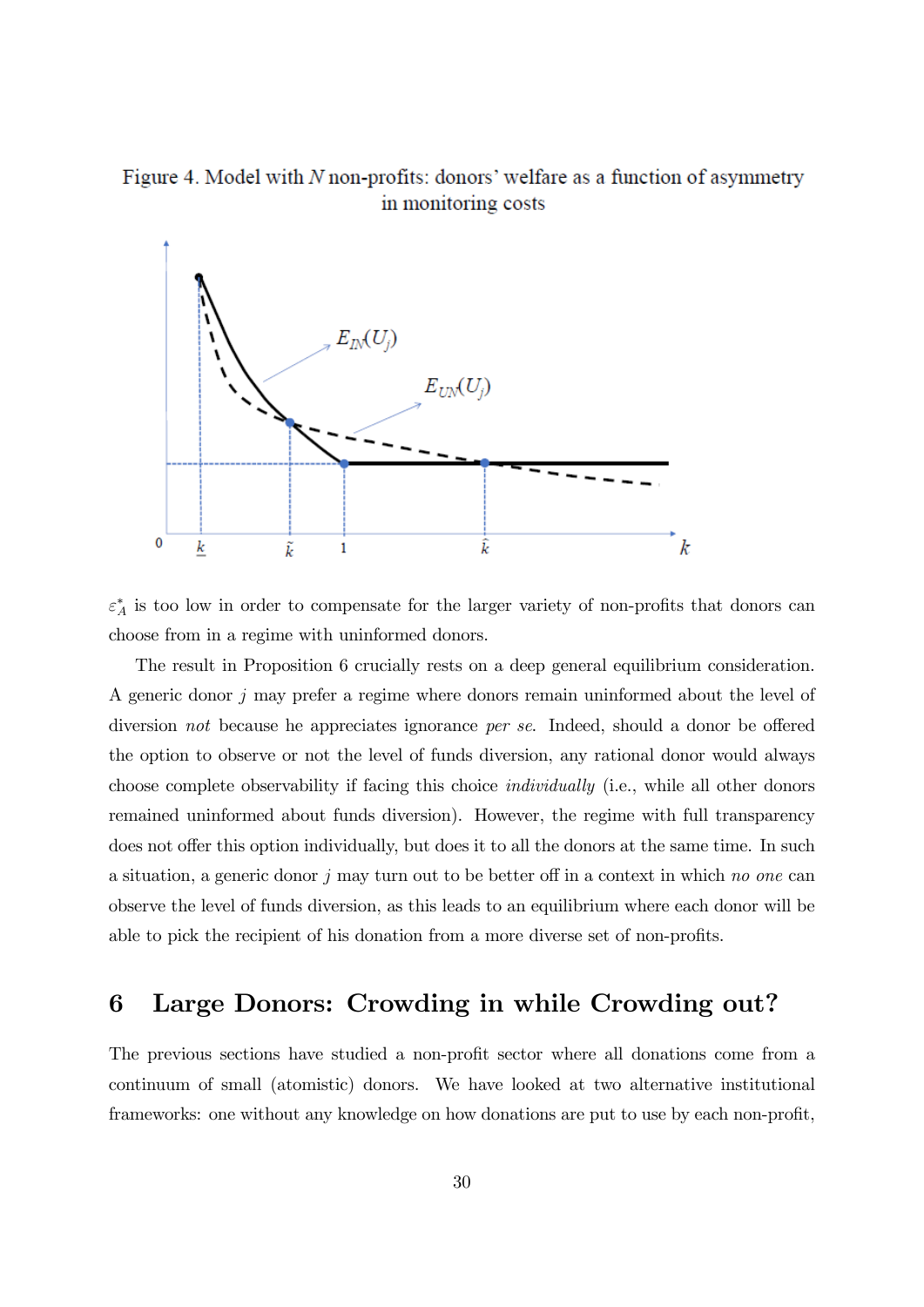Figure 4. Model with $N$ non-profits: donors' welfare as a function of asymmetry in monitoring costs

$\varepsilon_A^*$ is too low in order to compensate for the larger variety of non-profits that donors can choose from in a regime with uninformed donors.

The result in Proposition 6 crucially rests on a deep general equilibrium consideration. A generic donor $j$ may prefer a regime where donors remain uninformed about the level of diversion *not* because he appreciates ignorance *per se*. Indeed, should a donor be offered the option to observe or not the level of funds diversion, any rational donor would always choose complete observability if facing this choice *individually* (i.e., while all other donors remained uninformed about funds diversion). However, the regime with full transparency does not offer this option individually, but does it to all the donors at the same time. In such a situation, a generic donor $j$ may turn out to be better off in a context in which *no one* can observe the level of funds diversion, as this leads to an equilibrium where each donor will be able to pick the recipient of his donation from a more diverse set of non-profits.

## 6 Large Donors: Crowding in while Crowding out?

The previous sections have studied a non-profit sector where all donations come from a continuum of small (atomistic) donors. We have looked at two alternative institutional frameworks: one without any knowledge on how donations are put to use by each non-profit,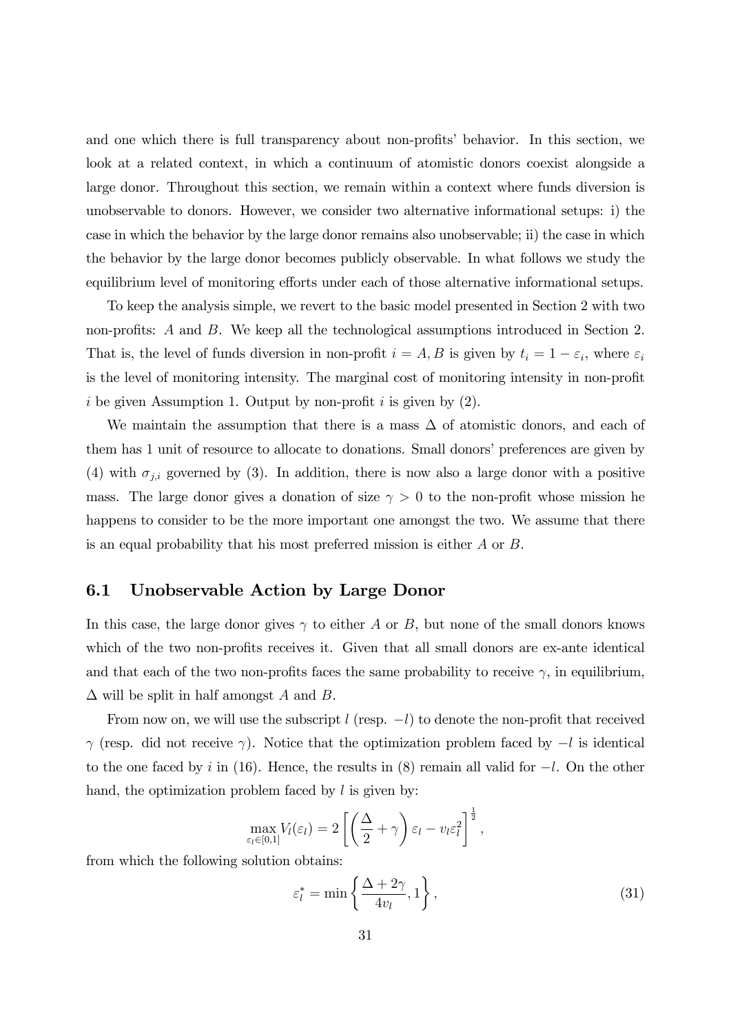and one which there is full transparency about non-profits' behavior. In this section, we look at a related context, in which a continuum of atomistic donors coexist alongside a large donor. Throughout this section, we remain within a context where funds diversion is unobservable to donors. However, we consider two alternative informational setups: i) the case in which the behavior by the large donor remains also unobservable; ii) the case in which the behavior by the large donor becomes publicly observable. In what follows we study the equilibrium level of monitoring efforts under each of those alternative informational setups.

To keep the analysis simple, we revert to the basic model presented in Section 2 with two non-profits: $A$ and $B$. We keep all the technological assumptions introduced in Section 2. That is, the level of funds diversion in non-profit $i = A, B$ is given by $t_i = 1 - \varepsilon_i$, where $\varepsilon_i$ is the level of monitoring intensity. The marginal cost of monitoring intensity in non-profit $i$ be given Assumption 1. Output by non-profit $i$ is given by (2).

We maintain the assumption that there is a mass $\Delta$ of atomistic donors, and each of them has 1 unit of resource to allocate to donations. Small donors' preferences are given by (4) with $\sigma_{j,i}$ governed by (3). In addition, there is now also a large donor with a positive mass. The large donor gives a donation of size $\gamma > 0$ to the non-profit whose mission he happens to consider to be the more important one amongst the two. We assume that there is an equal probability that his most preferred mission is either $A$ or $B$.

## 6.1 Unobservable Action by Large Donor

In this case, the large donor gives $\gamma$ to either $A$ or $B$, but none of the small donors knows which of the two non-profits receives it. Given that all small donors are ex-ante identical and that each of the two non-profits faces the same probability to receive $\gamma$, in equilibrium, $\Delta$ will be split in half amongst $A$ and $B$.

From now on, we will use the subscript $l$ (resp. $-l$) to denote the non-profit that received $\gamma$ (resp. did not receive $\gamma$). Notice that the optimization problem faced by $-l$ is identical to the one faced by $i$ in (16). Hence, the results in (8) remain all valid for $-l$. On the other hand, the optimization problem faced by $l$ is given by:

$$\max_{\varepsilon_l \in [0,1]} V_l(\varepsilon_l) = 2\left[\left(\frac{\Delta}{2} + \gamma\right)\varepsilon_l - v_l \varepsilon_l^2\right]^{\frac{1}{2}},$$

from which the following solution obtains:

$$\varepsilon_l^* = \min\left\{\frac{\Delta + 2\gamma}{4v_l}, 1\right\}, \tag{31}$$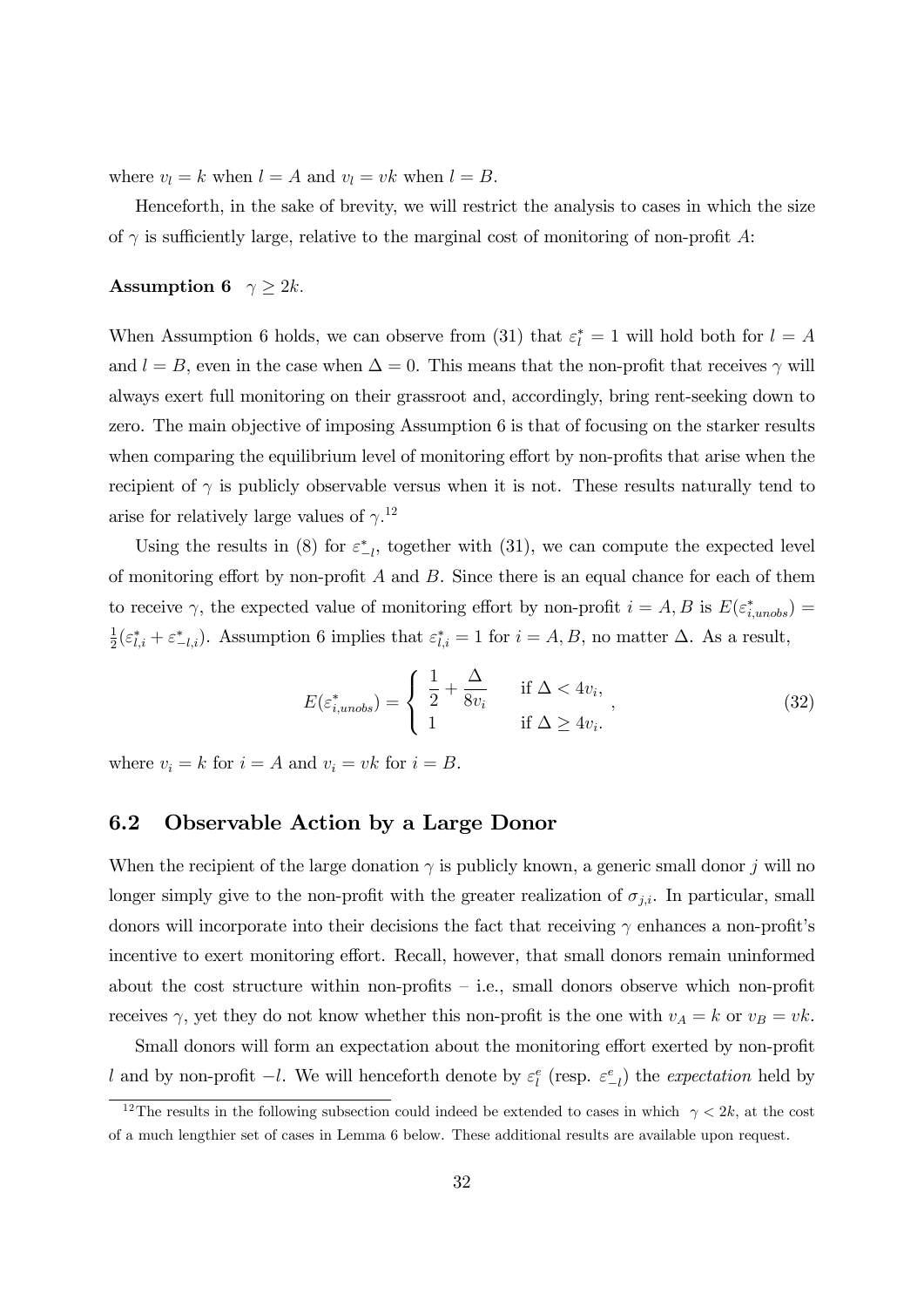where $v_l = k$ when $l = A$ and $v_l = vk$ when $l = B$.

Henceforth, in the sake of brevity, we will restrict the analysis to cases in which the size of $\gamma$ is sufficiently large, relative to the marginal cost of monitoring of non-profit $A$:

**Assumption 6** $\gamma \geq 2k$.

When Assumption 6 holds, we can observe from (31) that $\varepsilon_l^* = 1$ will hold both for $l = A$ and $l = B$, even in the case when $\Delta = 0$. This means that the non-profit that receives $\gamma$ will always exert full monitoring on their grassroot and, accordingly, bring rent-seeking down to zero. The main objective of imposing Assumption 6 is that of focusing on the starker results when comparing the equilibrium level of monitoring effort by non-profits that arise when the recipient of $\gamma$ is publicly observable versus when it is not. These results naturally tend to arise for relatively large values of $\gamma$.[12]

Using the results in (8) for $\varepsilon_{-l}^*$, together with (31), we can compute the expected level of monitoring effort by non-profit $A$ and $B$. Since there is an equal chance for each of them to receive $\gamma$, the expected value of monitoring effort by non-profit $i = A, B$ is $E(\varepsilon_{i,unobs}^*) = \frac{1}{2}(\varepsilon_{l,i}^* + \varepsilon_{-l,i}^*)$. Assumption 6 implies that $\varepsilon_{l,i}^* = 1$ for $i = A, B$, no matter $\Delta$. As a result,

$$E(\varepsilon_{i,unobs}^*) = \begin{cases} \dfrac{1}{2} + \dfrac{\Delta}{8v_i} & \text{if } \Delta < 4v_i, \\ 1 & \text{if } \Delta \geq 4v_i. \end{cases}, \tag{32}$$

where $v_i = k$ for $i = A$ and $v_i = vk$ for $i = B$.

## 6.2 Observable Action by a Large Donor

When the recipient of the large donation $\gamma$ is publicly known, a generic small donor $j$ will no longer simply give to the non-profit with the greater realization of $\sigma_{j,i}$. In particular, small donors will incorporate into their decisions the fact that receiving $\gamma$ enhances a non-profit's incentive to exert monitoring effort. Recall, however, that small donors remain uninformed about the cost structure within non-profits – i.e., small donors observe which non-profit receives $\gamma$, yet they do not know whether this non-profit is the one with $v_A = k$ or $v_B = vk$.

Small donors will form an expectation about the monitoring effort exerted by non-profit $l$ and by non-profit $-l$. We will henceforth denote by $\varepsilon_l^e$ (resp. $\varepsilon_{-l}^e$) the *expectation* held by

[12] The results in the following subsection could indeed be extended to cases in which $\gamma < 2k$, at the cost of a much lengthier set of cases in Lemma 6 below. These additional results are available upon request.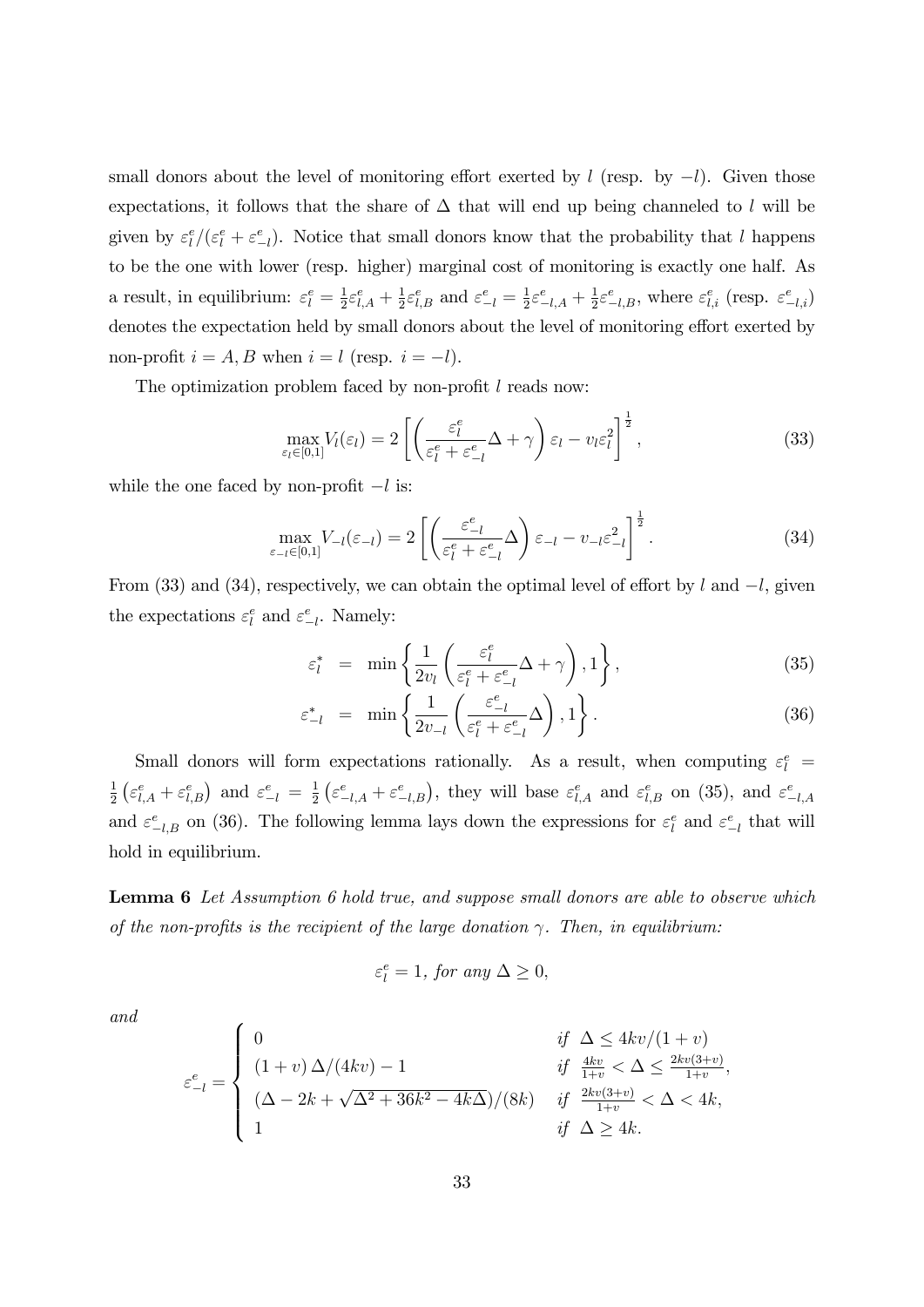small donors about the level of monitoring effort exerted by $l$ (resp. by $-l$). Given those expectations, it follows that the share of $\Delta$ that will end up being channeled to $l$ will be given by $\varepsilon_l^e/(\varepsilon_l^e + \varepsilon_{-l}^e)$. Notice that small donors know that the probability that $l$ happens to be the one with lower (resp. higher) marginal cost of monitoring is exactly one half. As a result, in equilibrium: $\varepsilon_l^e = \frac{1}{2}\varepsilon_{l,A}^e + \frac{1}{2}\varepsilon_{l,B}^e$ and $\varepsilon_{-l}^e = \frac{1}{2}\varepsilon_{-l,A}^e + \frac{1}{2}\varepsilon_{-l,B}^e$, where $\varepsilon_{l,i}^e$ (resp. $\varepsilon_{-l,i}^e$) denotes the expectation held by small donors about the level of monitoring effort exerted by non-profit $i = A, B$ when $i = l$ (resp. $i = -l$).

The optimization problem faced by non-profit $l$ reads now:

$$\max_{\varepsilon_l \in [0,1]} V_l(\varepsilon_l) = 2\left[\left(\frac{\varepsilon_l^e}{\varepsilon_l^e + \varepsilon_{-l}^e}\Delta + \gamma\right)\varepsilon_l - v_l \varepsilon_l^2\right]^{\frac{1}{2}}, \tag{33}$$

while the one faced by non-profit $-l$ is:

$$\max_{\varepsilon_{-l} \in [0,1]} V_{-l}(\varepsilon_{-l}) = 2\left[\left(\frac{\varepsilon_{-l}^e}{\varepsilon_l^e + \varepsilon_{-l}^e}\Delta\right)\varepsilon_{-l} - v_{-l} \varepsilon_{-l}^2\right]^{\frac{1}{2}}. \tag{34}$$

From (33) and (34), respectively, we can obtain the optimal level of effort by $l$ and $-l$, given the expectations $\varepsilon_l^e$ and $\varepsilon_{-l}^e$. Namely:

$$\varepsilon_l^* = \min\left\{\frac{1}{2v_l}\left(\frac{\varepsilon_l^e}{\varepsilon_l^e + \varepsilon_{-l}^e}\Delta + \gamma\right), 1\right\}, \tag{35}$$

$$\varepsilon_{-l}^* = \min\left\{\frac{1}{2v_{-l}}\left(\frac{\varepsilon_{-l}^e}{\varepsilon_l^e + \varepsilon_{-l}^e}\Delta\right), 1\right\}. \tag{36}$$

Small donors will form expectations rationally. As a result, when computing $\varepsilon_l^e = \frac{1}{2}\left(\varepsilon_{l,A}^e + \varepsilon_{l,B}^e\right)$ and $\varepsilon_{-l}^e = \frac{1}{2}\left(\varepsilon_{-l,A}^e + \varepsilon_{-l,B}^e\right)$, they will base $\varepsilon_{l,A}^e$ and $\varepsilon_{l,B}^e$ on (35), and $\varepsilon_{-l,A}^e$ and $\varepsilon_{-l,B}^e$ on (36). The following lemma lays down the expressions for $\varepsilon_l^e$ and $\varepsilon_{-l}^e$ that will hold in equilibrium.

**Lemma 6** *Let Assumption 6 hold true, and suppose small donors are able to observe which of the non-profits is the recipient of the large donation $\gamma$. Then, in equilibrium:*

$$\varepsilon_l^e = 1, \text{ for any } \Delta \geq 0,$$

*and*

$$\varepsilon_{-l}^e = \begin{cases} 0 & \text{if } \Delta \leq 4kv/(1+v) \\ (1+v)\Delta/(4kv) - 1 & \text{if } \frac{4kv}{1+v} < \Delta \leq \frac{2kv(3+v)}{1+v}, \\ (\Delta - 2k + \sqrt{\Delta^2 + 36k^2 - 4k\Delta})/(8k) & \text{if } \frac{2kv(3+v)}{1+v} < \Delta < 4k, \\ 1 & \text{if } \Delta \geq 4k. \end{cases}$$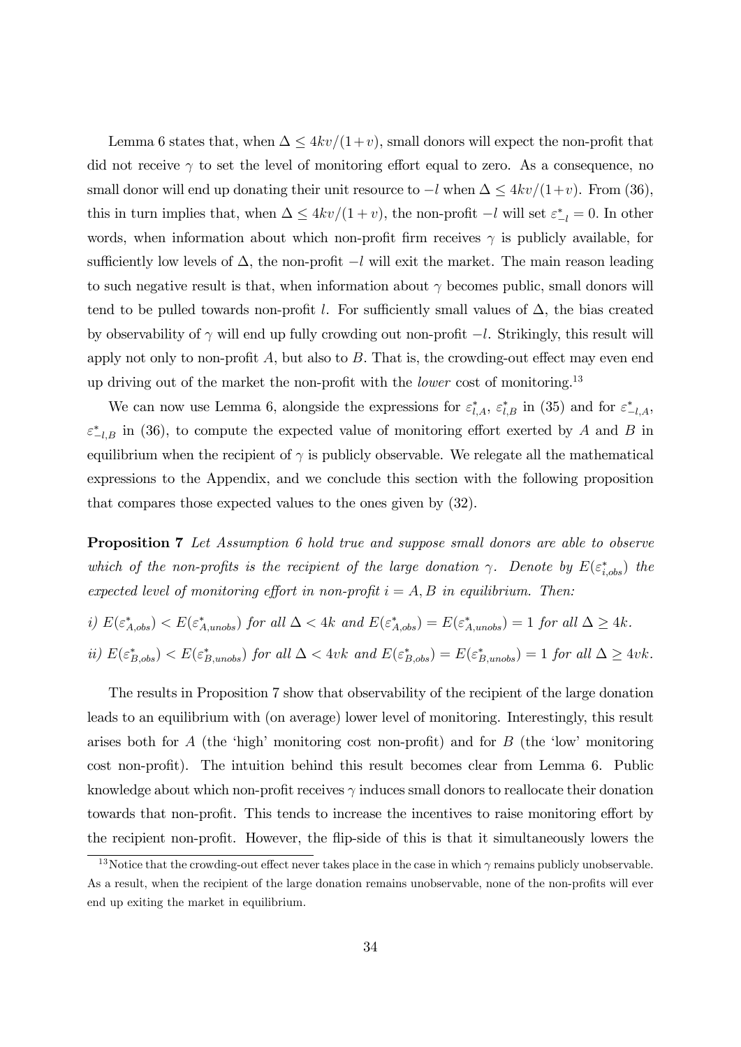Lemma 6 states that, when $\Delta \leq 4kv/(1+v)$, small donors will expect the non-profit that did not receive $\gamma$ to set the level of monitoring effort equal to zero. As a consequence, no small donor will end up donating their unit resource to $-l$ when $\Delta \leq 4kv/(1+v)$. From (36), this in turn implies that, when $\Delta \leq 4kv/(1+v)$, the non-profit $-l$ will set $\varepsilon^*_{-l} = 0$. In other words, when information about which non-profit firm receives $\gamma$ is publicly available, for sufficiently low levels of $\Delta$, the non-profit $-l$ will exit the market. The main reason leading to such negative result is that, when information about $\gamma$ becomes public, small donors will tend to be pulled towards non-profit $l$. For sufficiently small values of $\Delta$, the bias created by observability of $\gamma$ will end up fully crowding out non-profit $-l$. Strikingly, this result will apply not only to non-profit $A$, but also to $B$. That is, the crowding-out effect may even end up driving out of the market the non-profit with the *lower* cost of monitoring.[13]

We can now use Lemma 6, alongside the expressions for $\varepsilon^*_{l,A}$, $\varepsilon^*_{l,B}$ in (35) and for $\varepsilon^*_{-l,A}$, $\varepsilon^*_{-l,B}$ in (36), to compute the expected value of monitoring effort exerted by $A$ and $B$ in equilibrium when the recipient of $\gamma$ is publicly observable. We relegate all the mathematical expressions to the Appendix, and we conclude this section with the following proposition that compares those expected values to the ones given by (32).

**Proposition 7** *Let Assumption 6 hold true and suppose small donors are able to observe which of the non-profits is the recipient of the large donation $\gamma$. Denote by $E(\varepsilon^*_{i,obs})$ the expected level of monitoring effort in non-profit $i = A, B$ in equilibrium. Then:*

*i)* $E(\varepsilon^*_{A,obs}) < E(\varepsilon^*_{A,unobs})$ *for all* $\Delta < 4k$ *and* $E(\varepsilon^*_{A,obs}) = E(\varepsilon^*_{A,unobs}) = 1$ *for all* $\Delta \geq 4k$.

*ii)* $E(\varepsilon^*_{B,obs}) < E(\varepsilon^*_{B,unobs})$ *for all* $\Delta < 4vk$ *and* $E(\varepsilon^*_{B,obs}) = E(\varepsilon^*_{B,unobs}) = 1$ *for all* $\Delta \geq 4vk$.

The results in Proposition 7 show that observability of the recipient of the large donation leads to an equilibrium with (on average) lower level of monitoring. Interestingly, this result arises both for $A$ (the 'high' monitoring cost non-profit) and for $B$ (the 'low' monitoring cost non-profit). The intuition behind this result becomes clear from Lemma 6. Public knowledge about which non-profit receives $\gamma$ induces small donors to reallocate their donation towards that non-profit. This tends to increase the incentives to raise monitoring effort by the recipient non-profit. However, the flip-side of this is that it simultaneously lowers the

[13] Notice that the crowding-out effect never takes place in the case in which $\gamma$ remains publicly unobservable. As a result, when the recipient of the large donation remains unobservable, none of the non-profits will ever end up exiting the market in equilibrium.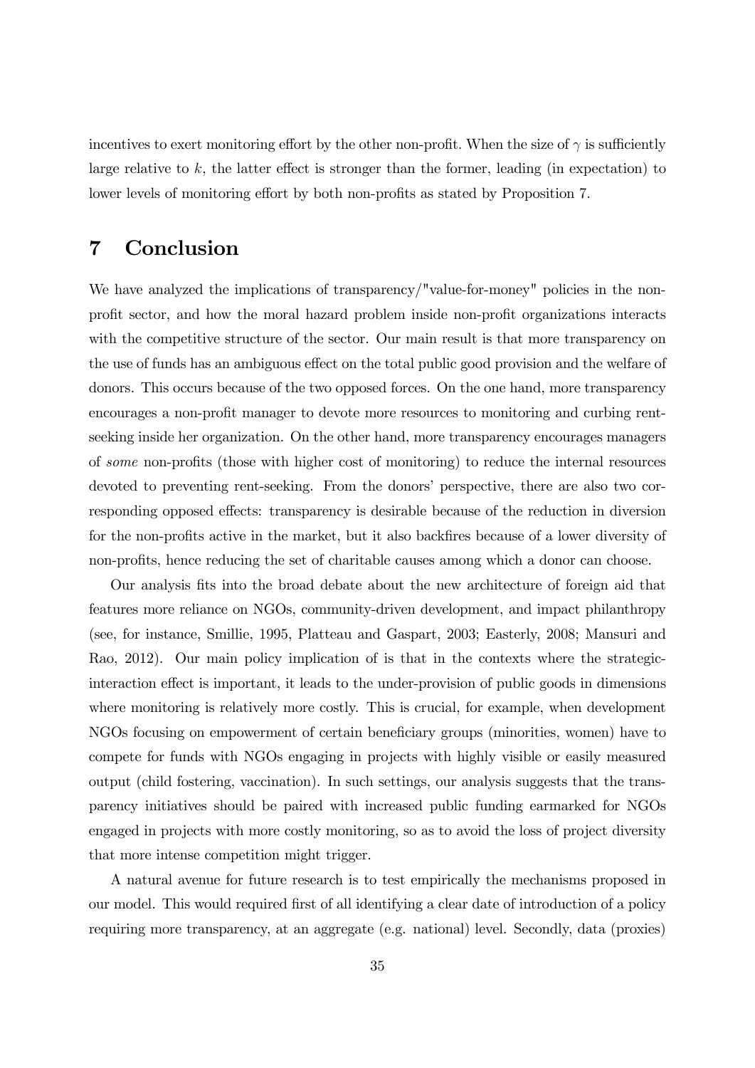incentives to exert monitoring effort by the other non-profit. When the size of $\gamma$ is sufficiently large relative to $k$, the latter effect is stronger than the former, leading (in expectation) to lower levels of monitoring effort by both non-profits as stated by Proposition 7.

# 7 Conclusion

We have analyzed the implications of transparency/"value-for-money" policies in the non-profit sector, and how the moral hazard problem inside non-profit organizations interacts with the competitive structure of the sector. Our main result is that more transparency on the use of funds has an ambiguous effect on the total public good provision and the welfare of donors. This occurs because of the two opposed forces. On the one hand, more transparency encourages a non-profit manager to devote more resources to monitoring and curbing rent-seeking inside her organization. On the other hand, more transparency encourages managers of *some* non-profits (those with higher cost of monitoring) to reduce the internal resources devoted to preventing rent-seeking. From the donors' perspective, there are also two corresponding opposed effects: transparency is desirable because of the reduction in diversion for the non-profits active in the market, but it also backfires because of a lower diversity of non-profits, hence reducing the set of charitable causes among which a donor can choose.

Our analysis fits into the broad debate about the new architecture of foreign aid that features more reliance on NGOs, community-driven development, and impact philanthropy (see, for instance, Smillie, 1995, Platteau and Gaspart, 2003; Easterly, 2008; Mansuri and Rao, 2012). Our main policy implication of is that in the contexts where the strategic-interaction effect is important, it leads to the under-provision of public goods in dimensions where monitoring is relatively more costly. This is crucial, for example, when development NGOs focusing on empowerment of certain beneficiary groups (minorities, women) have to compete for funds with NGOs engaging in projects with highly visible or easily measured output (child fostering, vaccination). In such settings, our analysis suggests that the transparency initiatives should be paired with increased public funding earmarked for NGOs engaged in projects with more costly monitoring, so as to avoid the loss of project diversity that more intense competition might trigger.

A natural avenue for future research is to test empirically the mechanisms proposed in our model. This would required first of all identifying a clear date of introduction of a policy requiring more transparency, at an aggregate (e.g. national) level. Secondly, data (proxies)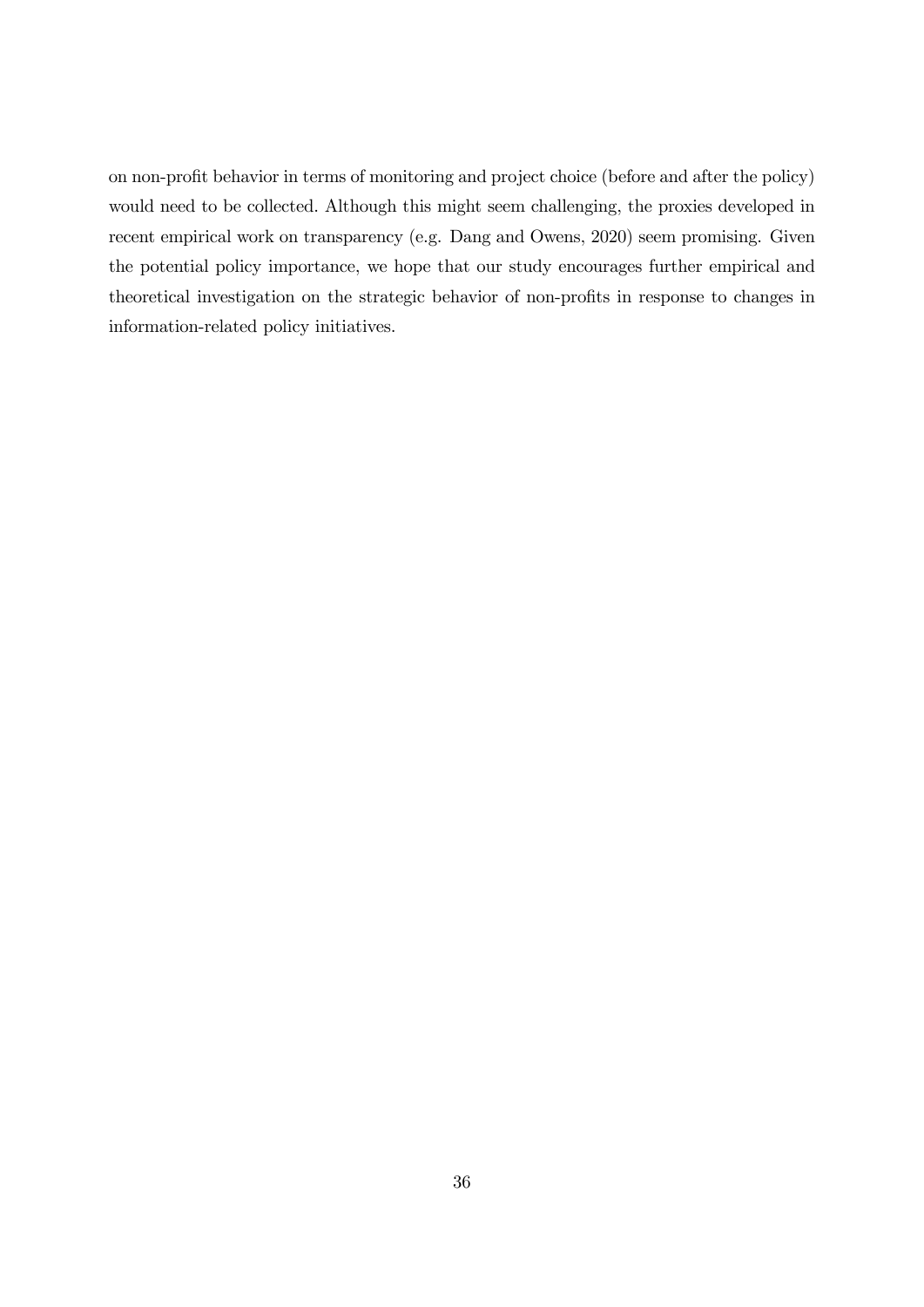on non-profit behavior in terms of monitoring and project choice (before and after the policy) would need to be collected. Although this might seem challenging, the proxies developed in recent empirical work on transparency (e.g. Dang and Owens, 2020) seem promising. Given the potential policy importance, we hope that our study encourages further empirical and theoretical investigation on the strategic behavior of non-profits in response to changes in information-related policy initiatives.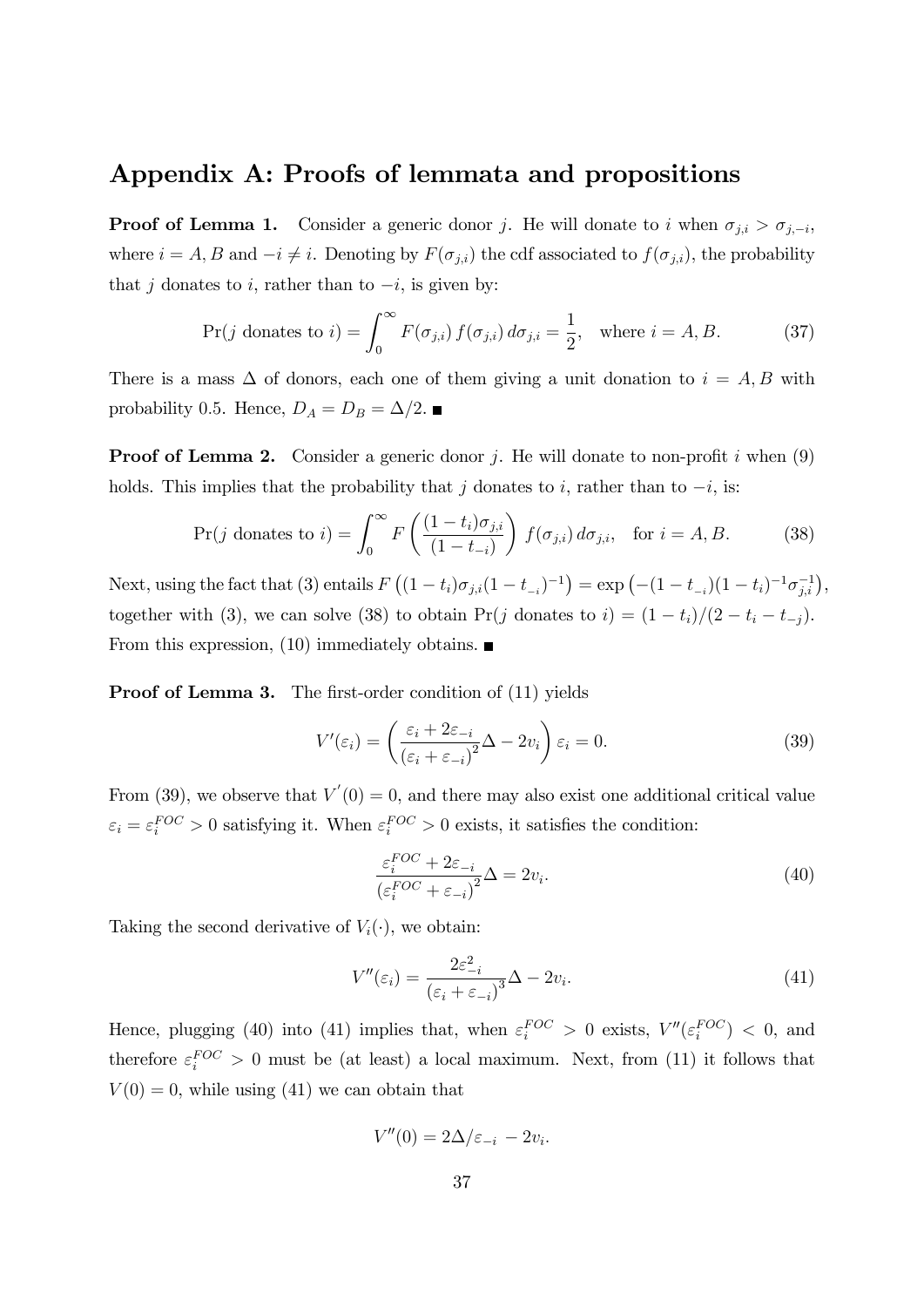## Appendix A: Proofs of lemmata and propositions

**Proof of Lemma 1.** Consider a generic donor $j$. He will donate to $i$ when $\sigma_{j,i} > \sigma_{j,-i}$, where $i = A, B$ and $-i \neq i$. Denoting by $F(\sigma_{j,i})$ the cdf associated to $f(\sigma_{j,i})$, the probability that $j$ donates to $i$, rather than to $-i$, is given by:

$$\Pr(j \text{ donates to } i) = \int_0^\infty F(\sigma_{j,i})\, f(\sigma_{j,i})\, d\sigma_{j,i} = \frac{1}{2}, \quad \text{where } i = A, B. \tag{37}$$

There is a mass $\Delta$ of donors, each one of them giving a unit donation to $i = A, B$ with probability 0.5. Hence, $D_A = D_B = \Delta/2$. ■

**Proof of Lemma 2.** Consider a generic donor $j$. He will donate to non-profit $i$ when (9) holds. This implies that the probability that $j$ donates to $i$, rather than to $-i$, is:

$$\Pr(j \text{ donates to } i) = \int_0^\infty F\left(\frac{(1-t_i)\sigma_{j,i}}{(1-t_{-i})}\right) f(\sigma_{j,i})\, d\sigma_{j,i}, \quad \text{for } i = A, B. \tag{38}$$

Next, using the fact that (3) entails $F\left((1-t_i)\sigma_{j,i}(1-t_{-i})^{-1}\right) = \exp\left(-(1-t_{-i})(1-t_i)^{-1}\sigma_{j,i}^{-1}\right)$, together with (3), we can solve (38) to obtain $\Pr(j \text{ donates to } i) = (1-t_i)/(2-t_i-t_{-j})$. From this expression, (10) immediately obtains. ■

**Proof of Lemma 3.** The first-order condition of (11) yields

$$V'(\varepsilon_i) = \left(\frac{\varepsilon_i + 2\varepsilon_{-i}}{(\varepsilon_i + \varepsilon_{-i})^2}\Delta - 2v_i\right)\varepsilon_i = 0. \tag{39}$$

From (39), we observe that $V'(0) = 0$, and there may also exist one additional critical value $\varepsilon_i = \varepsilon_i^{FOC} > 0$ satisfying it. When $\varepsilon_i^{FOC} > 0$ exists, it satisfies the condition:

$$\frac{\varepsilon_i^{FOC} + 2\varepsilon_{-i}}{(\varepsilon_i^{FOC} + \varepsilon_{-i})^2}\Delta = 2v_i. \tag{40}$$

Taking the second derivative of $V_i(\cdot)$, we obtain:

$$V''(\varepsilon_i) = \frac{2\varepsilon_{-i}^2}{(\varepsilon_i + \varepsilon_{-i})^3}\Delta - 2v_i. \tag{41}$$

Hence, plugging (40) into (41) implies that, when $\varepsilon_i^{FOC} > 0$ exists, $V''(\varepsilon_i^{FOC}) < 0$, and therefore $\varepsilon_i^{FOC} > 0$ must be (at least) a local maximum. Next, from (11) it follows that $V(0) = 0$, while using (41) we can obtain that

$$V''(0) = 2\Delta/\varepsilon_{-i} - 2v_i.$$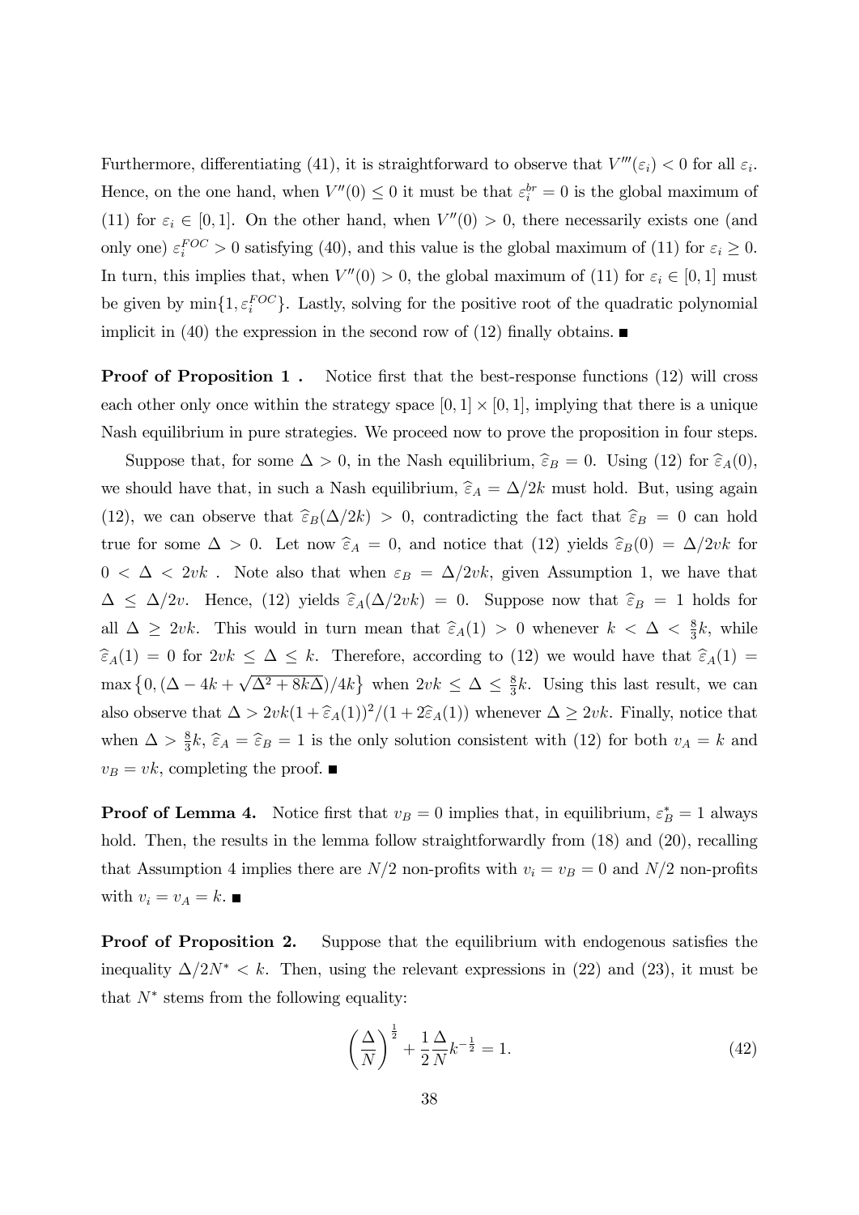Furthermore, differentiating (41), it is straightforward to observe that $V'''(\varepsilon_i) < 0$ for all $\varepsilon_i$. Hence, on the one hand, when $V''(0) \leq 0$ it must be that $\varepsilon_i^{br} = 0$ is the global maximum of (11) for $\varepsilon_i \in [0, 1]$. On the other hand, when $V''(0) > 0$, there necessarily exists one (and only one) $\varepsilon_i^{FOC} > 0$ satisfying (40), and this value is the global maximum of (11) for $\varepsilon_i \geq 0$. In turn, this implies that, when $V''(0) > 0$, the global maximum of (11) for $\varepsilon_i \in [0, 1]$ must be given by $\min\{1, \varepsilon_i^{FOC}\}$. Lastly, solving for the positive root of the quadratic polynomial implicit in (40) the expression in the second row of (12) finally obtains. ■

**Proof of Proposition 1 .** Notice first that the best-response functions (12) will cross each other only once within the strategy space $[0, 1] \times [0, 1]$, implying that there is a unique Nash equilibrium in pure strategies. We proceed now to prove the proposition in four steps.

Suppose that, for some $\Delta > 0$, in the Nash equilibrium, $\widehat{\varepsilon}_B = 0$. Using (12) for $\widehat{\varepsilon}_A(0)$, we should have that, in such a Nash equilibrium, $\widehat{\varepsilon}_A = \Delta/2k$ must hold. But, using again (12), we can observe that $\widehat{\varepsilon}_B(\Delta/2k) > 0$, contradicting the fact that $\widehat{\varepsilon}_B = 0$ can hold true for some $\Delta > 0$. Let now $\widehat{\varepsilon}_A = 0$, and notice that (12) yields $\widehat{\varepsilon}_B(0) = \Delta/2vk$ for $0 < \Delta < 2vk$ . Note also that when $\varepsilon_B = \Delta/2vk$, given Assumption 1, we have that $\Delta \leq \Delta/2v$. Hence, (12) yields $\widehat{\varepsilon}_A(\Delta/2vk) = 0$. Suppose now that $\widehat{\varepsilon}_B = 1$ holds for all $\Delta \geq 2vk$. This would in turn mean that $\widehat{\varepsilon}_A(1) > 0$ whenever $k < \Delta < \frac{8}{3}k$, while $\widehat{\varepsilon}_A(1) = 0$ for $2vk \leq \Delta \leq k$. Therefore, according to (12) we would have that $\widehat{\varepsilon}_A(1) = \max\left\{0, (\Delta - 4k + \sqrt{\Delta^2 + 8k\Delta})/4k\right\}$ when $2vk \leq \Delta \leq \frac{8}{3}k$. Using this last result, we can also observe that $\Delta > 2vk(1 + \widehat{\varepsilon}_A(1))^2/(1 + 2\widehat{\varepsilon}_A(1))$ whenever $\Delta \geq 2vk$. Finally, notice that when $\Delta > \frac{8}{3}k$, $\widehat{\varepsilon}_A = \widehat{\varepsilon}_B = 1$ is the only solution consistent with (12) for both $v_A = k$ and $v_B = vk$, completing the proof. ■

**Proof of Lemma 4.** Notice first that $v_B = 0$ implies that, in equilibrium, $\varepsilon_B^* = 1$ always hold. Then, the results in the lemma follow straightforwardly from (18) and (20), recalling that Assumption 4 implies there are $N/2$ non-profits with $v_i = v_B = 0$ and $N/2$ non-profits with $v_i = v_A = k$. ■

**Proof of Proposition 2.** Suppose that the equilibrium with endogenous satisfies the inequality $\Delta/2N^* < k$. Then, using the relevant expressions in (22) and (23), it must be that $N^*$ stems from the following equality:

$$\left(\frac{\Delta}{N}\right)^{\frac{1}{2}} + \frac{1}{2}\frac{\Delta}{N}k^{-\frac{1}{2}} = 1. \tag{42}$$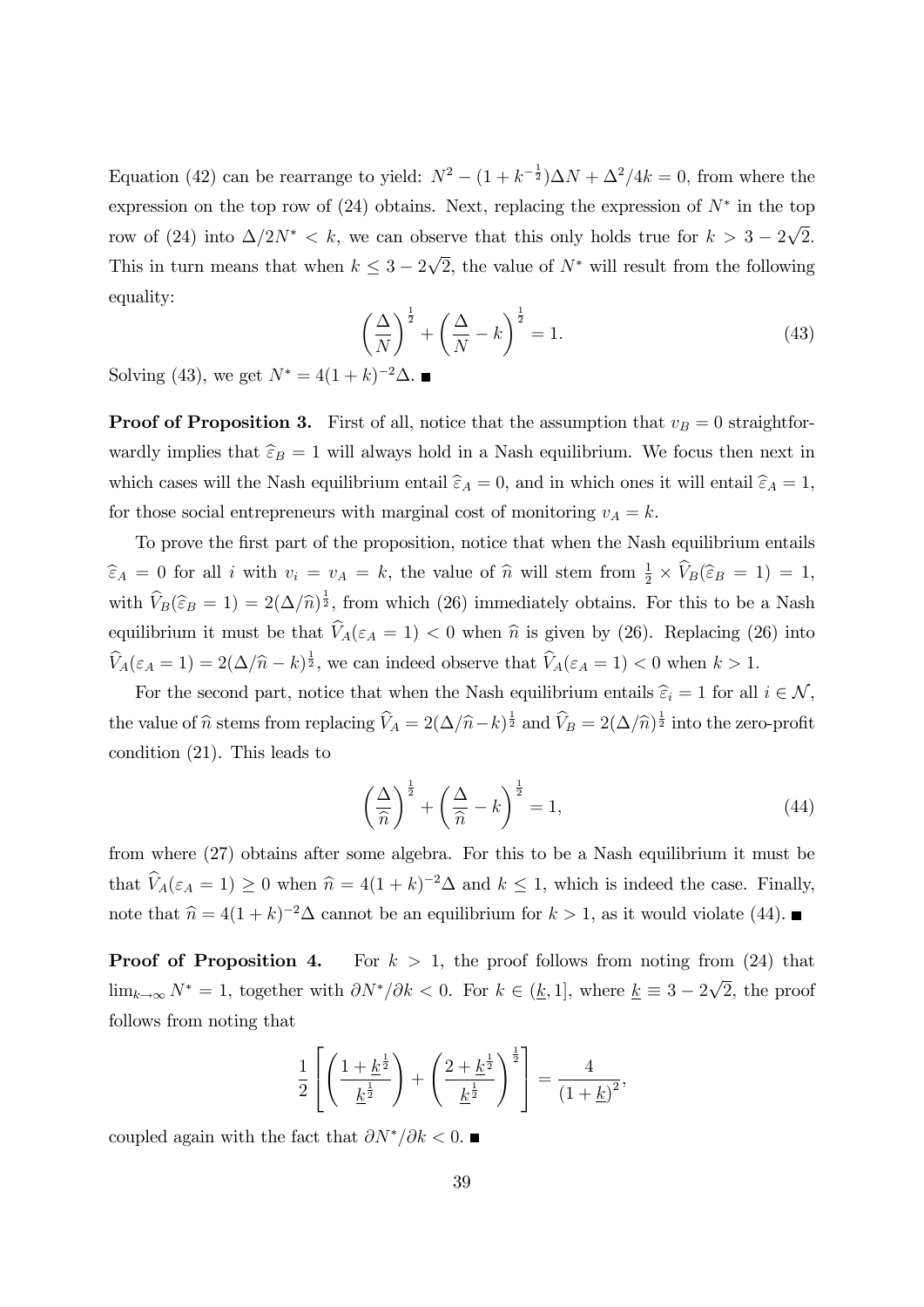Equation (42) can be rearrange to yield: $N^2 - (1 + k^{-\frac{1}{2}})\Delta N + \Delta^2/4k = 0$, from where the expression on the top row of (24) obtains. Next, replacing the expression of $N^*$ in the top row of (24) into $\Delta/2N^* < k$, we can observe that this only holds true for $k > 3 - 2\sqrt{2}$. This in turn means that when $k \leq 3 - 2\sqrt{2}$, the value of $N^*$ will result from the following equality:

$$\left(\frac{\Delta}{N}\right)^{\frac{1}{2}} + \left(\frac{\Delta}{N} - k\right)^{\frac{1}{2}} = 1. \tag{43}$$

Solving (43), we get $N^* = 4(1 + k)^{-2}\Delta$. ■

**Proof of Proposition 3.** First of all, notice that the assumption that $v_B = 0$ straightforwardly implies that $\widehat{\varepsilon}_B = 1$ will always hold in a Nash equilibrium. We focus then next in which cases will the Nash equilibrium entail $\widehat{\varepsilon}_A = 0$, and in which ones it will entail $\widehat{\varepsilon}_A = 1$, for those social entrepreneurs with marginal cost of monitoring $v_A = k$.

To prove the first part of the proposition, notice that when the Nash equilibrium entails $\widehat{\varepsilon}_A = 0$ for all $i$ with $v_i = v_A = k$, the value of $\widehat{n}$ will stem from $\frac{1}{2} \times \widehat{V}_B(\widehat{\varepsilon}_B = 1) = 1$, with $\widehat{V}_B(\widehat{\varepsilon}_B = 1) = 2(\Delta/\widehat{n})^{\frac{1}{2}}$, from which (26) immediately obtains. For this to be a Nash equilibrium it must be that $\widehat{V}_A(\varepsilon_A = 1) < 0$ when $\widehat{n}$ is given by (26). Replacing (26) into $\widehat{V}_A(\varepsilon_A = 1) = 2(\Delta/\widehat{n} - k)^{\frac{1}{2}}$, we can indeed observe that $\widehat{V}_A(\varepsilon_A = 1) < 0$ when $k > 1$.

For the second part, notice that when the Nash equilibrium entails $\widehat{\varepsilon}_i = 1$ for all $i \in \mathcal{N}$, the value of $\widehat{n}$ stems from replacing $\widehat{V}_A = 2(\Delta/\widehat{n} - k)^{\frac{1}{2}}$ and $\widehat{V}_B = 2(\Delta/\widehat{n})^{\frac{1}{2}}$ into the zero-profit condition (21). This leads to

$$\left(\frac{\Delta}{\widehat{n}}\right)^{\frac{1}{2}} + \left(\frac{\Delta}{\widehat{n}} - k\right)^{\frac{1}{2}} = 1, \tag{44}$$

from where (27) obtains after some algebra. For this to be a Nash equilibrium it must be that $\widehat{V}_A(\varepsilon_A = 1) \geq 0$ when $\widehat{n} = 4(1 + k)^{-2}\Delta$ and $k \leq 1$, which is indeed the case. Finally, note that $\widehat{n} = 4(1 + k)^{-2}\Delta$ cannot be an equilibrium for $k > 1$, as it would violate (44). ■

**Proof of Proposition 4.** For $k > 1$, the proof follows from noting from (24) that $\lim_{k\to\infty} N^* = 1$, together with $\partial N^*/\partial k < 0$. For $k \in (\underline{k}, 1]$, where $\underline{k} \equiv 3 - 2\sqrt{2}$, the proof follows from noting that

$$\frac{1}{2}\left[\left(\frac{1 + \underline{k}^{\frac{1}{2}}}{\underline{k}^{\frac{1}{2}}}\right) + \left(\frac{2 + \underline{k}^{\frac{1}{2}}}{\underline{k}^{\frac{1}{2}}}\right)^{\frac{1}{2}}\right] = \frac{4}{(1 + \underline{k})^2},$$

coupled again with the fact that $\partial N^*/\partial k < 0$. ■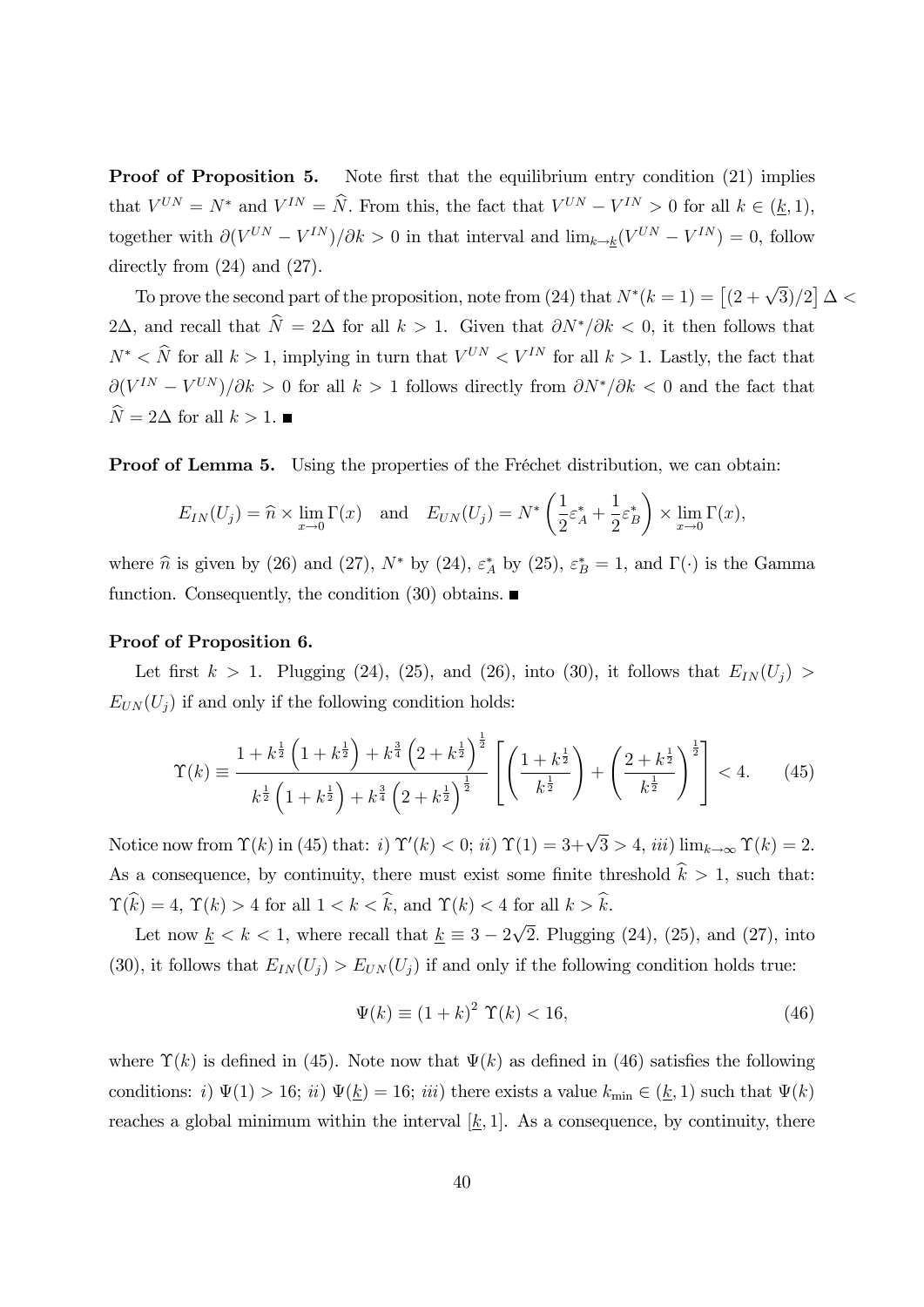**Proof of Proposition 5.** Note first that the equilibrium entry condition (21) implies that $V^{UN} = N^*$ and $V^{IN} = \widehat{N}$. From this, the fact that $V^{UN} - V^{IN} > 0$ for all $k \in (\underline{k}, 1)$, together with $\partial(V^{UN} - V^{IN})/\partial k > 0$ in that interval and $\lim_{k \to \underline{k}}(V^{UN} - V^{IN}) = 0$, follow directly from (24) and (27).

To prove the second part of the proposition, note from (24) that $N^*(k = 1) = \left[(2 + \sqrt{3})/2\right] \Delta < 2\Delta$, and recall that $\widehat{N} = 2\Delta$ for all $k > 1$. Given that $\partial N^*/\partial k < 0$, it then follows that $N^* < \widehat{N}$ for all $k > 1$, implying in turn that $V^{UN} < V^{IN}$ for all $k > 1$. Lastly, the fact that $\partial(V^{IN} - V^{UN})/\partial k > 0$ for all $k > 1$ follows directly from $\partial N^*/\partial k < 0$ and the fact that $\widehat{N} = 2\Delta$ for all $k > 1$. ∎

**Proof of Lemma 5.** Using the properties of the Fréchet distribution, we can obtain:

$$E_{IN}(U_j) = \widehat{n} \times \lim_{x \to 0} \Gamma(x) \quad \text{and} \quad E_{UN}(U_j) = N^* \left(\frac{1}{2}\varepsilon_A^* + \frac{1}{2}\varepsilon_B^*\right) \times \lim_{x \to 0} \Gamma(x),$$

where $\widehat{n}$ is given by (26) and (27), $N^*$ by (24), $\varepsilon_A^*$ by (25), $\varepsilon_B^* = 1$, and $\Gamma(\cdot)$ is the Gamma function. Consequently, the condition (30) obtains. ∎

**Proof of Proposition 6.**

Let first $k > 1$. Plugging (24), (25), and (26), into (30), it follows that $E_{IN}(U_j) > E_{UN}(U_j)$ if and only if the following condition holds:

$$\Upsilon(k) \equiv \frac{1 + k^{\frac{1}{2}}\left(1 + k^{\frac{1}{2}}\right) + k^{\frac{3}{4}}\left(2 + k^{\frac{1}{2}}\right)^{\frac{1}{2}}}{k^{\frac{1}{2}}\left(1 + k^{\frac{1}{2}}\right) + k^{\frac{3}{4}}\left(2 + k^{\frac{1}{2}}\right)^{\frac{1}{2}}} \left[\left(\frac{1 + k^{\frac{1}{2}}}{k^{\frac{1}{2}}}\right) + \left(\frac{2 + k^{\frac{1}{2}}}{k^{\frac{1}{2}}}\right)^{\frac{1}{2}}\right] < 4. \tag{45}$$

Notice now from $\Upsilon(k)$ in (45) that: *i)* $\Upsilon'(k) < 0$; *ii)* $\Upsilon(1) = 3 + \sqrt{3} > 4$, *iii)* $\lim_{k \to \infty} \Upsilon(k) = 2$. As a consequence, by continuity, there must exist some finite threshold $\widehat{k} > 1$, such that: $\Upsilon(\widehat{k}) = 4$, $\Upsilon(k) > 4$ for all $1 < k < \widehat{k}$, and $\Upsilon(k) < 4$ for all $k > \widehat{k}$.

Let now $\underline{k} < k < 1$, where recall that $\underline{k} \equiv 3 - 2\sqrt{2}$. Plugging (24), (25), and (27), into (30), it follows that $E_{IN}(U_j) > E_{UN}(U_j)$ if and only if the following condition holds true:

$$\Psi(k) \equiv (1 + k)^2 \, \Upsilon(k) < 16, \tag{46}$$

where $\Upsilon(k)$ is defined in (45). Note now that $\Psi(k)$ as defined in (46) satisfies the following conditions: *i)* $\Psi(1) > 16$; *ii)* $\Psi(\underline{k}) = 16$; *iii)* there exists a value $k_{\min} \in (\underline{k}, 1)$ such that $\Psi(k)$ reaches a global minimum within the interval $[\underline{k}, 1]$. As a consequence, by continuity, there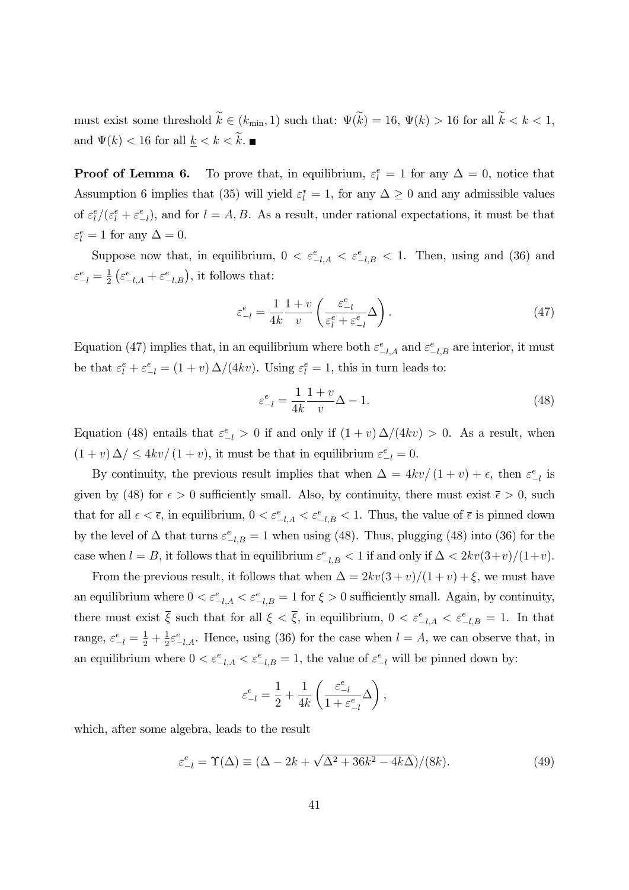must exist some threshold $\widetilde{k} \in (k_{\min}, 1)$ such that: $\Psi(\widetilde{k}) = 16$, $\Psi(k) > 16$ for all $\widetilde{k} < k < 1$, and $\Psi(k) < 16$ for all $\underline{k} < k < \widetilde{k}$. ■

**Proof of Lemma 6.** To prove that, in equilibrium, $\varepsilon_l^e = 1$ for any $\Delta = 0$, notice that Assumption 6 implies that (35) will yield $\varepsilon_l^* = 1$, for any $\Delta \geq 0$ and any admissible values of $\varepsilon_l^e/(\varepsilon_l^e + \varepsilon_{-l}^e)$, and for $l = A, B$. As a result, under rational expectations, it must be that $\varepsilon_l^e = 1$ for any $\Delta = 0$.

Suppose now that, in equilibrium, $0 < \varepsilon_{-l,A}^e < \varepsilon_{-l,B}^e < 1$. Then, using and (36) and $\varepsilon_{-l}^e = \frac{1}{2}\left(\varepsilon_{-l,A}^e + \varepsilon_{-l,B}^e\right)$, it follows that:

$$\varepsilon_{-l}^e = \frac{1}{4k}\frac{1+v}{v}\left(\frac{\varepsilon_{-l}^e}{\varepsilon_l^e + \varepsilon_{-l}^e}\Delta\right). \tag{47}$$

Equation (47) implies that, in an equilibrium where both $\varepsilon_{-l,A}^e$ and $\varepsilon_{-l,B}^e$ are interior, it must be that $\varepsilon_l^e + \varepsilon_{-l}^e = (1+v)\,\Delta/(4kv)$. Using $\varepsilon_l^e = 1$, this in turn leads to:

$$\varepsilon_{-l}^e = \frac{1}{4k}\frac{1+v}{v}\Delta - 1. \tag{48}$$

Equation (48) entails that $\varepsilon_{-l}^e > 0$ if and only if $(1+v)\,\Delta/(4kv) > 0$. As a result, when $(1+v)\,\Delta/ \leq 4kv/(1+v)$, it must be that in equilibrium $\varepsilon_{-l}^e = 0$.

By continuity, the previous result implies that when $\Delta = 4kv/(1+v) + \epsilon$, then $\varepsilon_{-l}^e$ is given by (48) for $\epsilon > 0$ sufficiently small. Also, by continuity, there must exist $\overline{\epsilon} > 0$, such that for all $\epsilon < \overline{\epsilon}$, in equilibrium, $0 < \varepsilon_{-l,A}^e < \varepsilon_{-l,B}^e < 1$. Thus, the value of $\overline{\epsilon}$ is pinned down by the level of $\Delta$ that turns $\varepsilon_{-l,B}^e = 1$ when using (48). Thus, plugging (48) into (36) for the case when $l = B$, it follows that in equilibrium $\varepsilon_{-l,B}^e < 1$ if and only if $\Delta < 2kv(3+v)/(1+v)$.

From the previous result, it follows that when $\Delta = 2kv(3+v)/(1+v) + \xi$, we must have an equilibrium where $0 < \varepsilon_{-l,A}^e < \varepsilon_{-l,B}^e = 1$ for $\xi > 0$ sufficiently small. Again, by continuity, there must exist $\overline{\xi}$ such that for all $\xi < \overline{\xi}$, in equilibrium, $0 < \varepsilon_{-l,A}^e < \varepsilon_{-l,B}^e = 1$. In that range, $\varepsilon_{-l}^e = \frac{1}{2} + \frac{1}{2}\varepsilon_{-l,A}^e$. Hence, using (36) for the case when $l = A$, we can observe that, in an equilibrium where $0 < \varepsilon_{-l,A}^e < \varepsilon_{-l,B}^e = 1$, the value of $\varepsilon_{-l}^e$ will be pinned down by:

$$\varepsilon_{-l}^e = \frac{1}{2} + \frac{1}{4k}\left(\frac{\varepsilon_{-l}^e}{1 + \varepsilon_{-l}^e}\Delta\right),$$

which, after some algebra, leads to the result

$$\varepsilon_{-l}^e = \Upsilon(\Delta) \equiv (\Delta - 2k + \sqrt{\Delta^2 + 36k^2 - 4k\Delta})/(8k). \tag{49}$$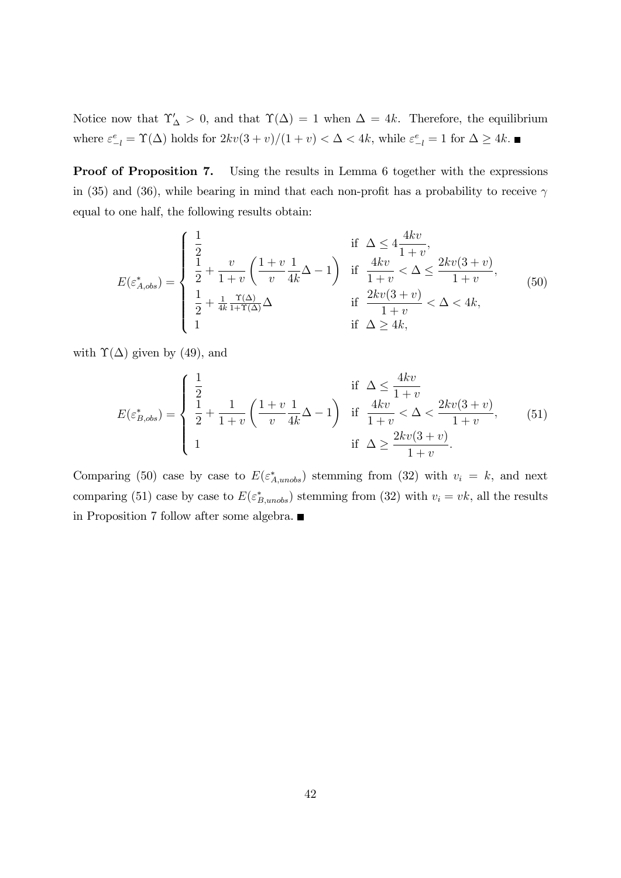Notice now that $\Upsilon'_\Delta > 0$, and that $\Upsilon(\Delta) = 1$ when $\Delta = 4k$. Therefore, the equilibrium where $\varepsilon^e_{-l} = \Upsilon(\Delta)$ holds for $2kv(3+v)/(1+v) < \Delta < 4k$, while $\varepsilon^e_{-l} = 1$ for $\Delta \geq 4k$. ■

**Proof of Proposition 7.** Using the results in Lemma 6 together with the expressions in (35) and (36), while bearing in mind that each non-profit has a probability to receive $\gamma$ equal to one half, the following results obtain:

$$E(\varepsilon^*_{A,obs}) = \begin{cases} \dfrac{1}{2} & \text{if } \Delta \leq 4\dfrac{4kv}{1+v}, \\ \dfrac{1}{2} + \dfrac{v}{1+v}\left(\dfrac{1+v}{v}\dfrac{1}{4k}\Delta - 1\right) & \text{if } \dfrac{4kv}{1+v} < \Delta \leq \dfrac{2kv(3+v)}{1+v}, \\ \dfrac{1}{2} + \frac{1}{4k}\frac{\Upsilon(\Delta)}{1+\Upsilon(\Delta)}\Delta & \text{if } \dfrac{2kv(3+v)}{1+v} < \Delta < 4k, \\ 1 & \text{if } \Delta \geq 4k, \end{cases} \tag{50}$$

with $\Upsilon(\Delta)$ given by (49), and

$$E(\varepsilon^*_{B,obs}) = \begin{cases} \dfrac{1}{2} & \text{if } \Delta \leq \dfrac{4kv}{1+v} \\ \dfrac{1}{2} + \dfrac{1}{1+v}\left(\dfrac{1+v}{v}\dfrac{1}{4k}\Delta - 1\right) & \text{if } \dfrac{4kv}{1+v} < \Delta < \dfrac{2kv(3+v)}{1+v}, \\ 1 & \text{if } \Delta \geq \dfrac{2kv(3+v)}{1+v}. \end{cases} \tag{51}$$

Comparing (50) case by case to $E(\varepsilon^*_{A,unobs})$ stemming from (32) with $v_i = k$, and next comparing (51) case by case to $E(\varepsilon^*_{B,unobs})$ stemming from (32) with $v_i = vk$, all the results in Proposition 7 follow after some algebra. ■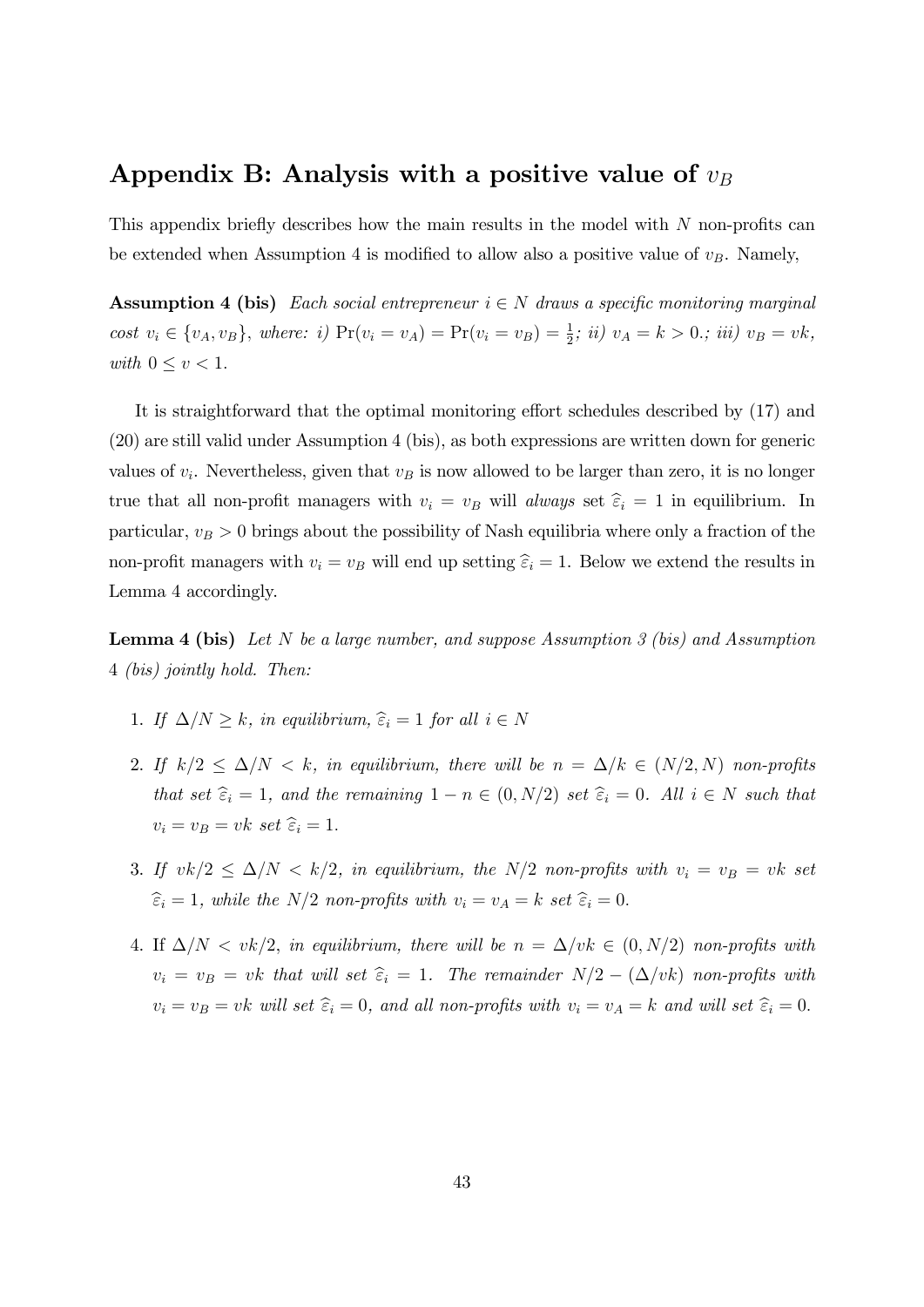## Appendix B: Analysis with a positive value of $v_B$

This appendix briefly describes how the main results in the model with $N$ non-profits can be extended when Assumption 4 is modified to allow also a positive value of $v_B$. Namely,

**Assumption 4 (bis)** *Each social entrepreneur $i \in N$ draws a specific monitoring marginal cost $v_i \in \{v_A, v_B\}$, where: i) $\Pr(v_i = v_A) = \Pr(v_i = v_B) = \frac{1}{2}$; ii) $v_A = k > 0$.; iii) $v_B = vk$, with $0 \leq v < 1$.*

It is straightforward that the optimal monitoring effort schedules described by (17) and (20) are still valid under Assumption 4 (bis), as both expressions are written down for generic values of $v_i$. Nevertheless, given that $v_B$ is now allowed to be larger than zero, it is no longer true that all non-profit managers with $v_i = v_B$ will *always* set $\widehat{\varepsilon}_i = 1$ in equilibrium. In particular, $v_B > 0$ brings about the possibility of Nash equilibria where only a fraction of the non-profit managers with $v_i = v_B$ will end up setting $\widehat{\varepsilon}_i = 1$. Below we extend the results in Lemma 4 accordingly.

**Lemma 4 (bis)** *Let $N$ be a large number, and suppose Assumption 3 (bis) and Assumption 4 (bis) jointly hold. Then:*

1. *If $\Delta/N \geq k$, in equilibrium, $\widehat{\varepsilon}_i = 1$ for all $i \in N$*
2. *If $k/2 \leq \Delta/N < k$, in equilibrium, there will be $n = \Delta/k \in (N/2, N)$ non-profits that set $\widehat{\varepsilon}_i = 1$, and the remaining $1 - n \in (0, N/2)$ set $\widehat{\varepsilon}_i = 0$. All $i \in N$ such that $v_i = v_B = vk$ set $\widehat{\varepsilon}_i = 1$.*
3. *If $vk/2 \leq \Delta/N < k/2$, in equilibrium, the $N/2$ non-profits with $v_i = v_B = vk$ set $\widehat{\varepsilon}_i = 1$, while the $N/2$ non-profits with $v_i = v_A = k$ set $\widehat{\varepsilon}_i = 0$.*
4. If $\Delta/N < vk/2$, *in equilibrium, there will be $n = \Delta/vk \in (0, N/2)$ non-profits with $v_i = v_B = vk$ that will set $\widehat{\varepsilon}_i = 1$. The remainder $N/2 - (\Delta/vk)$ non-profits with $v_i = v_B = vk$ will set $\widehat{\varepsilon}_i = 0$, and all non-profits with $v_i = v_A = k$ and will set $\widehat{\varepsilon}_i = 0$.*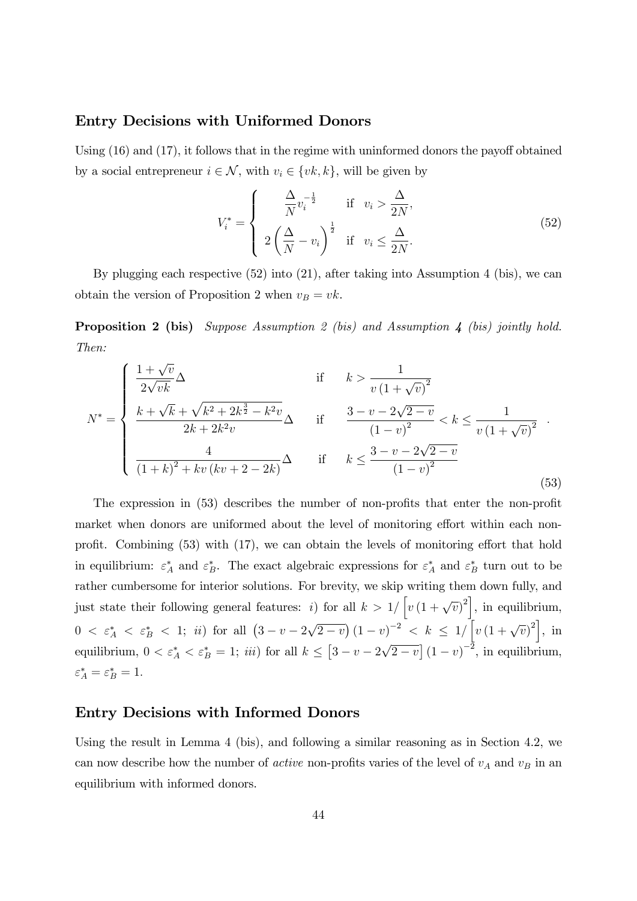## Entry Decisions with Uformed Donors

Using (16) and (17), it follows that in the regime with uninformed donors the payoff obtained by a social entrepreneur $i \in \mathcal{N}$, with $v_i \in \{vk, k\}$, will be given by

$$V_i^* = \begin{cases} \dfrac{\Delta}{N} v_i^{-\frac{1}{2}} & \text{if} \quad v_i > \dfrac{\Delta}{2N}, \\ 2\left(\dfrac{\Delta}{N} - v_i\right)^{\frac{1}{2}} & \text{if} \quad v_i \leq \dfrac{\Delta}{2N}. \end{cases} \tag{52}$$

By plugging each respective (52) into (21), after taking into Assumption 4 (bis), we can obtain the version of Proposition 2 when $v_B = vk$.

**Proposition 2 (bis)** *Suppose Assumption 2 (bis) and Assumption 4 (bis) jointly hold. Then:*

$$N^* = \begin{cases} \dfrac{1+\sqrt{v}}{2\sqrt{vk}}\Delta & \text{if} \quad k > \dfrac{1}{v\left(1+\sqrt{v}\right)^2} \\ \dfrac{k+\sqrt{k}+\sqrt{k^2+2k^{\frac{3}{2}}-k^2v}}{2k+2k^2v}\Delta & \text{if} \quad \dfrac{3-v-2\sqrt{2-v}}{\left(1-v\right)^2} < k \leq \dfrac{1}{v\left(1+\sqrt{v}\right)^2} \\ \dfrac{4}{\left(1+k\right)^2+kv\left(kv+2-2k\right)}\Delta & \text{if} \quad k \leq \dfrac{3-v-2\sqrt{2-v}}{\left(1-v\right)^2} \end{cases} . \tag{53}$$

The expression in (53) describes the number of non-profits that enter the non-profit market when donors are uformed about the level of monitoring effort within each non-profit. Combining (53) with (17), we can obtain the levels of monitoring effort that hold in equilibrium: $\varepsilon_A^*$ and $\varepsilon_B^*$. The exact algebraic expressions for $\varepsilon_A^*$ and $\varepsilon_B^*$ turn out to be rather cumbersome for interior solutions. For brevity, we skip writing them down fully, and just state their following general features: *i*) for all $k > 1/\left[v\left(1+\sqrt{v}\right)^2\right]$, in equilibrium, $0 < \varepsilon_A^* < \varepsilon_B^* < 1$; *ii*) for all $\left(3-v-2\sqrt{2-v}\right)\left(1-v\right)^{-2} < k \leq 1/\left[v\left(1+\sqrt{v}\right)^2\right]$, in equilibrium, $0 < \varepsilon_A^* < \varepsilon_B^* = 1$; *iii*) for all $k \leq \left[3-v-2\sqrt{2-v}\right]\left(1-v\right)^{-2}$, in equilibrium, $\varepsilon_A^* = \varepsilon_B^* = 1$.

## Entry Decisions with Informed Donors

Using the result in Lemma 4 (bis), and following a similar reasoning as in Section 4.2, we can now describe how the number of *active* non-profits varies of the level of $v_A$ and $v_B$ in an equilibrium with informed donors.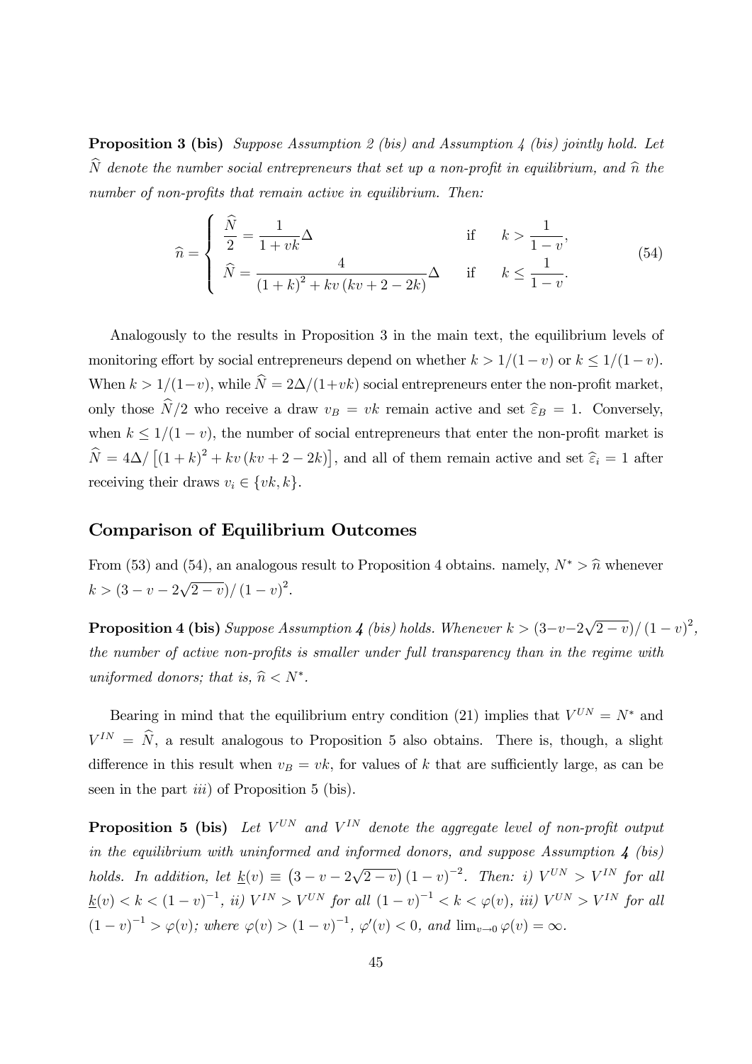**Proposition 3 (bis)** *Suppose Assumption 2 (bis) and Assumption 4 (bis) jointly hold. Let $\widehat{N}$ denote the number social entrepreneurs that set up a non-profit in equilibrium, and $\widehat{n}$ the number of non-profits that remain active in equilibrium. Then:*

$$\widehat{n} = \begin{cases} \dfrac{\widehat{N}}{2} = \dfrac{1}{1+vk}\Delta & \text{if} \quad k > \dfrac{1}{1-v}, \\ \widehat{N} = \dfrac{4}{(1+k)^2 + kv(kv+2-2k)}\Delta & \text{if} \quad k \leq \dfrac{1}{1-v}. \end{cases} \tag{54}$$

Analogously to the results in Proposition 3 in the main text, the equilibrium levels of monitoring effort by social entrepreneurs depend on whether $k > 1/(1-v)$ or $k \leq 1/(1-v)$. When $k > 1/(1-v)$, while $\widehat{N} = 2\Delta/(1+vk)$ social entrepreneurs enter the non-profit market, only those $\widehat{N}/2$ who receive a draw $v_B = vk$ remain active and set $\widehat{\varepsilon}_B = 1$. Conversely, when $k \leq 1/(1-v)$, the number of social entrepreneurs that enter the non-profit market is $\widehat{N} = 4\Delta/\left[(1+k)^2 + kv(kv+2-2k)\right]$, and all of them remain active and set $\widehat{\varepsilon}_i = 1$ after receiving their draws $v_i \in \{vk, k\}$.

## Comparison of Equilibrium Outcomes

From (53) and (54), an analogous result to Proposition 4 obtains. namely, $N^* > \widehat{n}$ whenever $k > (3-v-2\sqrt{2-v})/(1-v)^2$.

**Proposition 4 (bis)** *Suppose Assumption 4 (bis) holds. Whenever $k > (3-v-2\sqrt{2-v})/(1-v)^2$, the number of active non-profits is smaller under full transparency than in the regime with uniformed donors; that is, $\widehat{n} < N^*$.*

Bearing in mind that the equilibrium entry condition (21) implies that $V^{UN} = N^*$ and $V^{IN} = \widehat{N}$, a result analogous to Proposition 5 also obtains. There is, though, a slight difference in this result when $v_B = vk$, for values of $k$ that are sufficiently large, as can be seen in the part *iii*) of Proposition 5 (bis).

**Proposition 5 (bis)** *Let $V^{UN}$ and $V^{IN}$ denote the aggregate level of non-profit output in the equilibrium with uninformed and informed donors, and suppose Assumption 4 (bis) holds. In addition, let $\underline{k}(v) \equiv (3-v-2\sqrt{2-v})(1-v)^{-2}$. Then: i) $V^{UN} > V^{IN}$ for all $\underline{k}(v) < k < (1-v)^{-1}$, ii) $V^{IN} > V^{UN}$ for all $(1-v)^{-1} < k < \varphi(v)$, iii) $V^{UN} > V^{IN}$ for all $(1-v)^{-1} > \varphi(v)$; where $\varphi(v) > (1-v)^{-1}$, $\varphi'(v) < 0$, and $\lim_{v\to 0}\varphi(v) = \infty$.*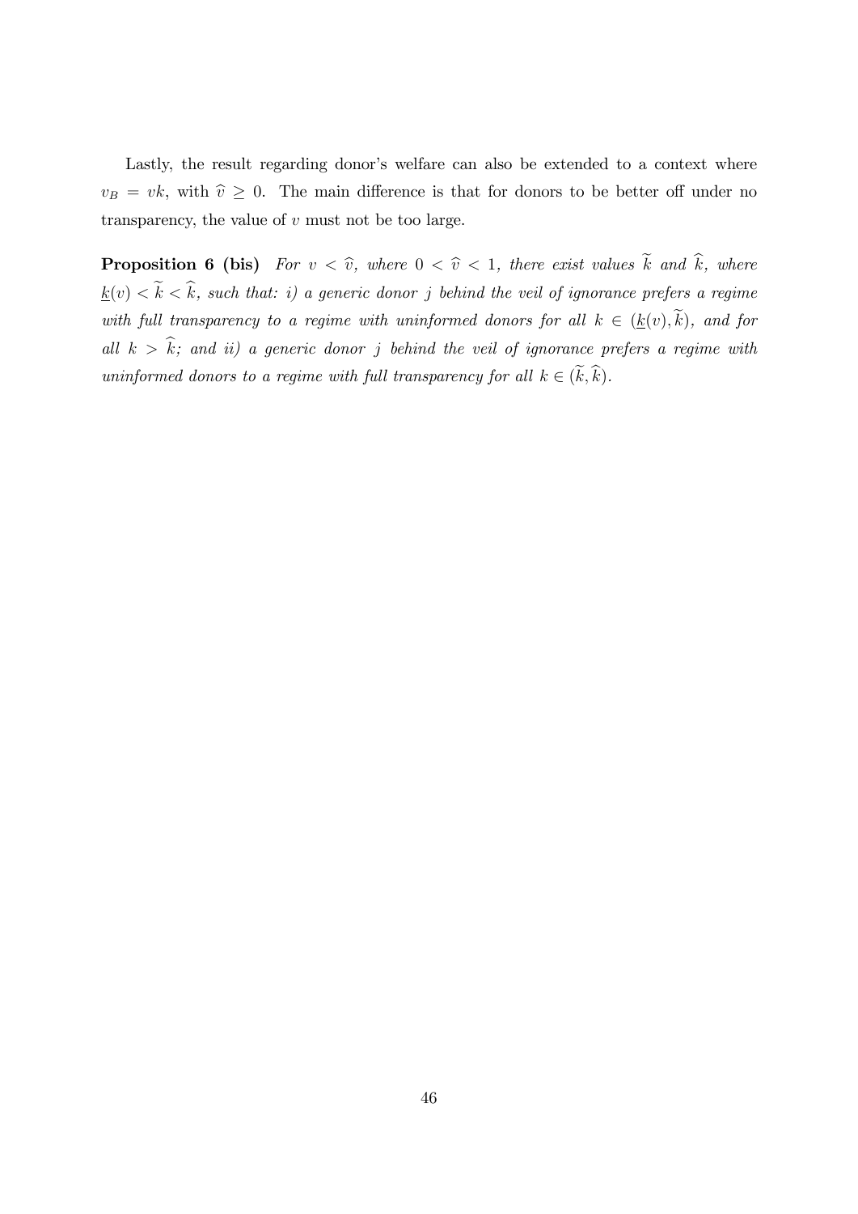Lastly, the result regarding donor's welfare can also be extended to a context where $v_B = vk$, with $\widehat{v} \geq 0$. The main difference is that for donors to be better off under no transparency, the value of $v$ must not be too large.

**Proposition 6 (bis)** *For $v < \widehat{v}$, where $0 < \widehat{v} < 1$, there exist values $\widetilde{k}$ and $\widehat{k}$, where $\underline{k}(v) < \widetilde{k} < \widehat{k}$, such that: i) a generic donor $j$ behind the veil of ignorance prefers a regime with full transparency to a regime with uninformed donors for all $k \in (\underline{k}(v), \widetilde{k})$, and for all $k > \widehat{k}$; and ii) a generic donor $j$ behind the veil of ignorance prefers a regime with uninformed donors to a regime with full transparency for all $k \in (\widetilde{k}, \widehat{k})$.*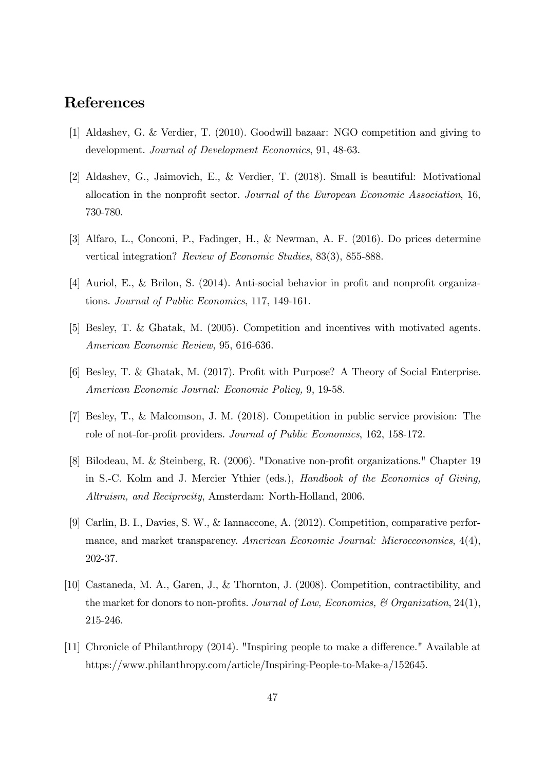## References

[1] Aldashev, G. & Verdier, T. (2010). Goodwill bazaar: NGO competition and giving to development. *Journal of Development Economics*, 91, 48-63.

[2] Aldashev, G., Jaimovich, E., & Verdier, T. (2018). Small is beautiful: Motivational allocation in the nonprofit sector. *Journal of the European Economic Association*, 16, 730-780.

[3] Alfaro, L., Conconi, P., Fadinger, H., & Newman, A. F. (2016). Do prices determine vertical integration? *Review of Economic Studies*, 83(3), 855-888.

[4] Auriol, E., & Brilon, S. (2014). Anti-social behavior in profit and nonprofit organizations. *Journal of Public Economics*, 117, 149-161.

[5] Besley, T. & Ghatak, M. (2005). Competition and incentives with motivated agents. *American Economic Review,* 95, 616-636.

[6] Besley, T. & Ghatak, M. (2017). Profit with Purpose? A Theory of Social Enterprise. *American Economic Journal: Economic Policy,* 9, 19-58.

[7] Besley, T., & Malcomson, J. M. (2018). Competition in public service provision: The role of not-for-profit providers. *Journal of Public Economics*, 162, 158-172.

[8] Bilodeau, M. & Steinberg, R. (2006). "Donative non-profit organizations." Chapter 19 in S.-C. Kolm and J. Mercier Ythier (eds.), *Handbook of the Economics of Giving, Altruism, and Reciprocity*, Amsterdam: North-Holland, 2006.

[9] Carlin, B. I., Davies, S. W., & Iannaccone, A. (2012). Competition, comparative performance, and market transparency. *American Economic Journal: Microeconomics*, 4(4), 202-37.

[10] Castaneda, M. A., Garen, J., & Thornton, J. (2008). Competition, contractibility, and the market for donors to non-profits. *Journal of Law, Economics, & Organization*, 24(1), 215-246.

[11] Chronicle of Philanthropy (2014). "Inspiring people to make a difference." Available at https://www.philanthropy.com/article/Inspiring-People-to-Make-a/152645.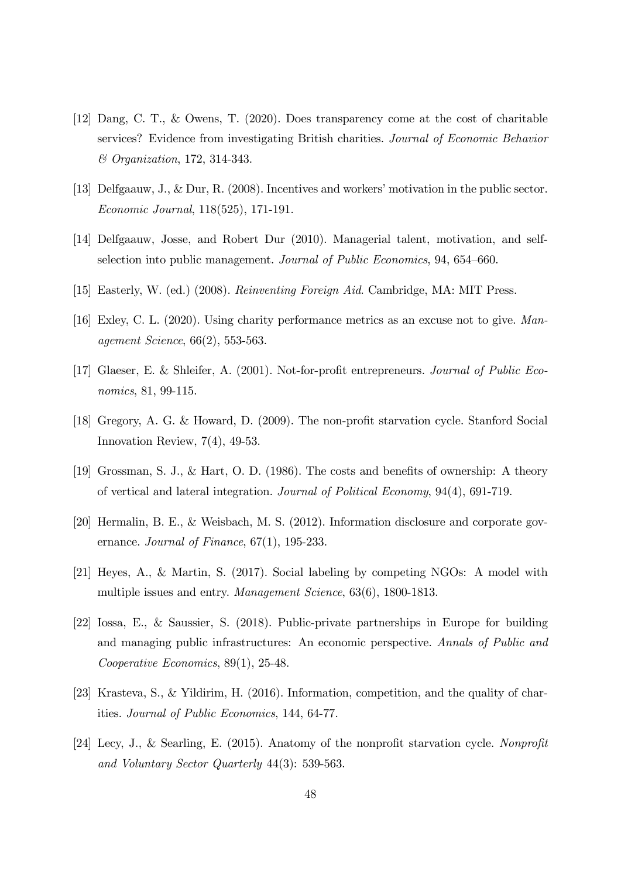[12] Dang, C. T., & Owens, T. (2020). Does transparency come at the cost of charitable services? Evidence from investigating British charities. *Journal of Economic Behavior & Organization*, 172, 314-343.

[13] Delfgaauw, J., & Dur, R. (2008). Incentives and workers' motivation in the public sector. *Economic Journal*, 118(525), 171-191.

[14] Delfgaauw, Josse, and Robert Dur (2010). Managerial talent, motivation, and self-selection into public management. *Journal of Public Economics*, 94, 654–660.

[15] Easterly, W. (ed.) (2008). *Reinventing Foreign Aid*. Cambridge, MA: MIT Press.

[16] Exley, C. L. (2020). Using charity performance metrics as an excuse not to give. *Management Science*, 66(2), 553-563.

[17] Glaeser, E. & Shleifer, A. (2001). Not-for-profit entrepreneurs. *Journal of Public Economics*, 81, 99-115.

[18] Gregory, A. G. & Howard, D. (2009). The non-profit starvation cycle. Stanford Social Innovation Review, 7(4), 49-53.

[19] Grossman, S. J., & Hart, O. D. (1986). The costs and benefits of ownership: A theory of vertical and lateral integration. *Journal of Political Economy*, 94(4), 691-719.

[20] Hermalin, B. E., & Weisbach, M. S. (2012). Information disclosure and corporate governance. *Journal of Finance*, 67(1), 195-233.

[21] Heyes, A., & Martin, S. (2017). Social labeling by competing NGOs: A model with multiple issues and entry. *Management Science*, 63(6), 1800-1813.

[22] Iossa, E., & Saussier, S. (2018). Public-private partnerships in Europe for building and managing public infrastructures: An economic perspective. *Annals of Public and Cooperative Economics*, 89(1), 25-48.

[23] Krasteva, S., & Yildirim, H. (2016). Information, competition, and the quality of charities. *Journal of Public Economics*, 144, 64-77.

[24] Lecy, J., & Searling, E. (2015). Anatomy of the nonprofit starvation cycle. *Nonprofit and Voluntary Sector Quarterly* 44(3): 539-563.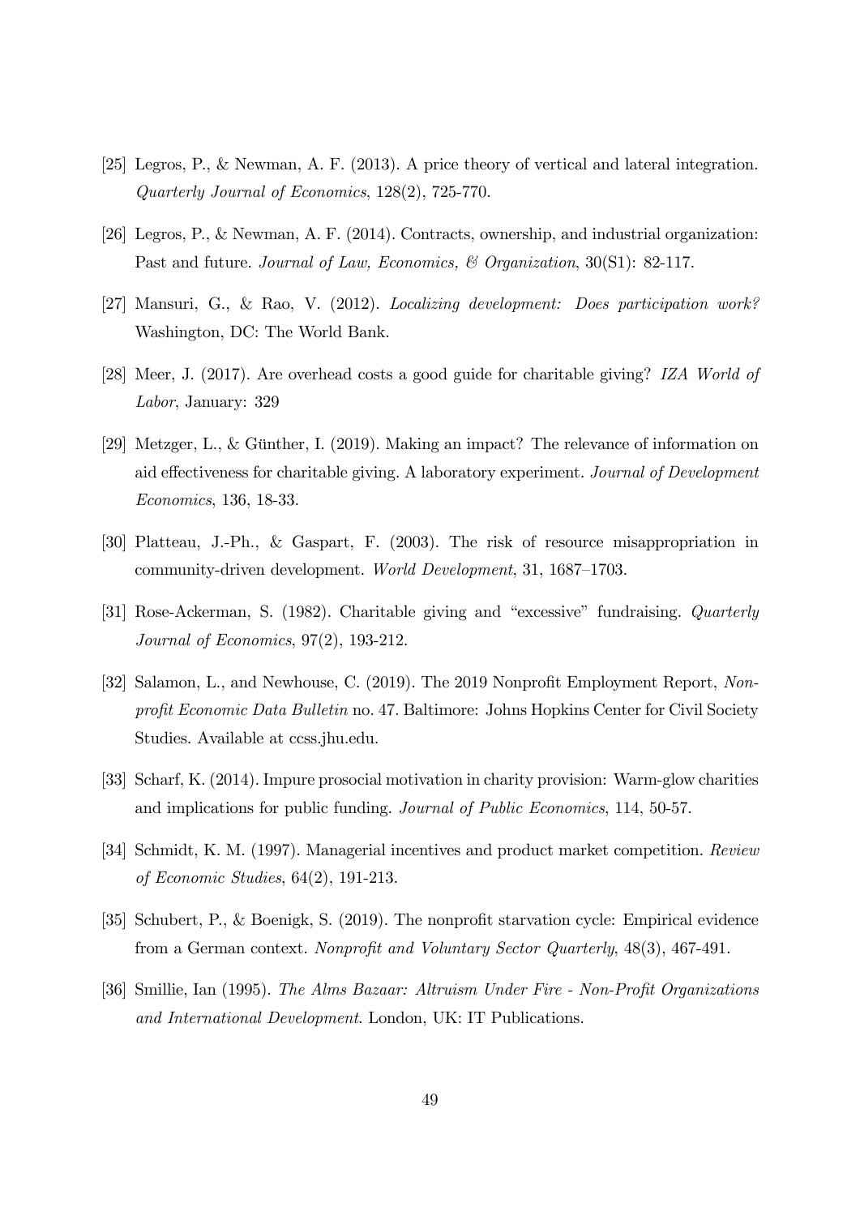[25] Legros, P., & Newman, A. F. (2013). A price theory of vertical and lateral integration. *Quarterly Journal of Economics*, 128(2), 725-770.

[26] Legros, P., & Newman, A. F. (2014). Contracts, ownership, and industrial organization: Past and future. *Journal of Law, Economics, & Organization*, 30(S1): 82-117.

[27] Mansuri, G., & Rao, V. (2012). *Localizing development: Does participation work?* Washington, DC: The World Bank.

[28] Meer, J. (2017). Are overhead costs a good guide for charitable giving? *IZA World of Labor*, January: 329

[29] Metzger, L., & Günther, I. (2019). Making an impact? The relevance of information on aid effectiveness for charitable giving. A laboratory experiment. *Journal of Development Economics*, 136, 18-33.

[30] Platteau, J.-Ph., & Gaspart, F. (2003). The risk of resource misappropriation in community-driven development. *World Development*, 31, 1687–1703.

[31] Rose-Ackerman, S. (1982). Charitable giving and "excessive" fundraising. *Quarterly Journal of Economics*, 97(2), 193-212.

[32] Salamon, L., and Newhouse, C. (2019). The 2019 Nonprofit Employment Report, *Nonprofit Economic Data Bulletin* no. 47. Baltimore: Johns Hopkins Center for Civil Society Studies. Available at ccss.jhu.edu.

[33] Scharf, K. (2014). Impure prosocial motivation in charity provision: Warm-glow charities and implications for public funding. *Journal of Public Economics*, 114, 50-57.

[34] Schmidt, K. M. (1997). Managerial incentives and product market competition. *Review of Economic Studies*, 64(2), 191-213.

[35] Schubert, P., & Boenigk, S. (2019). The nonprofit starvation cycle: Empirical evidence from a German context. *Nonprofit and Voluntary Sector Quarterly*, 48(3), 467-491.

[36] Smillie, Ian (1995). *The Alms Bazaar: Altruism Under Fire - Non-Profit Organizations and International Development*. London, UK: IT Publications.